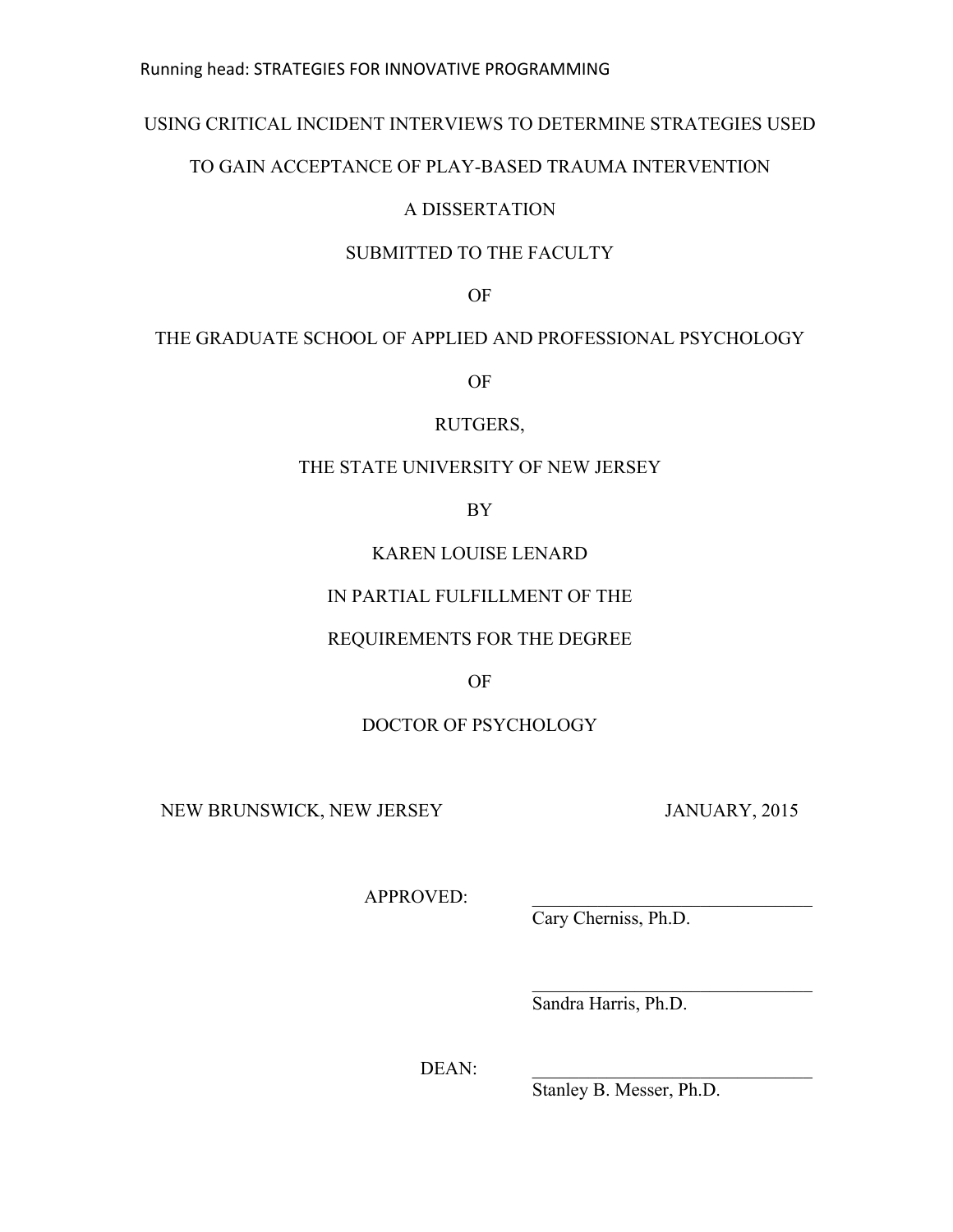Running head: STRATEGIES FOR INNOVATIVE PROGRAMMING

# USING CRITICAL INCIDENT INTERVIEWS TO DETERMINE STRATEGIES USED TO GAIN ACCEPTANCE OF PLAY-BASED TRAUMA INTERVENTION

A DISSERTATION

SUBMITTED TO THE FACULTY

OF

THE GRADUATE SCHOOL OF APPLIED AND PROFESSIONAL PSYCHOLOGY

OF

RUTGERS,

THE STATE UNIVERSITY OF NEW JERSEY

BY

KAREN LOUISE LENARD

IN PARTIAL FULFILLMENT OF THE

REQUIREMENTS FOR THE DEGREE

OF

DOCTOR OF PSYCHOLOGY

NEW BRUNSWICK, NEW JERSEY JANUARY, 2015

APPROVED: \_\_\_\_\_\_\_\_\_\_\_\_\_\_\_\_\_\_\_\_\_\_\_\_\_\_\_\_\_\_\_\_
Cary Cherniss, Ph.D.

\_\_\_\_\_\_\_\_\_\_\_\_\_\_\_\_\_\_\_\_\_\_\_\_\_\_\_\_\_\_\_\_
Sandra Harris, Ph.D.

DEAN: \_\_\_\_\_\_\_\_\_\_\_\_\_\_\_\_\_\_\_\_\_\_\_\_\_\_\_\_\_\_\_\_
Stanley B. Messer, Ph.D.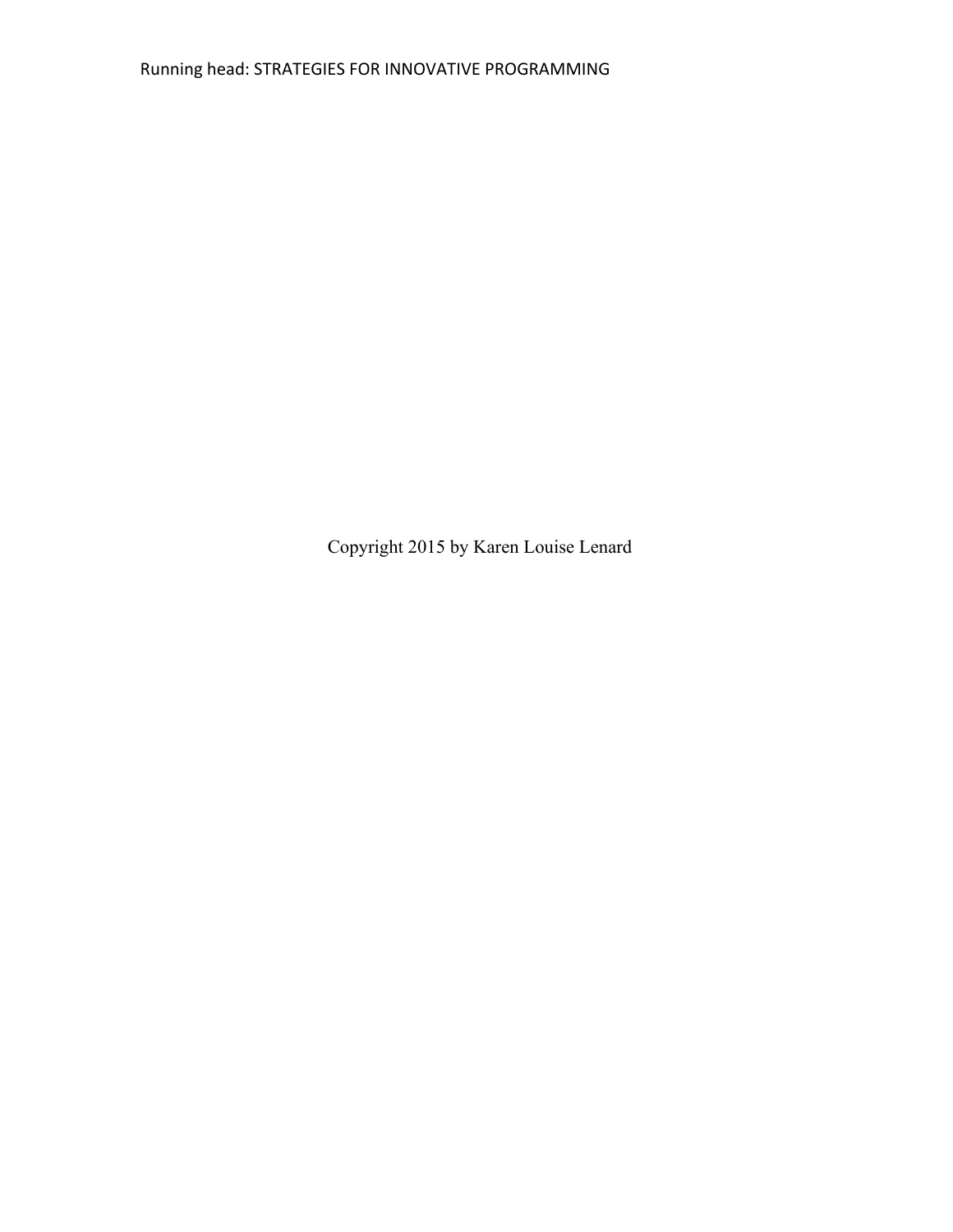Copyright 2015 by Karen Louise Lenard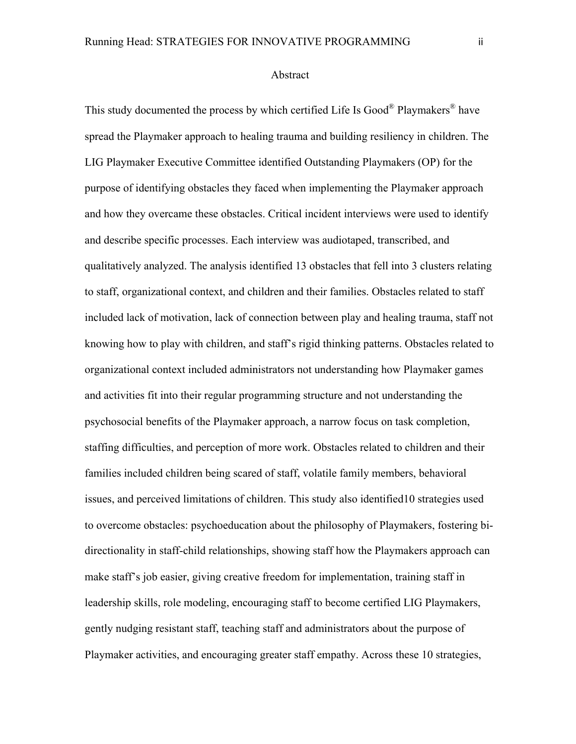# Abstract

This study documented the process by which certified Life Is Good® Playmakers® have spread the Playmaker approach to healing trauma and building resiliency in children. The LIG Playmaker Executive Committee identified Outstanding Playmakers (OP) for the purpose of identifying obstacles they faced when implementing the Playmaker approach and how they overcame these obstacles. Critical incident interviews were used to identify and describe specific processes. Each interview was audiotaped, transcribed, and qualitatively analyzed. The analysis identified 13 obstacles that fell into 3 clusters relating to staff, organizational context, and children and their families. Obstacles related to staff included lack of motivation, lack of connection between play and healing trauma, staff not knowing how to play with children, and staff's rigid thinking patterns. Obstacles related to organizational context included administrators not understanding how Playmaker games and activities fit into their regular programming structure and not understanding the psychosocial benefits of the Playmaker approach, a narrow focus on task completion, staffing difficulties, and perception of more work. Obstacles related to children and their families included children being scared of staff, volatile family members, behavioral issues, and perceived limitations of children. This study also identified10 strategies used to overcome obstacles: psychoeducation about the philosophy of Playmakers, fostering bi-directionality in staff-child relationships, showing staff how the Playmakers approach can make staff's job easier, giving creative freedom for implementation, training staff in leadership skills, role modeling, encouraging staff to become certified LIG Playmakers, gently nudging resistant staff, teaching staff and administrators about the purpose of Playmaker activities, and encouraging greater staff empathy. Across these 10 strategies,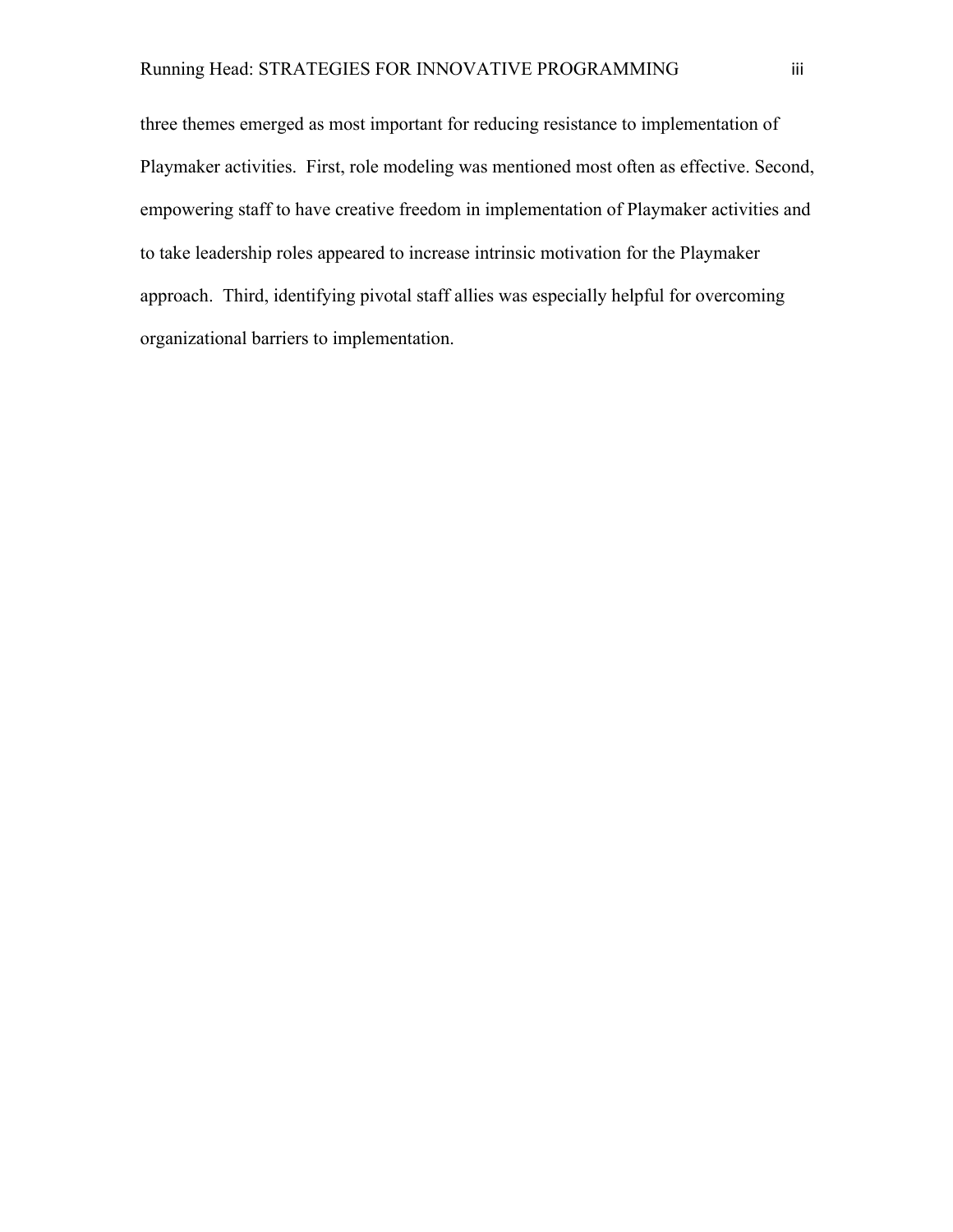three themes emerged as most important for reducing resistance to implementation of Playmaker activities. First, role modeling was mentioned most often as effective. Second, empowering staff to have creative freedom in implementation of Playmaker activities and to take leadership roles appeared to increase intrinsic motivation for the Playmaker approach. Third, identifying pivotal staff allies was especially helpful for overcoming organizational barriers to implementation.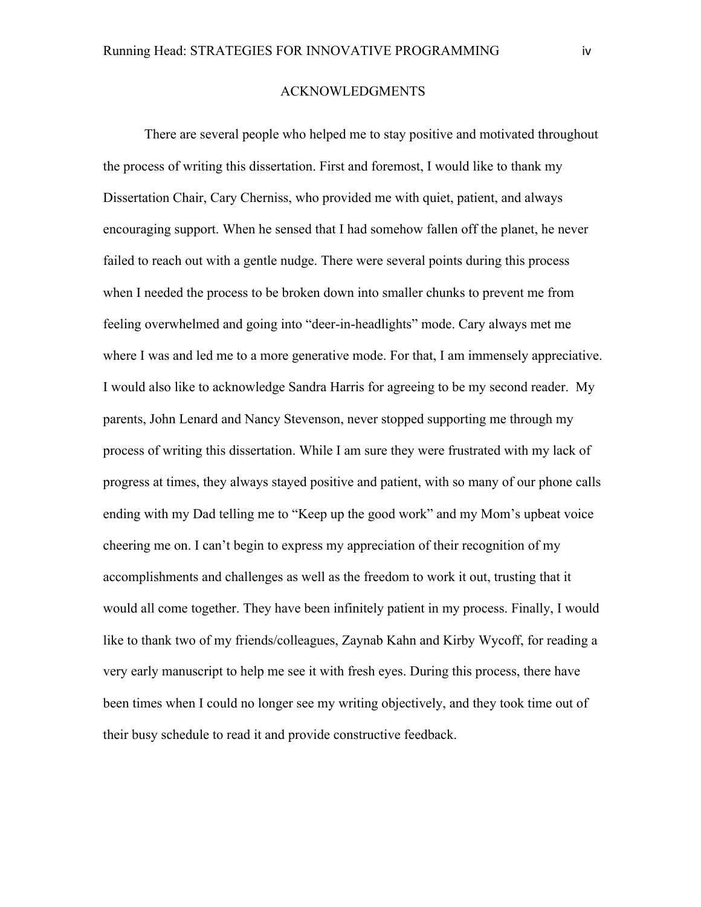# ACKNOWLEDGMENTS

There are several people who helped me to stay positive and motivated throughout the process of writing this dissertation. First and foremost, I would like to thank my Dissertation Chair, Cary Cherniss, who provided me with quiet, patient, and always encouraging support. When he sensed that I had somehow fallen off the planet, he never failed to reach out with a gentle nudge. There were several points during this process when I needed the process to be broken down into smaller chunks to prevent me from feeling overwhelmed and going into "deer-in-headlights" mode. Cary always met me where I was and led me to a more generative mode. For that, I am immensely appreciative. I would also like to acknowledge Sandra Harris for agreeing to be my second reader. My parents, John Lenard and Nancy Stevenson, never stopped supporting me through my process of writing this dissertation. While I am sure they were frustrated with my lack of progress at times, they always stayed positive and patient, with so many of our phone calls ending with my Dad telling me to "Keep up the good work" and my Mom's upbeat voice cheering me on. I can't begin to express my appreciation of their recognition of my accomplishments and challenges as well as the freedom to work it out, trusting that it would all come together. They have been infinitely patient in my process. Finally, I would like to thank two of my friends/colleagues, Zaynab Kahn and Kirby Wycoff, for reading a very early manuscript to help me see it with fresh eyes. During this process, there have been times when I could no longer see my writing objectively, and they took time out of their busy schedule to read it and provide constructive feedback.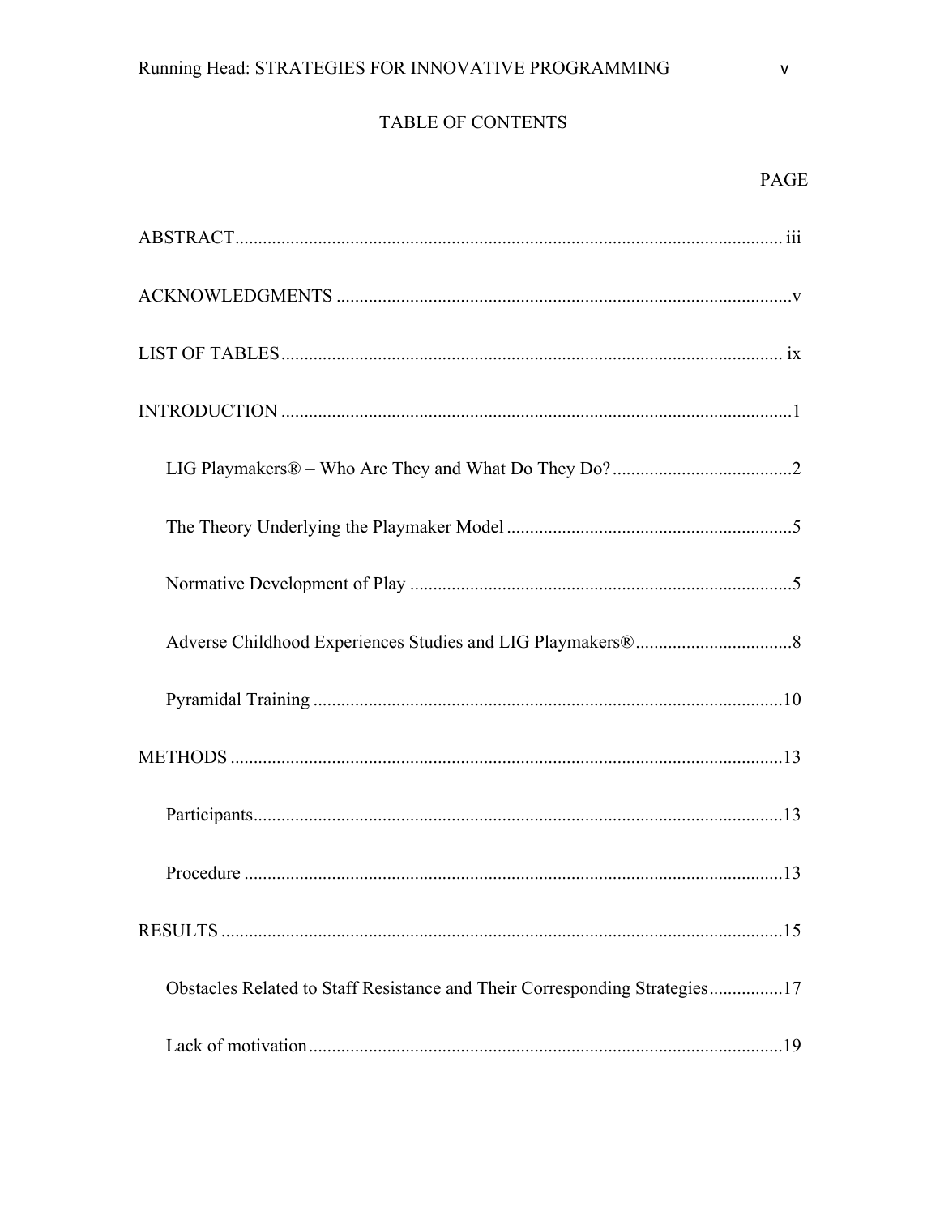# TABLE OF CONTENTS

PAGE

ABSTRACT...................................................................................................................... iii

ACKNOWLEDGMENTS ..................................................................................................v

LIST OF TABLES............................................................................................................ ix

INTRODUCTION ..............................................................................................................1

LIG Playmakers® – Who Are They and What Do They Do? .......................................2

The Theory Underlying the Playmaker Model ..............................................................5

Normative Development of Play ...................................................................................5

Adverse Childhood Experiences Studies and LIG Playmakers®..................................8

Pyramidal Training ......................................................................................................10

METHODS .......................................................................................................................13

Participants..................................................................................................................13

Procedure ....................................................................................................................13

RESULTS .........................................................................................................................15

Obstacles Related to Staff Resistance and Their Corresponding Strategies................17

Lack of motivation.......................................................................................................19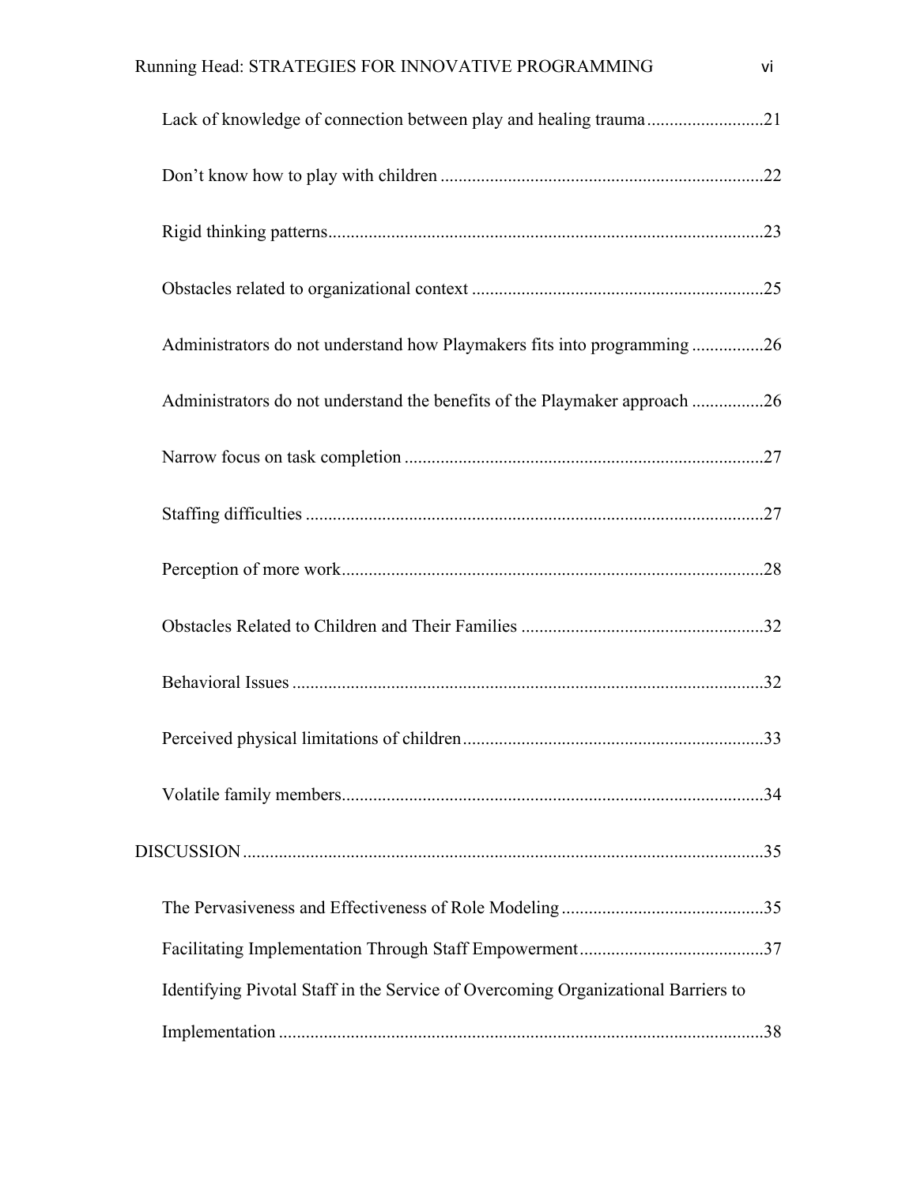Lack of knowledge of connection between play and healing trauma .......................... 21

Don't know how to play with children ........................................................................ 22

Rigid thinking patterns ................................................................................................. 23

Obstacles related to organizational context ................................................................. 25

Administrators do not understand how Playmakers fits into programming ................ 26

Administrators do not understand the benefits of the Playmaker approach ................ 26

Narrow focus on task completion ................................................................................ 27

Staffing difficulties ...................................................................................................... 27

Perception of more work .............................................................................................. 28

Obstacles Related to Children and Their Families ...................................................... 32

Behavioral Issues ......................................................................................................... 32

Perceived physical limitations of children ................................................................... 33

Volatile family members .............................................................................................. 34

DISCUSSION .................................................................................................................... 35

The Pervasiveness and Effectiveness of Role Modeling ............................................. 35

Facilitating Implementation Through Staff Empowerment ......................................... 37

Identifying Pivotal Staff in the Service of Overcoming Organizational Barriers to Implementation ........................................................................................................... 38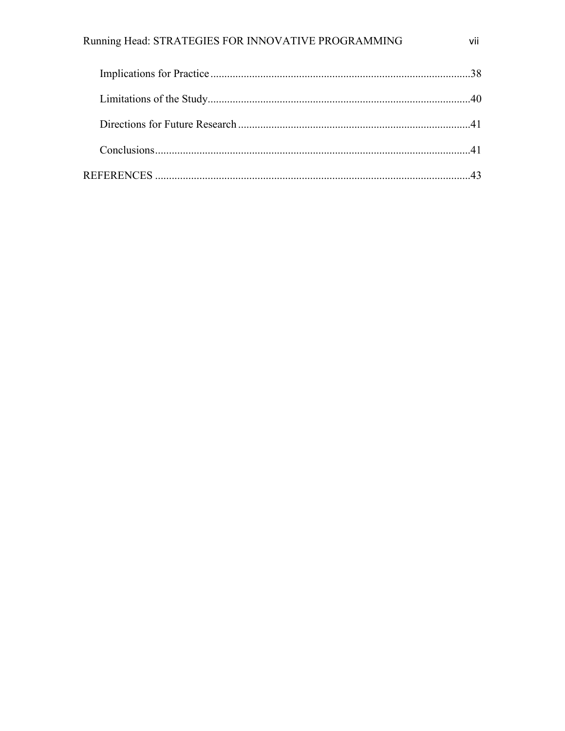Implications for Practice .....................................................................................38

Limitations of the Study.......................................................................................40

Directions for Future Research ............................................................................41

Conclusions..........................................................................................................41

REFERENCES ..........................................................................................................43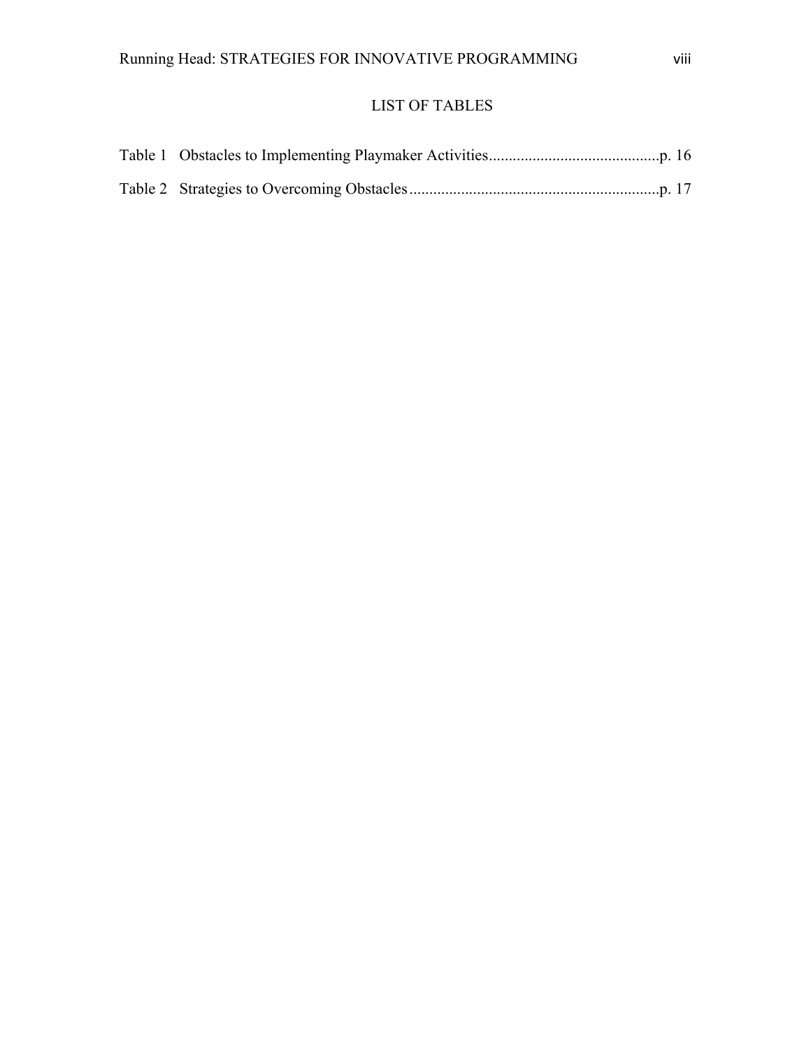# LIST OF TABLES

Table 1 Obstacles to Implementing Playmaker Activities........................................... p. 16

Table 2 Strategies to Overcoming Obstacles............................................................... p. 17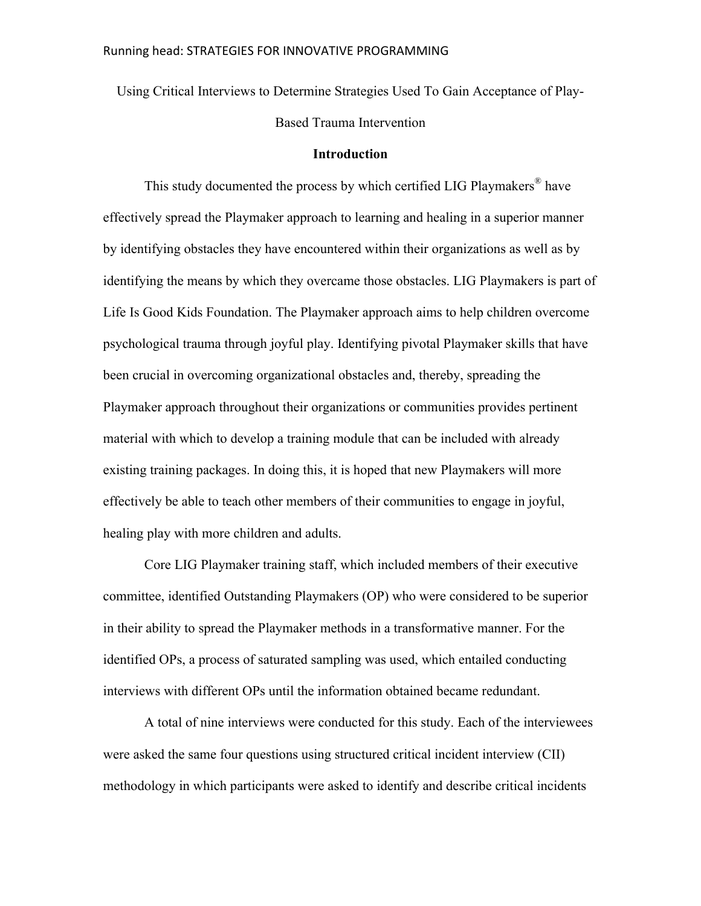Using Critical Interviews to Determine Strategies Used To Gain Acceptance of Play-Based Trauma Intervention

## Introduction

This study documented the process by which certified LIG Playmakers® have effectively spread the Playmaker approach to learning and healing in a superior manner by identifying obstacles they have encountered within their organizations as well as by identifying the means by which they overcame those obstacles. LIG Playmakers is part of Life Is Good Kids Foundation. The Playmaker approach aims to help children overcome psychological trauma through joyful play. Identifying pivotal Playmaker skills that have been crucial in overcoming organizational obstacles and, thereby, spreading the Playmaker approach throughout their organizations or communities provides pertinent material with which to develop a training module that can be included with already existing training packages. In doing this, it is hoped that new Playmakers will more effectively be able to teach other members of their communities to engage in joyful, healing play with more children and adults.

Core LIG Playmaker training staff, which included members of their executive committee, identified Outstanding Playmakers (OP) who were considered to be superior in their ability to spread the Playmaker methods in a transformative manner. For the identified OPs, a process of saturated sampling was used, which entailed conducting interviews with different OPs until the information obtained became redundant.

A total of nine interviews were conducted for this study. Each of the interviewees were asked the same four questions using structured critical incident interview (CII) methodology in which participants were asked to identify and describe critical incidents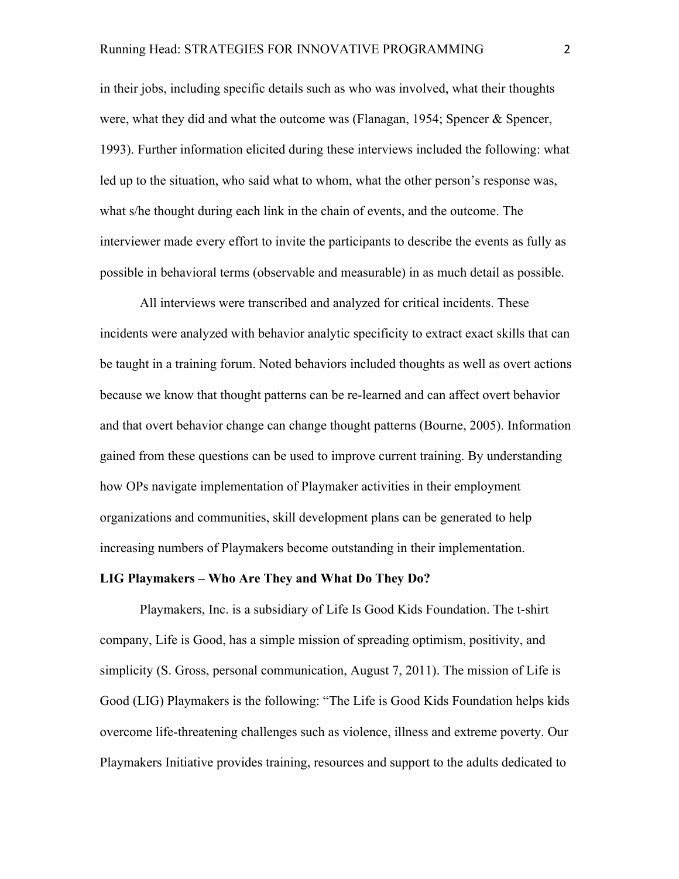in their jobs, including specific details such as who was involved, what their thoughts were, what they did and what the outcome was (Flanagan, 1954; Spencer & Spencer, 1993). Further information elicited during these interviews included the following: what led up to the situation, who said what to whom, what the other person's response was, what s/he thought during each link in the chain of events, and the outcome. The interviewer made every effort to invite the participants to describe the events as fully as possible in behavioral terms (observable and measurable) in as much detail as possible.

All interviews were transcribed and analyzed for critical incidents. These incidents were analyzed with behavior analytic specificity to extract exact skills that can be taught in a training forum. Noted behaviors included thoughts as well as overt actions because we know that thought patterns can be re-learned and can affect overt behavior and that overt behavior change can change thought patterns (Bourne, 2005). Information gained from these questions can be used to improve current training. By understanding how OPs navigate implementation of Playmaker activities in their employment organizations and communities, skill development plans can be generated to help increasing numbers of Playmakers become outstanding in their implementation.

**LIG Playmakers – Who Are They and What Do They Do?**

Playmakers, Inc. is a subsidiary of Life Is Good Kids Foundation. The t-shirt company, Life is Good, has a simple mission of spreading optimism, positivity, and simplicity (S. Gross, personal communication, August 7, 2011). The mission of Life is Good (LIG) Playmakers is the following: "The Life is Good Kids Foundation helps kids overcome life-threatening challenges such as violence, illness and extreme poverty. Our Playmakers Initiative provides training, resources and support to the adults dedicated to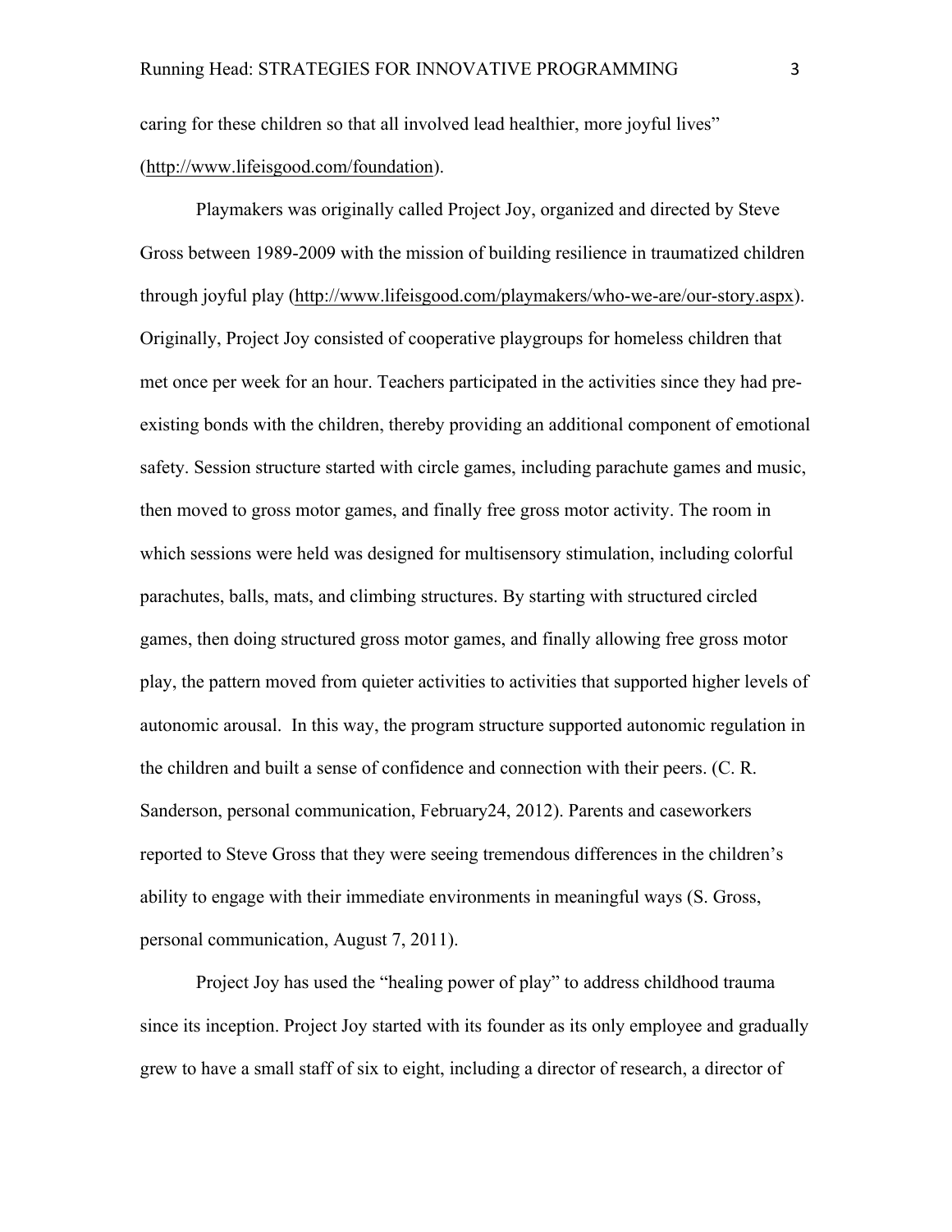caring for these children so that all involved lead healthier, more joyful lives" (http://www.lifeisgood.com/foundation).

Playmakers was originally called Project Joy, organized and directed by Steve Gross between 1989-2009 with the mission of building resilience in traumatized children through joyful play (http://www.lifeisgood.com/playmakers/who-we-are/our-story.aspx). Originally, Project Joy consisted of cooperative playgroups for homeless children that met once per week for an hour. Teachers participated in the activities since they had pre-existing bonds with the children, thereby providing an additional component of emotional safety. Session structure started with circle games, including parachute games and music, then moved to gross motor games, and finally free gross motor activity. The room in which sessions were held was designed for multisensory stimulation, including colorful parachutes, balls, mats, and climbing structures. By starting with structured circled games, then doing structured gross motor games, and finally allowing free gross motor play, the pattern moved from quieter activities to activities that supported higher levels of autonomic arousal. In this way, the program structure supported autonomic regulation in the children and built a sense of confidence and connection with their peers. (C. R. Sanderson, personal communication, February24, 2012). Parents and caseworkers reported to Steve Gross that they were seeing tremendous differences in the children's ability to engage with their immediate environments in meaningful ways (S. Gross, personal communication, August 7, 2011).

Project Joy has used the "healing power of play" to address childhood trauma since its inception. Project Joy started with its founder as its only employee and gradually grew to have a small staff of six to eight, including a director of research, a director of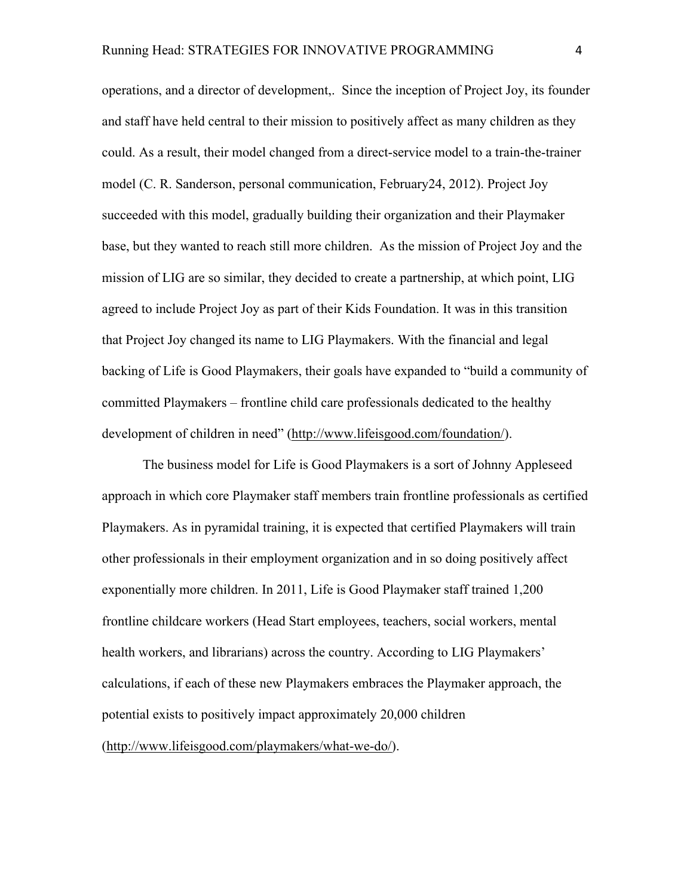operations, and a director of development,. Since the inception of Project Joy, its founder and staff have held central to their mission to positively affect as many children as they could. As a result, their model changed from a direct-service model to a train-the-trainer model (C. R. Sanderson, personal communication, February24, 2012). Project Joy succeeded with this model, gradually building their organization and their Playmaker base, but they wanted to reach still more children. As the mission of Project Joy and the mission of LIG are so similar, they decided to create a partnership, at which point, LIG agreed to include Project Joy as part of their Kids Foundation. It was in this transition that Project Joy changed its name to LIG Playmakers. With the financial and legal backing of Life is Good Playmakers, their goals have expanded to "build a community of committed Playmakers – frontline child care professionals dedicated to the healthy development of children in need" (http://www.lifeisgood.com/foundation/).

The business model for Life is Good Playmakers is a sort of Johnny Appleseed approach in which core Playmaker staff members train frontline professionals as certified Playmakers. As in pyramidal training, it is expected that certified Playmakers will train other professionals in their employment organization and in so doing positively affect exponentially more children. In 2011, Life is Good Playmaker staff trained 1,200 frontline childcare workers (Head Start employees, teachers, social workers, mental health workers, and librarians) across the country. According to LIG Playmakers' calculations, if each of these new Playmakers embraces the Playmaker approach, the potential exists to positively impact approximately 20,000 children (http://www.lifeisgood.com/playmakers/what-we-do/).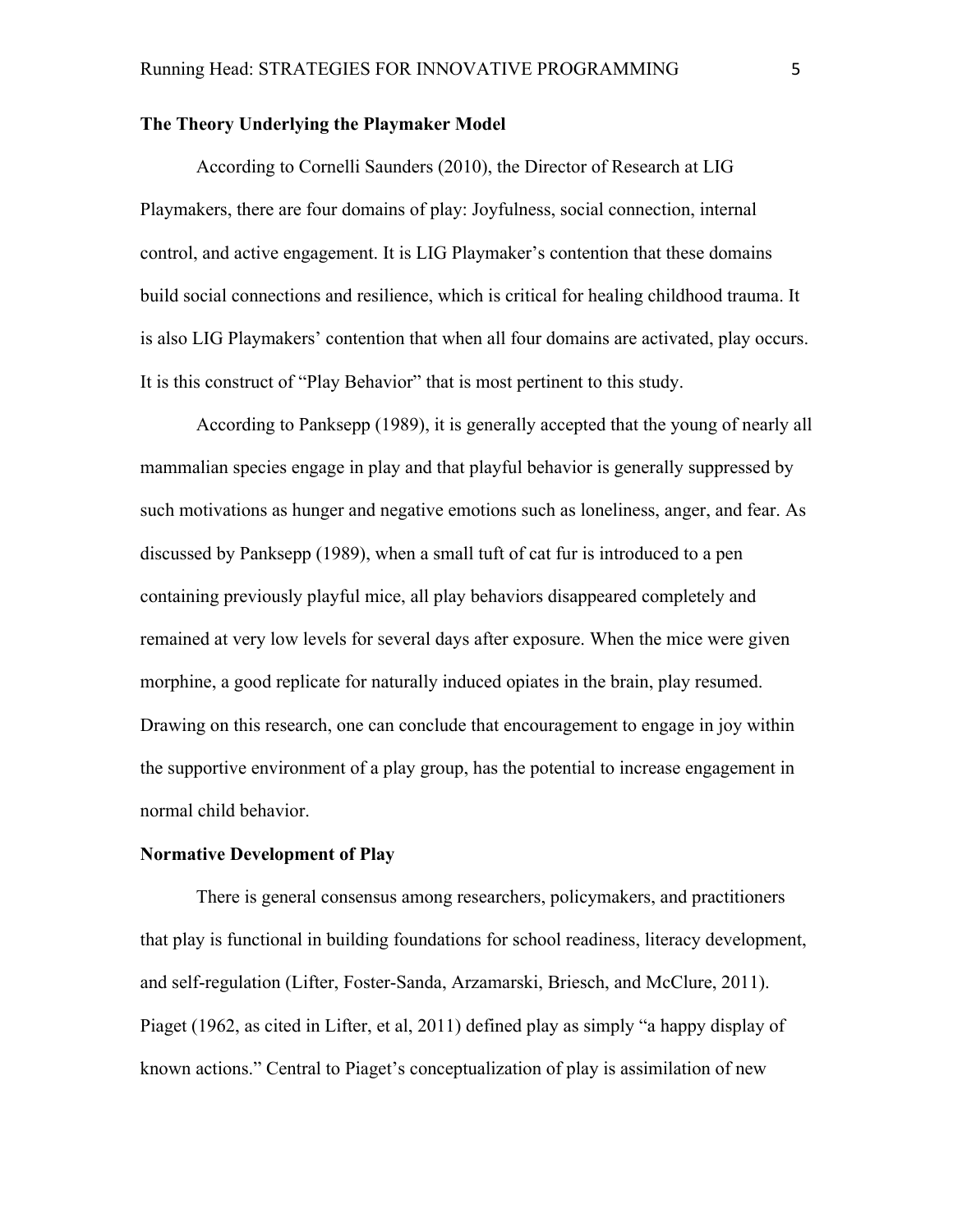**The Theory Underlying the Playmaker Model**

According to Cornelli Saunders (2010), the Director of Research at LIG Playmakers, there are four domains of play: Joyfulness, social connection, internal control, and active engagement. It is LIG Playmaker's contention that these domains build social connections and resilience, which is critical for healing childhood trauma. It is also LIG Playmakers' contention that when all four domains are activated, play occurs. It is this construct of "Play Behavior" that is most pertinent to this study.

According to Panksepp (1989), it is generally accepted that the young of nearly all mammalian species engage in play and that playful behavior is generally suppressed by such motivations as hunger and negative emotions such as loneliness, anger, and fear. As discussed by Panksepp (1989), when a small tuft of cat fur is introduced to a pen containing previously playful mice, all play behaviors disappeared completely and remained at very low levels for several days after exposure. When the mice were given morphine, a good replicate for naturally induced opiates in the brain, play resumed. Drawing on this research, one can conclude that encouragement to engage in joy within the supportive environment of a play group, has the potential to increase engagement in normal child behavior.

**Normative Development of Play**

There is general consensus among researchers, policymakers, and practitioners that play is functional in building foundations for school readiness, literacy development, and self-regulation (Lifter, Foster-Sanda, Arzamarski, Briesch, and McClure, 2011). Piaget (1962, as cited in Lifter, et al, 2011) defined play as simply "a happy display of known actions." Central to Piaget's conceptualization of play is assimilation of new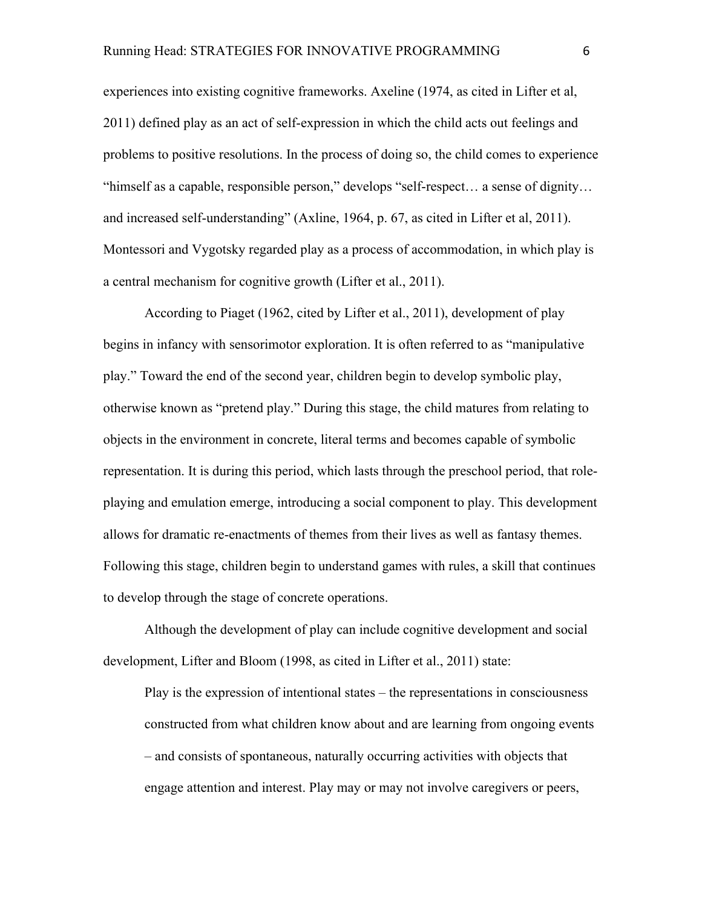experiences into existing cognitive frameworks. Axeline (1974, as cited in Lifter et al, 2011) defined play as an act of self-expression in which the child acts out feelings and problems to positive resolutions. In the process of doing so, the child comes to experience "himself as a capable, responsible person," develops "self-respect… a sense of dignity… and increased self-understanding" (Axline, 1964, p. 67, as cited in Lifter et al, 2011). Montessori and Vygotsky regarded play as a process of accommodation, in which play is a central mechanism for cognitive growth (Lifter et al., 2011).

According to Piaget (1962, cited by Lifter et al., 2011), development of play begins in infancy with sensorimotor exploration. It is often referred to as "manipulative play." Toward the end of the second year, children begin to develop symbolic play, otherwise known as "pretend play." During this stage, the child matures from relating to objects in the environment in concrete, literal terms and becomes capable of symbolic representation. It is during this period, which lasts through the preschool period, that role-playing and emulation emerge, introducing a social component to play. This development allows for dramatic re-enactments of themes from their lives as well as fantasy themes. Following this stage, children begin to understand games with rules, a skill that continues to develop through the stage of concrete operations.

Although the development of play can include cognitive development and social development, Lifter and Bloom (1998, as cited in Lifter et al., 2011) state:

> Play is the expression of intentional states – the representations in consciousness constructed from what children know about and are learning from ongoing events – and consists of spontaneous, naturally occurring activities with objects that engage attention and interest. Play may or may not involve caregivers or peers,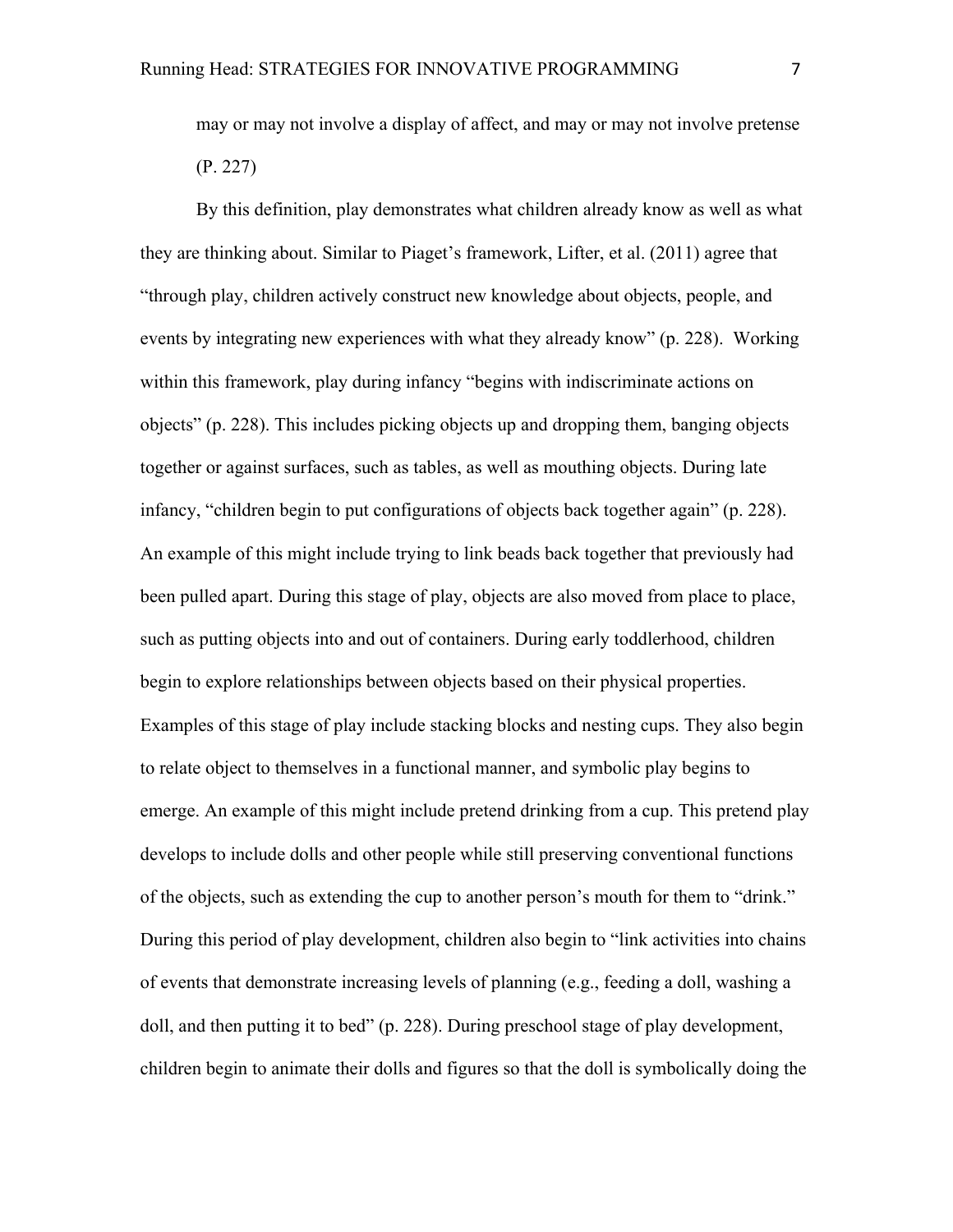may or may not involve a display of affect, and may or may not involve pretense (P. 227)

By this definition, play demonstrates what children already know as well as what they are thinking about. Similar to Piaget's framework, Lifter, et al. (2011) agree that "through play, children actively construct new knowledge about objects, people, and events by integrating new experiences with what they already know" (p. 228). Working within this framework, play during infancy "begins with indiscriminate actions on objects" (p. 228). This includes picking objects up and dropping them, banging objects together or against surfaces, such as tables, as well as mouthing objects. During late infancy, "children begin to put configurations of objects back together again" (p. 228). An example of this might include trying to link beads back together that previously had been pulled apart. During this stage of play, objects are also moved from place to place, such as putting objects into and out of containers. During early toddlerhood, children begin to explore relationships between objects based on their physical properties. Examples of this stage of play include stacking blocks and nesting cups. They also begin to relate object to themselves in a functional manner, and symbolic play begins to emerge. An example of this might include pretend drinking from a cup. This pretend play develops to include dolls and other people while still preserving conventional functions of the objects, such as extending the cup to another person's mouth for them to "drink." During this period of play development, children also begin to "link activities into chains of events that demonstrate increasing levels of planning (e.g., feeding a doll, washing a doll, and then putting it to bed" (p. 228). During preschool stage of play development, children begin to animate their dolls and figures so that the doll is symbolically doing the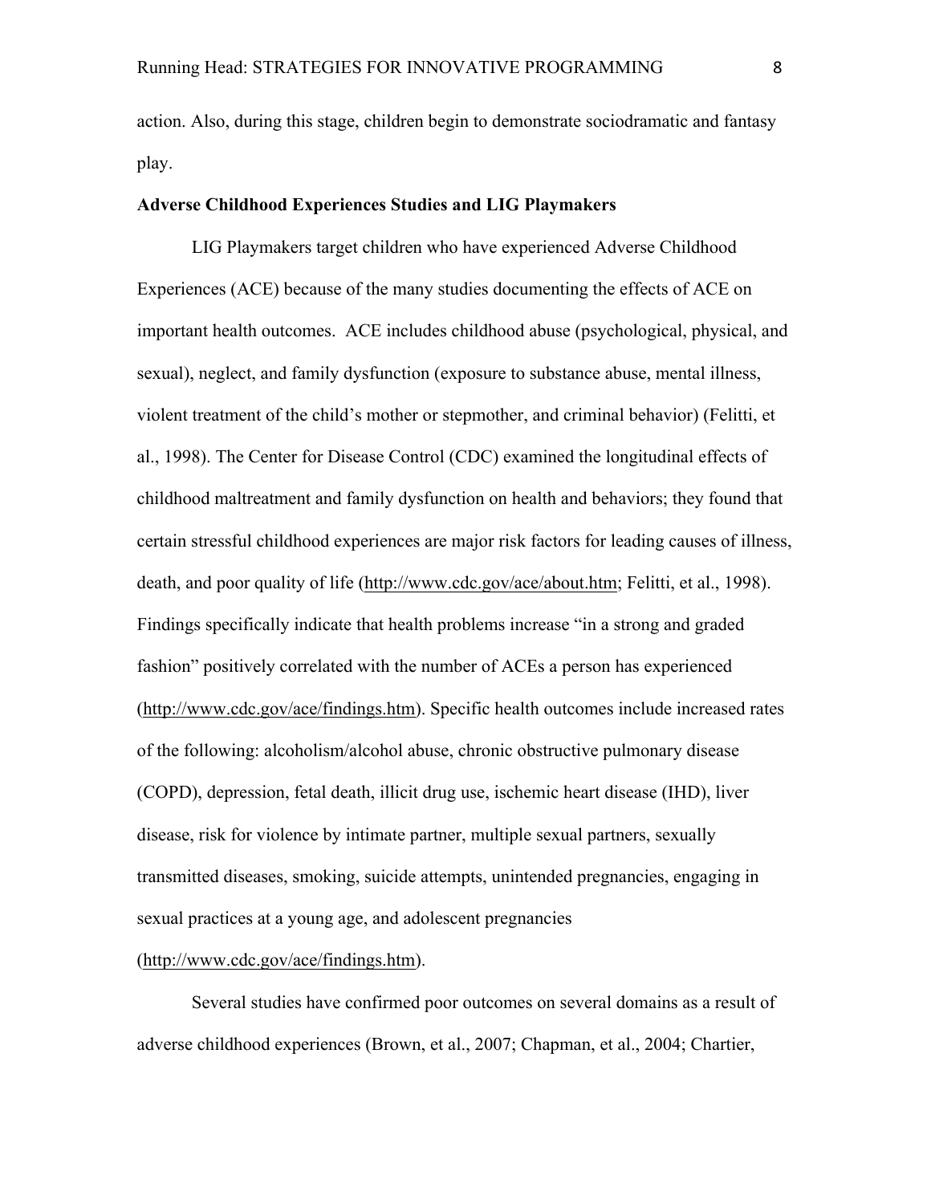action. Also, during this stage, children begin to demonstrate sociodramatic and fantasy play.

**Adverse Childhood Experiences Studies and LIG Playmakers**

LIG Playmakers target children who have experienced Adverse Childhood Experiences (ACE) because of the many studies documenting the effects of ACE on important health outcomes. ACE includes childhood abuse (psychological, physical, and sexual), neglect, and family dysfunction (exposure to substance abuse, mental illness, violent treatment of the child's mother or stepmother, and criminal behavior) (Felitti, et al., 1998). The Center for Disease Control (CDC) examined the longitudinal effects of childhood maltreatment and family dysfunction on health and behaviors; they found that certain stressful childhood experiences are major risk factors for leading causes of illness, death, and poor quality of life (http://www.cdc.gov/ace/about.htm; Felitti, et al., 1998). Findings specifically indicate that health problems increase "in a strong and graded fashion" positively correlated with the number of ACEs a person has experienced (http://www.cdc.gov/ace/findings.htm). Specific health outcomes include increased rates of the following: alcoholism/alcohol abuse, chronic obstructive pulmonary disease (COPD), depression, fetal death, illicit drug use, ischemic heart disease (IHD), liver disease, risk for violence by intimate partner, multiple sexual partners, sexually transmitted diseases, smoking, suicide attempts, unintended pregnancies, engaging in sexual practices at a young age, and adolescent pregnancies (http://www.cdc.gov/ace/findings.htm).

Several studies have confirmed poor outcomes on several domains as a result of adverse childhood experiences (Brown, et al., 2007; Chapman, et al., 2004; Chartier,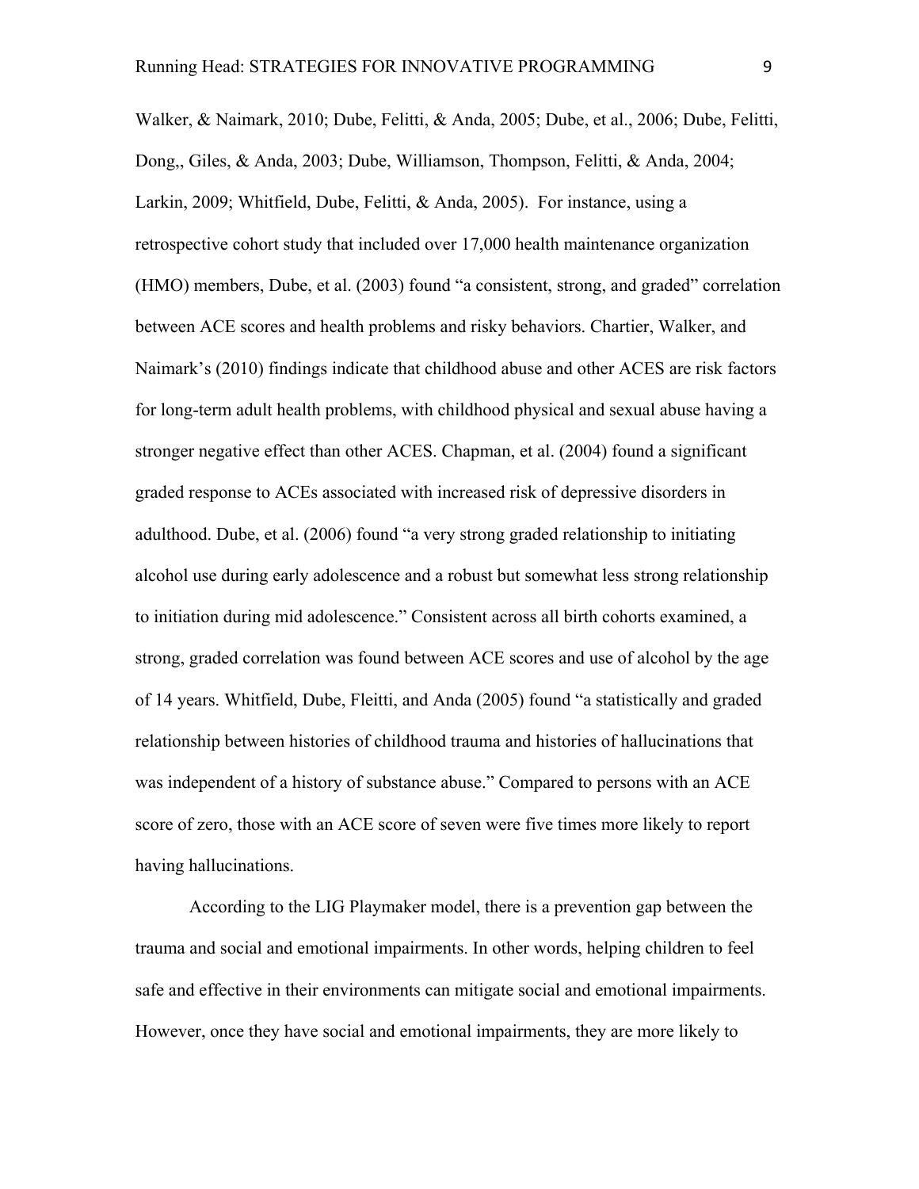Walker, & Naimark, 2010; Dube, Felitti, & Anda, 2005; Dube, et al., 2006; Dube, Felitti, Dong,, Giles, & Anda, 2003; Dube, Williamson, Thompson, Felitti, & Anda, 2004; Larkin, 2009; Whitfield, Dube, Felitti, & Anda, 2005). For instance, using a retrospective cohort study that included over 17,000 health maintenance organization (HMO) members, Dube, et al. (2003) found "a consistent, strong, and graded" correlation between ACE scores and health problems and risky behaviors. Chartier, Walker, and Naimark's (2010) findings indicate that childhood abuse and other ACES are risk factors for long-term adult health problems, with childhood physical and sexual abuse having a stronger negative effect than other ACES. Chapman, et al. (2004) found a significant graded response to ACEs associated with increased risk of depressive disorders in adulthood. Dube, et al. (2006) found "a very strong graded relationship to initiating alcohol use during early adolescence and a robust but somewhat less strong relationship to initiation during mid adolescence." Consistent across all birth cohorts examined, a strong, graded correlation was found between ACE scores and use of alcohol by the age of 14 years. Whitfield, Dube, Fleitti, and Anda (2005) found "a statistically and graded relationship between histories of childhood trauma and histories of hallucinations that was independent of a history of substance abuse." Compared to persons with an ACE score of zero, those with an ACE score of seven were five times more likely to report having hallucinations.

According to the LIG Playmaker model, there is a prevention gap between the trauma and social and emotional impairments. In other words, helping children to feel safe and effective in their environments can mitigate social and emotional impairments. However, once they have social and emotional impairments, they are more likely to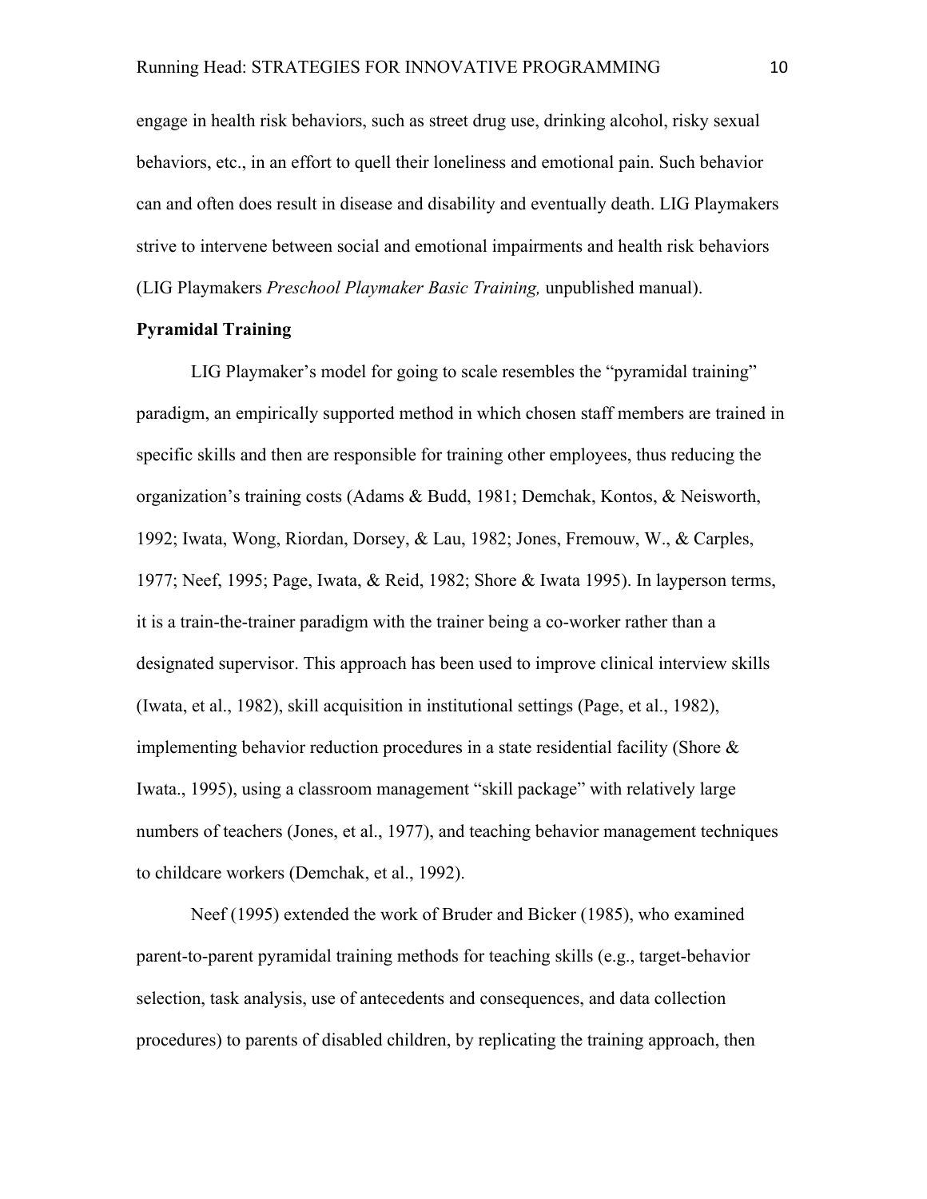engage in health risk behaviors, such as street drug use, drinking alcohol, risky sexual behaviors, etc., in an effort to quell their loneliness and emotional pain. Such behavior can and often does result in disease and disability and eventually death. LIG Playmakers strive to intervene between social and emotional impairments and health risk behaviors (LIG Playmakers *Preschool Playmaker Basic Training,* unpublished manual).

**Pyramidal Training**

LIG Playmaker's model for going to scale resembles the "pyramidal training" paradigm, an empirically supported method in which chosen staff members are trained in specific skills and then are responsible for training other employees, thus reducing the organization's training costs (Adams & Budd, 1981; Demchak, Kontos, & Neisworth, 1992; Iwata, Wong, Riordan, Dorsey, & Lau, 1982; Jones, Fremouw, W., & Carples, 1977; Neef, 1995; Page, Iwata, & Reid, 1982; Shore & Iwata 1995). In layperson terms, it is a train-the-trainer paradigm with the trainer being a co-worker rather than a designated supervisor. This approach has been used to improve clinical interview skills (Iwata, et al., 1982), skill acquisition in institutional settings (Page, et al., 1982), implementing behavior reduction procedures in a state residential facility (Shore & Iwata., 1995), using a classroom management "skill package" with relatively large numbers of teachers (Jones, et al., 1977), and teaching behavior management techniques to childcare workers (Demchak, et al., 1992).

Neef (1995) extended the work of Bruder and Bicker (1985), who examined parent-to-parent pyramidal training methods for teaching skills (e.g., target-behavior selection, task analysis, use of antecedents and consequences, and data collection procedures) to parents of disabled children, by replicating the training approach, then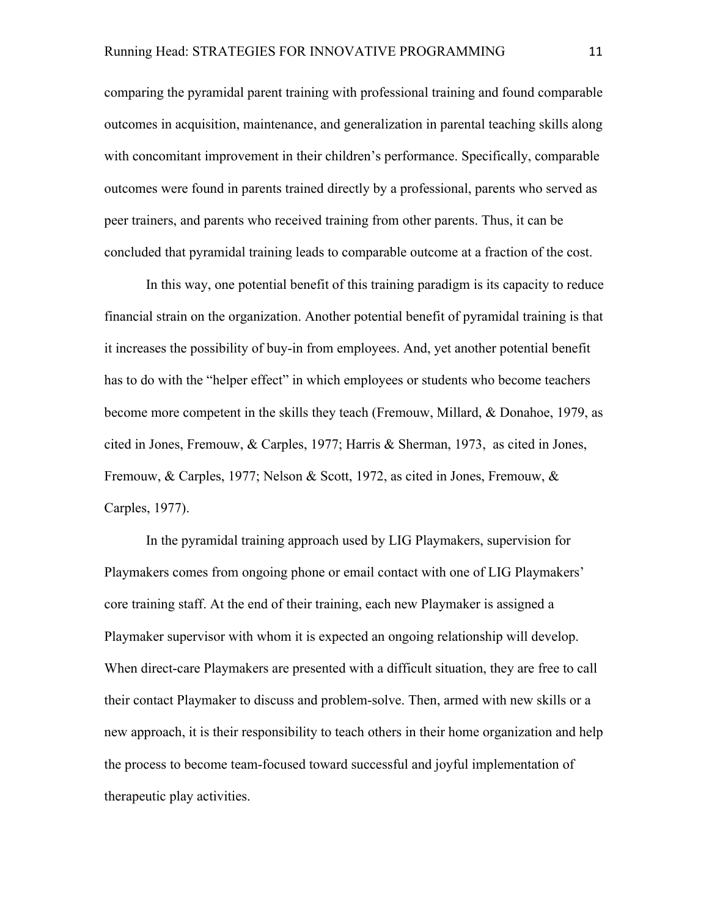comparing the pyramidal parent training with professional training and found comparable outcomes in acquisition, maintenance, and generalization in parental teaching skills along with concomitant improvement in their children's performance. Specifically, comparable outcomes were found in parents trained directly by a professional, parents who served as peer trainers, and parents who received training from other parents. Thus, it can be concluded that pyramidal training leads to comparable outcome at a fraction of the cost.

In this way, one potential benefit of this training paradigm is its capacity to reduce financial strain on the organization. Another potential benefit of pyramidal training is that it increases the possibility of buy-in from employees. And, yet another potential benefit has to do with the "helper effect" in which employees or students who become teachers become more competent in the skills they teach (Fremouw, Millard, & Donahoe, 1979, as cited in Jones, Fremouw, & Carples, 1977; Harris & Sherman, 1973, as cited in Jones, Fremouw, & Carples, 1977; Nelson & Scott, 1972, as cited in Jones, Fremouw, & Carples, 1977).

In the pyramidal training approach used by LIG Playmakers, supervision for Playmakers comes from ongoing phone or email contact with one of LIG Playmakers' core training staff. At the end of their training, each new Playmaker is assigned a Playmaker supervisor with whom it is expected an ongoing relationship will develop. When direct-care Playmakers are presented with a difficult situation, they are free to call their contact Playmaker to discuss and problem-solve. Then, armed with new skills or a new approach, it is their responsibility to teach others in their home organization and help the process to become team-focused toward successful and joyful implementation of therapeutic play activities.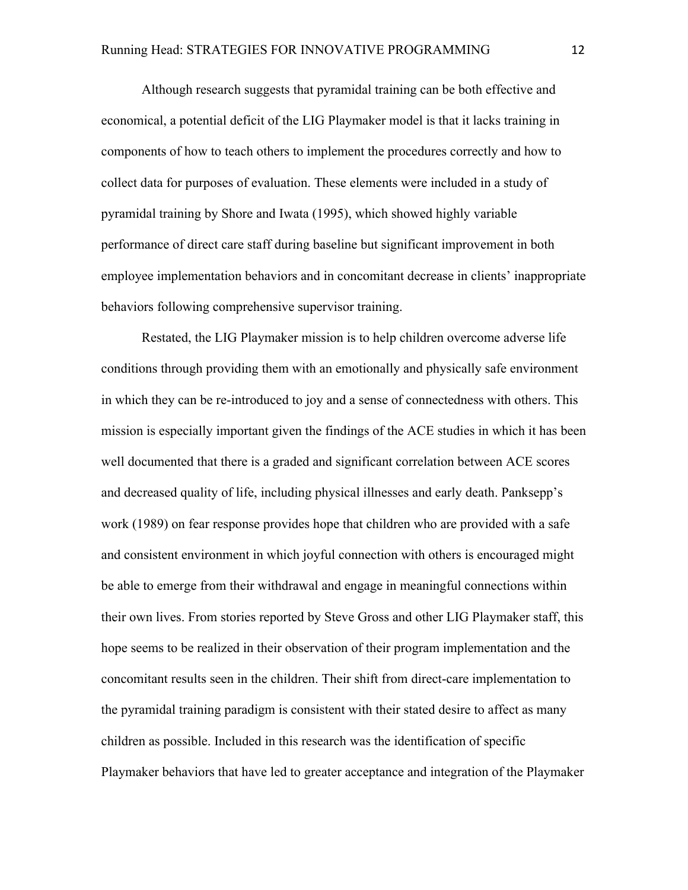Although research suggests that pyramidal training can be both effective and economical, a potential deficit of the LIG Playmaker model is that it lacks training in components of how to teach others to implement the procedures correctly and how to collect data for purposes of evaluation. These elements were included in a study of pyramidal training by Shore and Iwata (1995), which showed highly variable performance of direct care staff during baseline but significant improvement in both employee implementation behaviors and in concomitant decrease in clients' inappropriate behaviors following comprehensive supervisor training.

Restated, the LIG Playmaker mission is to help children overcome adverse life conditions through providing them with an emotionally and physically safe environment in which they can be re-introduced to joy and a sense of connectedness with others. This mission is especially important given the findings of the ACE studies in which it has been well documented that there is a graded and significant correlation between ACE scores and decreased quality of life, including physical illnesses and early death. Panksepp's work (1989) on fear response provides hope that children who are provided with a safe and consistent environment in which joyful connection with others is encouraged might be able to emerge from their withdrawal and engage in meaningful connections within their own lives. From stories reported by Steve Gross and other LIG Playmaker staff, this hope seems to be realized in their observation of their program implementation and the concomitant results seen in the children. Their shift from direct-care implementation to the pyramidal training paradigm is consistent with their stated desire to affect as many children as possible. Included in this research was the identification of specific Playmaker behaviors that have led to greater acceptance and integration of the Playmaker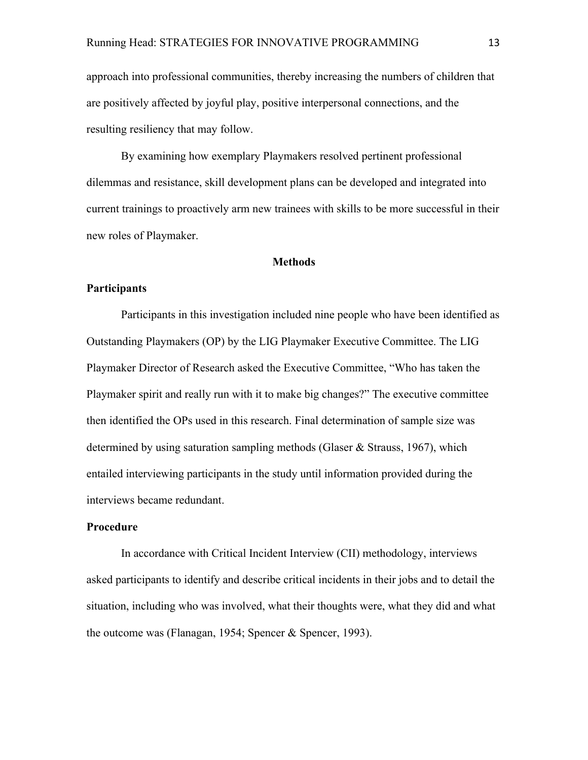approach into professional communities, thereby increasing the numbers of children that are positively affected by joyful play, positive interpersonal connections, and the resulting resiliency that may follow.

By examining how exemplary Playmakers resolved pertinent professional dilemmas and resistance, skill development plans can be developed and integrated into current trainings to proactively arm new trainees with skills to be more successful in their new roles of Playmaker.

## Methods

### Participants

Participants in this investigation included nine people who have been identified as Outstanding Playmakers (OP) by the LIG Playmaker Executive Committee. The LIG Playmaker Director of Research asked the Executive Committee, "Who has taken the Playmaker spirit and really run with it to make big changes?" The executive committee then identified the OPs used in this research. Final determination of sample size was determined by using saturation sampling methods (Glaser & Strauss, 1967), which entailed interviewing participants in the study until information provided during the interviews became redundant.

### Procedure

In accordance with Critical Incident Interview (CII) methodology, interviews asked participants to identify and describe critical incidents in their jobs and to detail the situation, including who was involved, what their thoughts were, what they did and what the outcome was (Flanagan, 1954; Spencer & Spencer, 1993).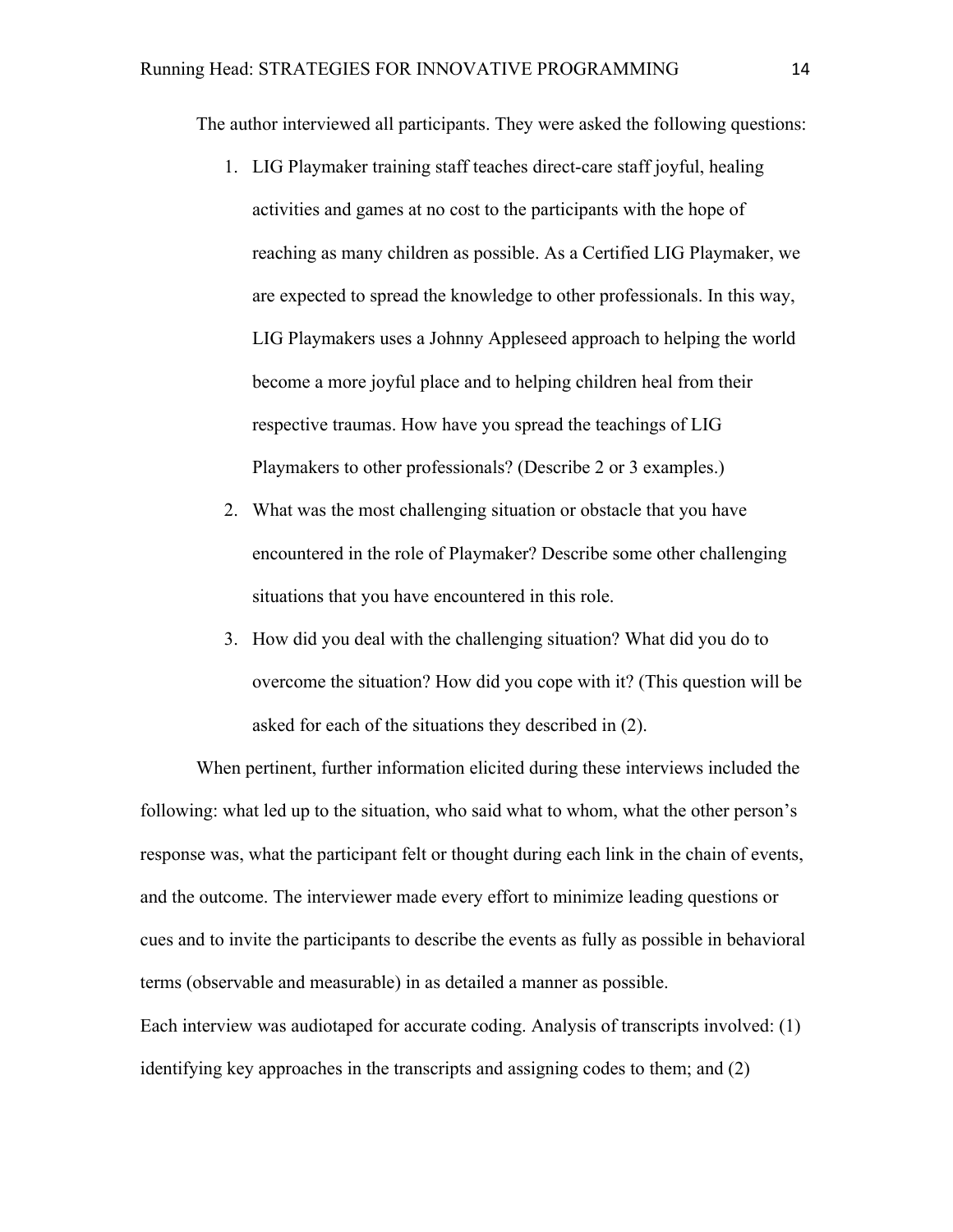The author interviewed all participants. They were asked the following questions:

1. LIG Playmaker training staff teaches direct-care staff joyful, healing activities and games at no cost to the participants with the hope of reaching as many children as possible. As a Certified LIG Playmaker, we are expected to spread the knowledge to other professionals. In this way, LIG Playmakers uses a Johnny Appleseed approach to helping the world become a more joyful place and to helping children heal from their respective traumas. How have you spread the teachings of LIG Playmakers to other professionals? (Describe 2 or 3 examples.)
2. What was the most challenging situation or obstacle that you have encountered in the role of Playmaker? Describe some other challenging situations that you have encountered in this role.
3. How did you deal with the challenging situation? What did you do to overcome the situation? How did you cope with it? (This question will be asked for each of the situations they described in (2).

When pertinent, further information elicited during these interviews included the following: what led up to the situation, who said what to whom, what the other person's response was, what the participant felt or thought during each link in the chain of events, and the outcome. The interviewer made every effort to minimize leading questions or cues and to invite the participants to describe the events as fully as possible in behavioral terms (observable and measurable) in as detailed a manner as possible.

Each interview was audiotaped for accurate coding. Analysis of transcripts involved: (1) identifying key approaches in the transcripts and assigning codes to them; and (2)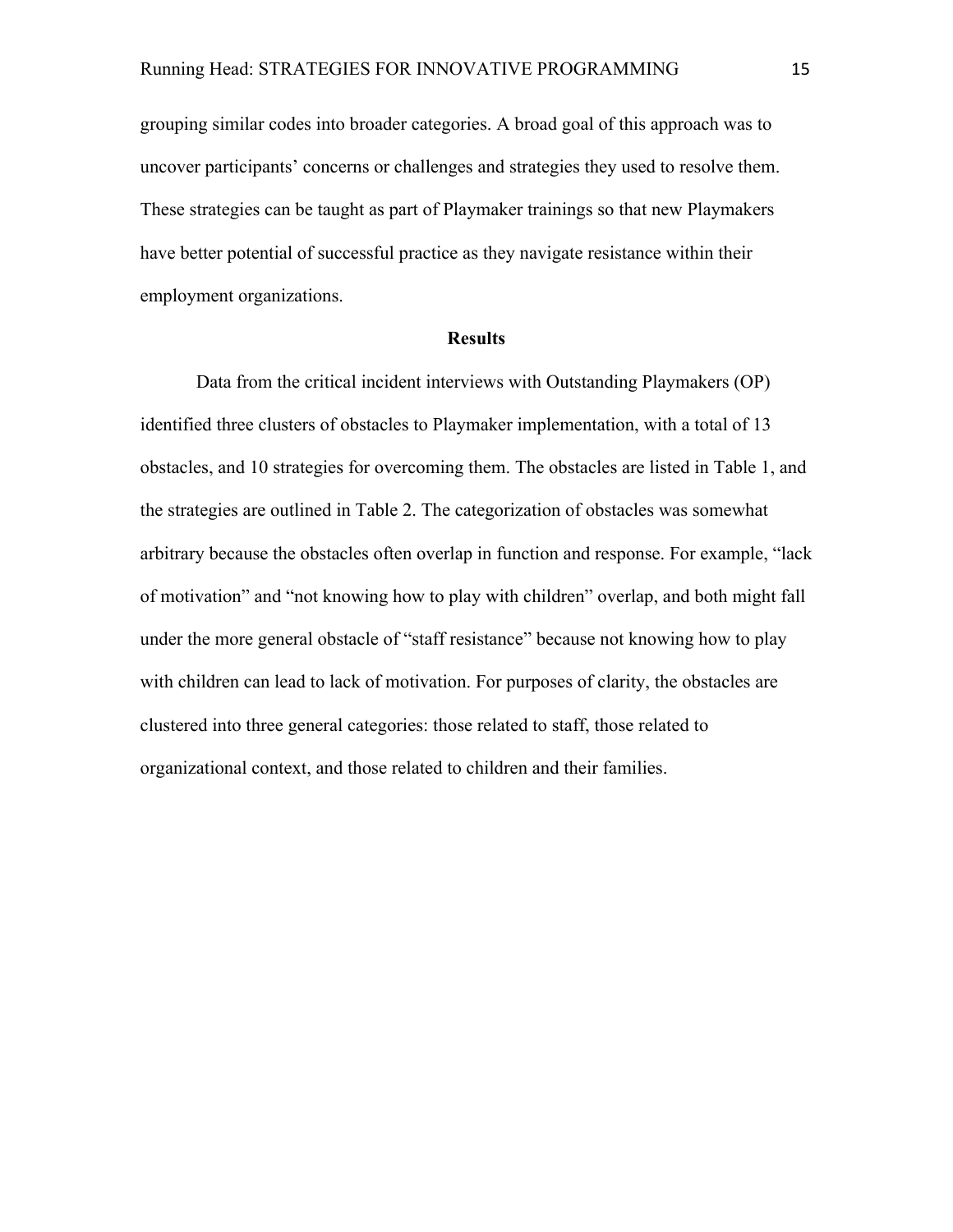grouping similar codes into broader categories. A broad goal of this approach was to uncover participants' concerns or challenges and strategies they used to resolve them. These strategies can be taught as part of Playmaker trainings so that new Playmakers have better potential of successful practice as they navigate resistance within their employment organizations.

## Results

Data from the critical incident interviews with Outstanding Playmakers (OP) identified three clusters of obstacles to Playmaker implementation, with a total of 13 obstacles, and 10 strategies for overcoming them. The obstacles are listed in Table 1, and the strategies are outlined in Table 2. The categorization of obstacles was somewhat arbitrary because the obstacles often overlap in function and response. For example, "lack of motivation" and "not knowing how to play with children" overlap, and both might fall under the more general obstacle of "staff resistance" because not knowing how to play with children can lead to lack of motivation. For purposes of clarity, the obstacles are clustered into three general categories: those related to staff, those related to organizational context, and those related to children and their families.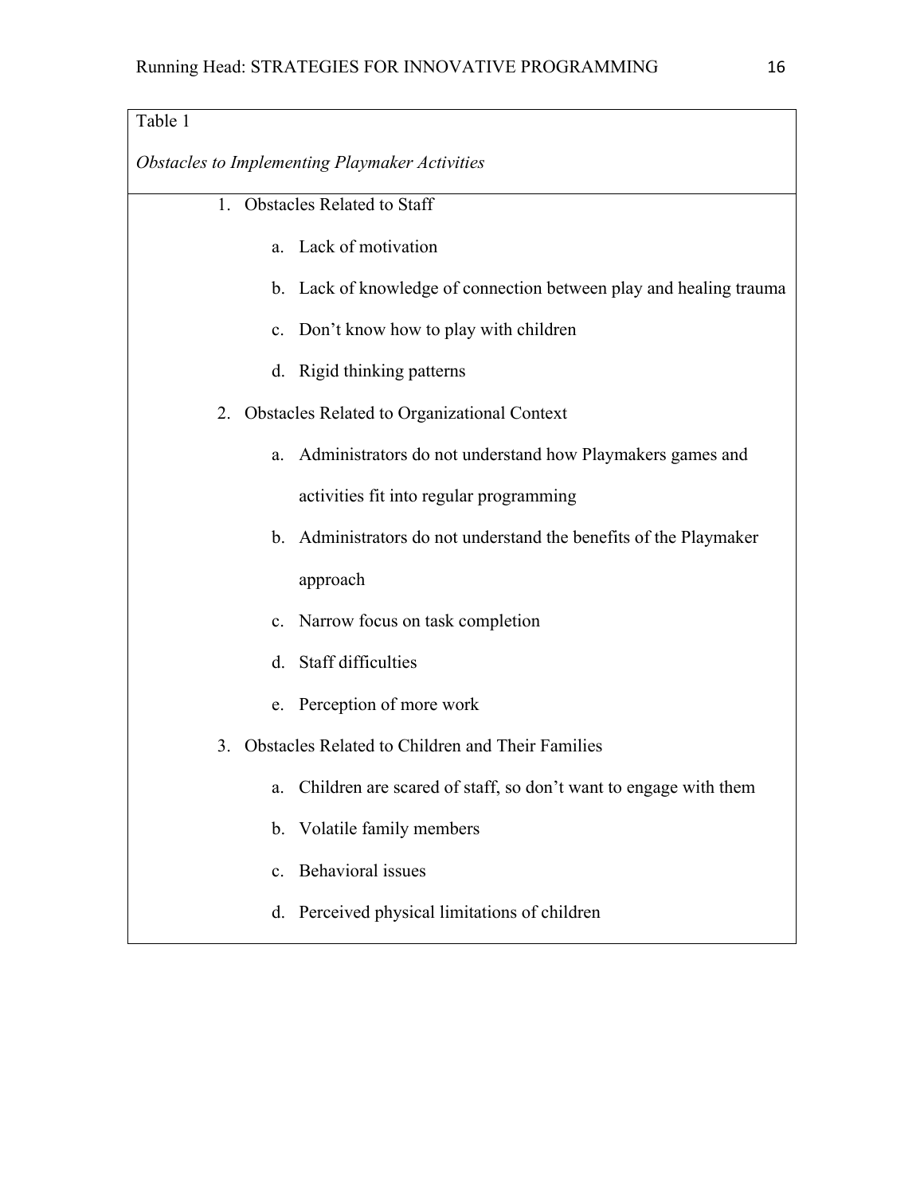Table 1

*Obstacles to Implementing Playmaker Activities*

1. Obstacles Related to Staff
    a. Lack of motivation
    b. Lack of knowledge of connection between play and healing trauma
    c. Don't know how to play with children
    d. Rigid thinking patterns
2. Obstacles Related to Organizational Context
    a. Administrators do not understand how Playmakers games and activities fit into regular programming
    b. Administrators do not understand the benefits of the Playmaker approach
    c. Narrow focus on task completion
    d. Staff difficulties
    e. Perception of more work
3. Obstacles Related to Children and Their Families
    a. Children are scared of staff, so don't want to engage with them
    b. Volatile family members
    c. Behavioral issues
    d. Perceived physical limitations of children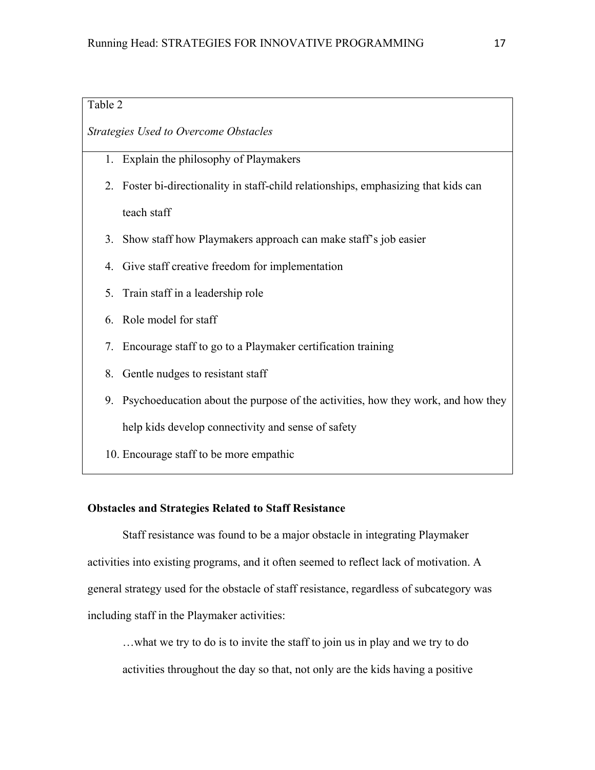Table 2

*Strategies Used to Overcome Obstacles*

1. Explain the philosophy of Playmakers
2. Foster bi-directionality in staff-child relationships, emphasizing that kids can teach staff
3. Show staff how Playmakers approach can make staff's job easier
4. Give staff creative freedom for implementation
5. Train staff in a leadership role
6. Role model for staff
7. Encourage staff to go to a Playmaker certification training
8. Gentle nudges to resistant staff
9. Psychoeducation about the purpose of the activities, how they work, and how they help kids develop connectivity and sense of safety
10. Encourage staff to be more empathic

**Obstacles and Strategies Related to Staff Resistance**

Staff resistance was found to be a major obstacle in integrating Playmaker activities into existing programs, and it often seemed to reflect lack of motivation. A general strategy used for the obstacle of staff resistance, regardless of subcategory was including staff in the Playmaker activities:

> …what we try to do is to invite the staff to join us in play and we try to do activities throughout the day so that, not only are the kids having a positive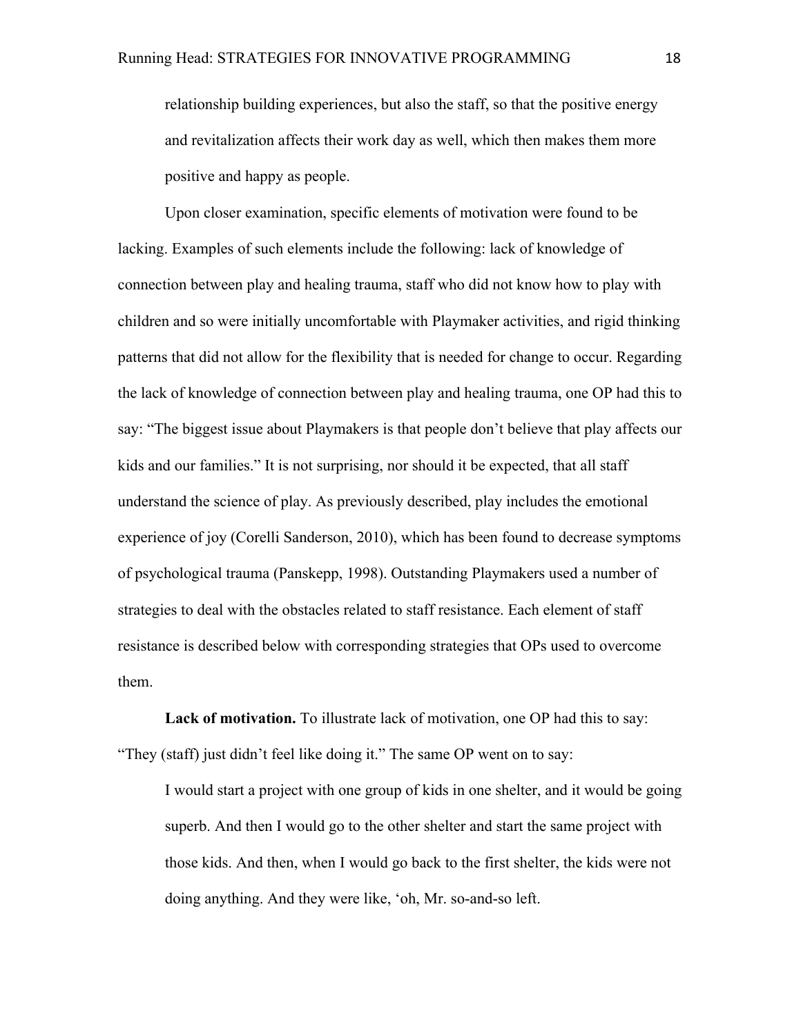relationship building experiences, but also the staff, so that the positive energy and revitalization affects their work day as well, which then makes them more positive and happy as people.

Upon closer examination, specific elements of motivation were found to be lacking. Examples of such elements include the following: lack of knowledge of connection between play and healing trauma, staff who did not know how to play with children and so were initially uncomfortable with Playmaker activities, and rigid thinking patterns that did not allow for the flexibility that is needed for change to occur. Regarding the lack of knowledge of connection between play and healing trauma, one OP had this to say: "The biggest issue about Playmakers is that people don't believe that play affects our kids and our families." It is not surprising, nor should it be expected, that all staff understand the science of play. As previously described, play includes the emotional experience of joy (Corelli Sanderson, 2010), which has been found to decrease symptoms of psychological trauma (Panskepp, 1998). Outstanding Playmakers used a number of strategies to deal with the obstacles related to staff resistance. Each element of staff resistance is described below with corresponding strategies that OPs used to overcome them.

**Lack of motivation.** To illustrate lack of motivation, one OP had this to say: "They (staff) just didn't feel like doing it." The same OP went on to say:

> I would start a project with one group of kids in one shelter, and it would be going superb. And then I would go to the other shelter and start the same project with those kids. And then, when I would go back to the first shelter, the kids were not doing anything. And they were like, 'oh, Mr. so-and-so left.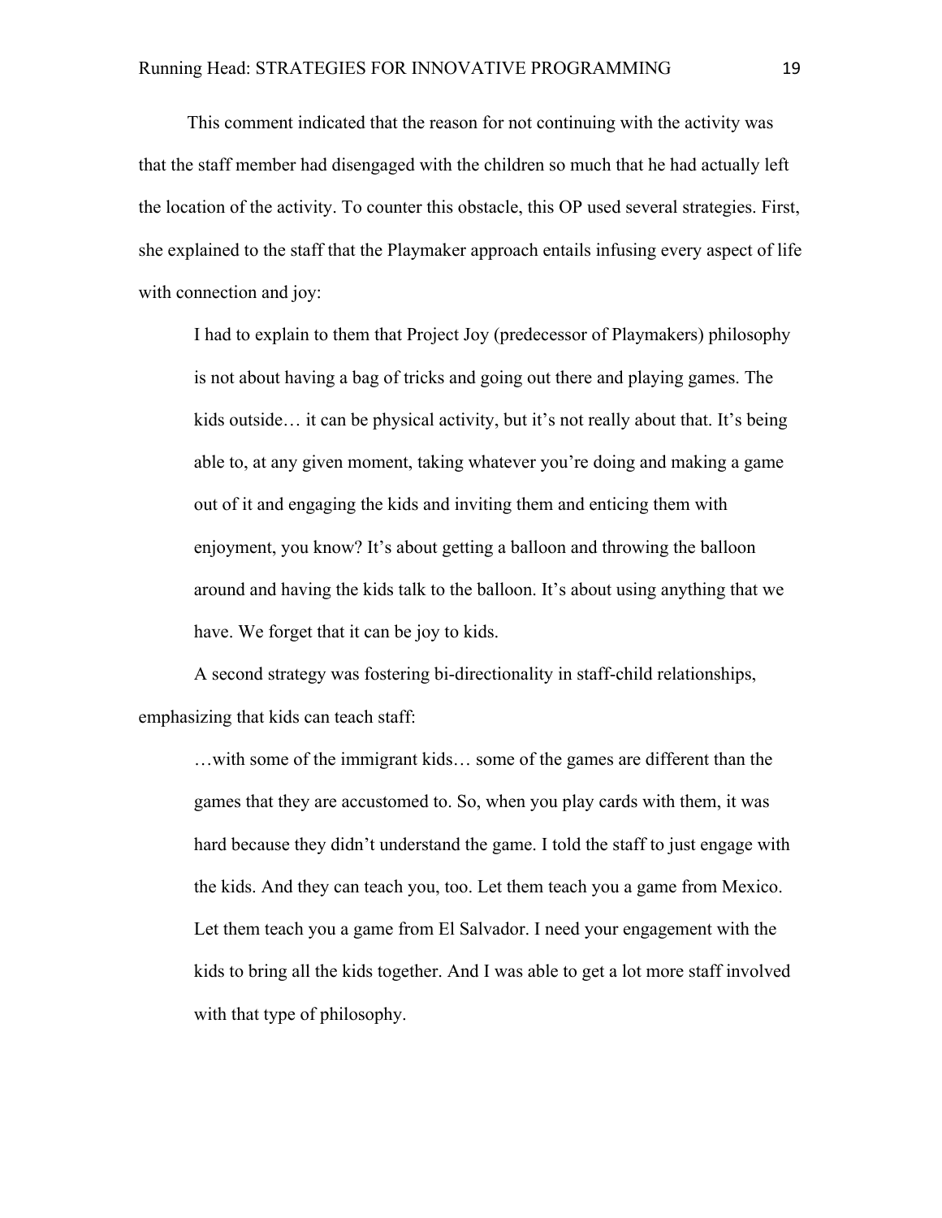This comment indicated that the reason for not continuing with the activity was that the staff member had disengaged with the children so much that he had actually left the location of the activity. To counter this obstacle, this OP used several strategies. First, she explained to the staff that the Playmaker approach entails infusing every aspect of life with connection and joy:

> I had to explain to them that Project Joy (predecessor of Playmakers) philosophy is not about having a bag of tricks and going out there and playing games. The kids outside… it can be physical activity, but it's not really about that. It's being able to, at any given moment, taking whatever you're doing and making a game out of it and engaging the kids and inviting them and enticing them with enjoyment, you know? It's about getting a balloon and throwing the balloon around and having the kids talk to the balloon. It's about using anything that we have. We forget that it can be joy to kids.

A second strategy was fostering bi-directionality in staff-child relationships, emphasizing that kids can teach staff:

> …with some of the immigrant kids… some of the games are different than the games that they are accustomed to. So, when you play cards with them, it was hard because they didn't understand the game. I told the staff to just engage with the kids. And they can teach you, too. Let them teach you a game from Mexico. Let them teach you a game from El Salvador. I need your engagement with the kids to bring all the kids together. And I was able to get a lot more staff involved with that type of philosophy.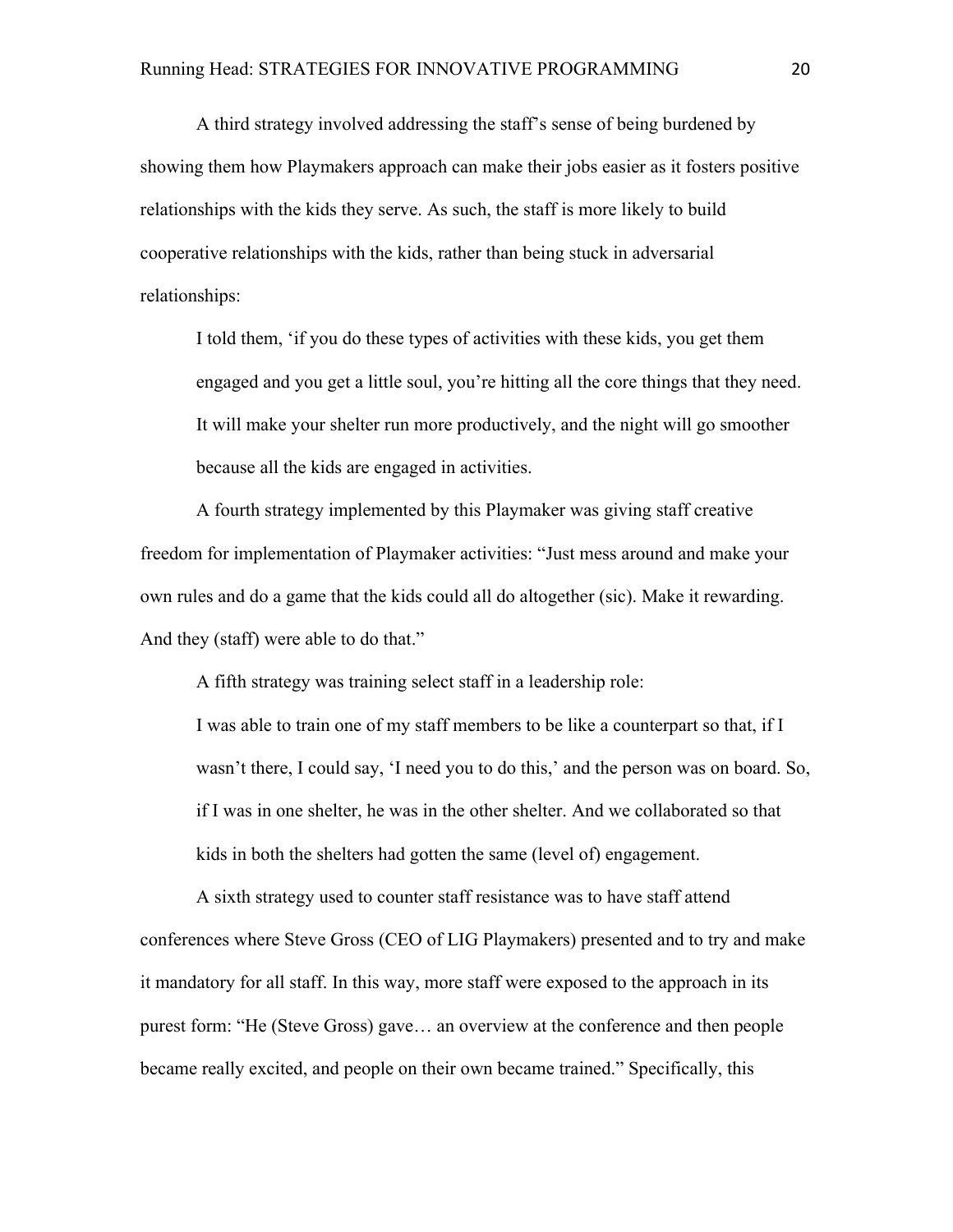A third strategy involved addressing the staff's sense of being burdened by showing them how Playmakers approach can make their jobs easier as it fosters positive relationships with the kids they serve. As such, the staff is more likely to build cooperative relationships with the kids, rather than being stuck in adversarial relationships:

> I told them, 'if you do these types of activities with these kids, you get them engaged and you get a little soul, you're hitting all the core things that they need. It will make your shelter run more productively, and the night will go smoother because all the kids are engaged in activities.

A fourth strategy implemented by this Playmaker was giving staff creative freedom for implementation of Playmaker activities: "Just mess around and make your own rules and do a game that the kids could all do altogether (sic). Make it rewarding. And they (staff) were able to do that."

A fifth strategy was training select staff in a leadership role:

> I was able to train one of my staff members to be like a counterpart so that, if I wasn't there, I could say, 'I need you to do this,' and the person was on board. So, if I was in one shelter, he was in the other shelter. And we collaborated so that kids in both the shelters had gotten the same (level of) engagement.

A sixth strategy used to counter staff resistance was to have staff attend conferences where Steve Gross (CEO of LIG Playmakers) presented and to try and make it mandatory for all staff. In this way, more staff were exposed to the approach in its purest form: "He (Steve Gross) gave… an overview at the conference and then people became really excited, and people on their own became trained." Specifically, this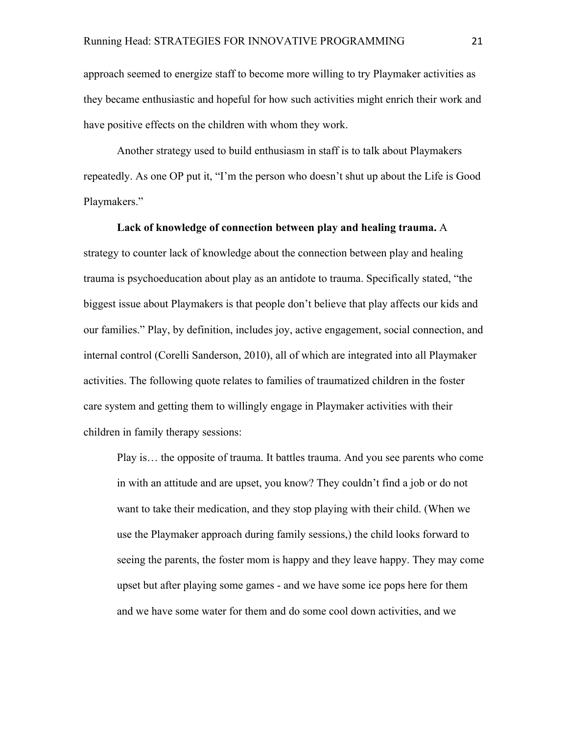approach seemed to energize staff to become more willing to try Playmaker activities as they became enthusiastic and hopeful for how such activities might enrich their work and have positive effects on the children with whom they work.

Another strategy used to build enthusiasm in staff is to talk about Playmakers repeatedly. As one OP put it, "I'm the person who doesn't shut up about the Life is Good Playmakers."

**Lack of knowledge of connection between play and healing trauma.** A strategy to counter lack of knowledge about the connection between play and healing trauma is psychoeducation about play as an antidote to trauma. Specifically stated, "the biggest issue about Playmakers is that people don't believe that play affects our kids and our families." Play, by definition, includes joy, active engagement, social connection, and internal control (Corelli Sanderson, 2010), all of which are integrated into all Playmaker activities. The following quote relates to families of traumatized children in the foster care system and getting them to willingly engage in Playmaker activities with their children in family therapy sessions:

> Play is… the opposite of trauma. It battles trauma. And you see parents who come in with an attitude and are upset, you know? They couldn't find a job or do not want to take their medication, and they stop playing with their child. (When we use the Playmaker approach during family sessions,) the child looks forward to seeing the parents, the foster mom is happy and they leave happy. They may come upset but after playing some games - and we have some ice pops here for them and we have some water for them and do some cool down activities, and we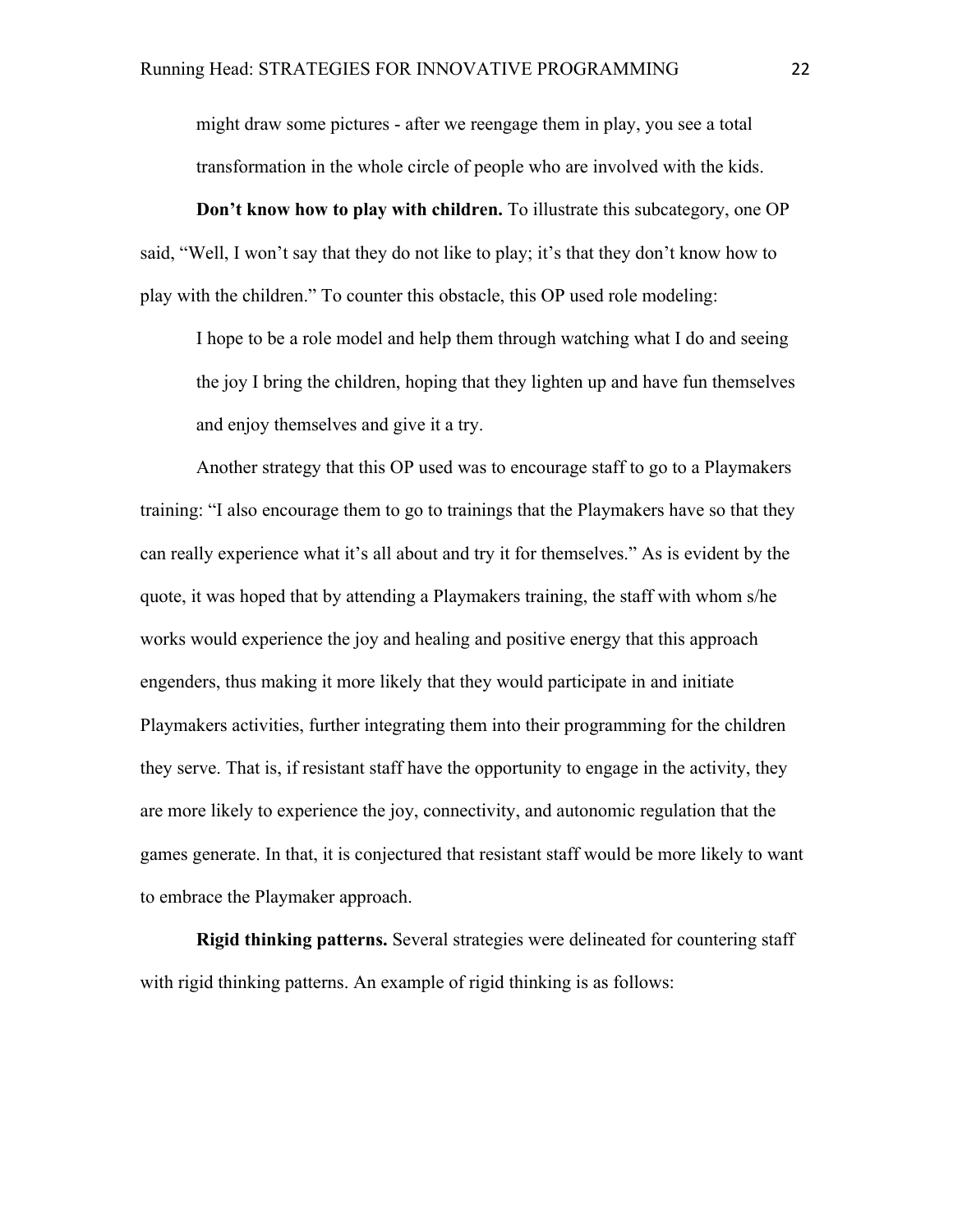> might draw some pictures - after we reengage them in play, you see a total transformation in the whole circle of people who are involved with the kids.

**Don't know how to play with children.** To illustrate this subcategory, one OP said, "Well, I won't say that they do not like to play; it's that they don't know how to play with the children." To counter this obstacle, this OP used role modeling:

> I hope to be a role model and help them through watching what I do and seeing the joy I bring the children, hoping that they lighten up and have fun themselves and enjoy themselves and give it a try.

Another strategy that this OP used was to encourage staff to go to a Playmakers training: "I also encourage them to go to trainings that the Playmakers have so that they can really experience what it's all about and try it for themselves." As is evident by the quote, it was hoped that by attending a Playmakers training, the staff with whom s/he works would experience the joy and healing and positive energy that this approach engenders, thus making it more likely that they would participate in and initiate Playmakers activities, further integrating them into their programming for the children they serve. That is, if resistant staff have the opportunity to engage in the activity, they are more likely to experience the joy, connectivity, and autonomic regulation that the games generate. In that, it is conjectured that resistant staff would be more likely to want to embrace the Playmaker approach.

**Rigid thinking patterns.** Several strategies were delineated for countering staff with rigid thinking patterns. An example of rigid thinking is as follows: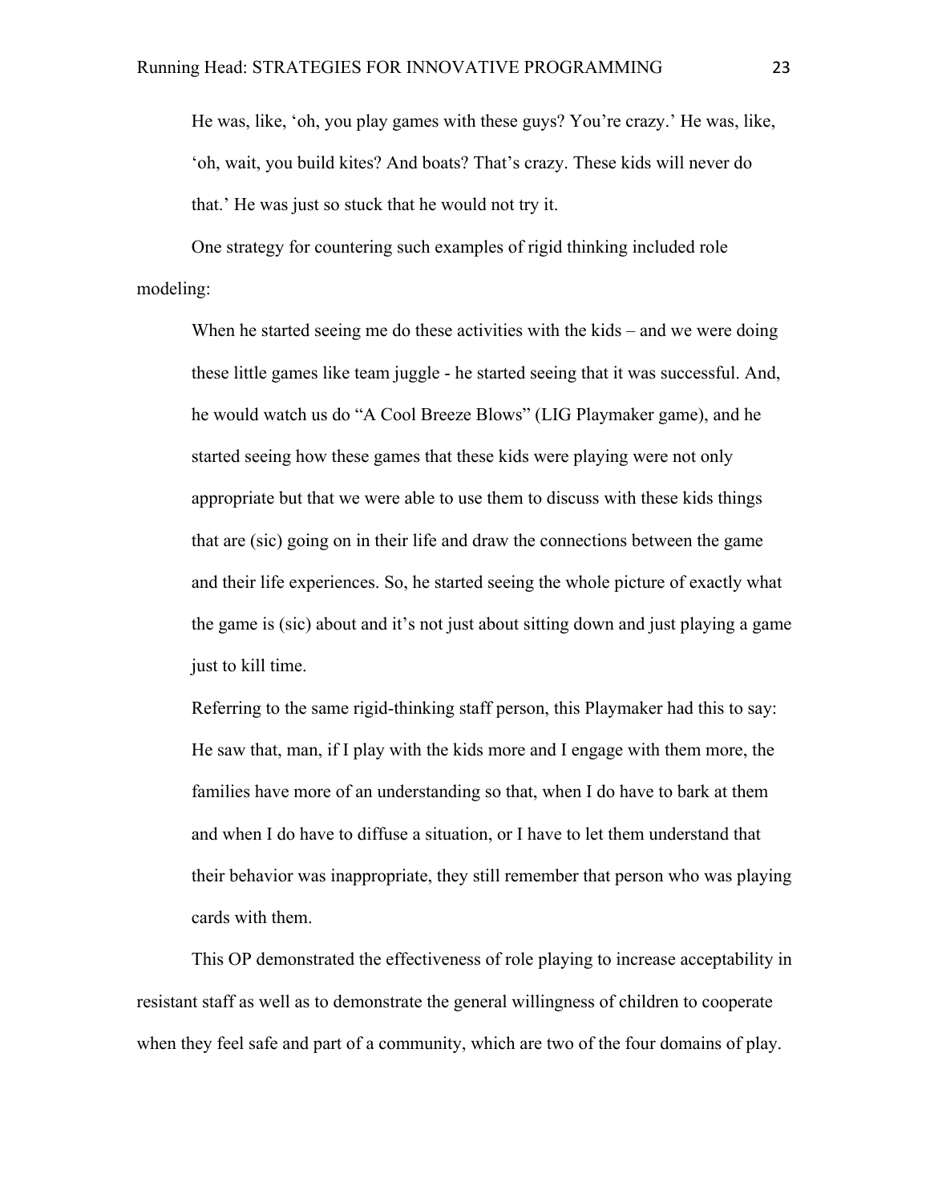> He was, like, 'oh, you play games with these guys? You're crazy.' He was, like, 'oh, wait, you build kites? And boats? That's crazy. These kids will never do that.' He was just so stuck that he would not try it.

One strategy for countering such examples of rigid thinking included role modeling:

> When he started seeing me do these activities with the kids – and we were doing these little games like team juggle - he started seeing that it was successful. And, he would watch us do "A Cool Breeze Blows" (LIG Playmaker game), and he started seeing how these games that these kids were playing were not only appropriate but that we were able to use them to discuss with these kids things that are (sic) going on in their life and draw the connections between the game and their life experiences. So, he started seeing the whole picture of exactly what the game is (sic) about and it's not just about sitting down and just playing a game just to kill time.

Referring to the same rigid-thinking staff person, this Playmaker had this to say:

> He saw that, man, if I play with the kids more and I engage with them more, the families have more of an understanding so that, when I do have to bark at them and when I do have to diffuse a situation, or I have to let them understand that their behavior was inappropriate, they still remember that person who was playing cards with them.

This OP demonstrated the effectiveness of role playing to increase acceptability in resistant staff as well as to demonstrate the general willingness of children to cooperate when they feel safe and part of a community, which are two of the four domains of play.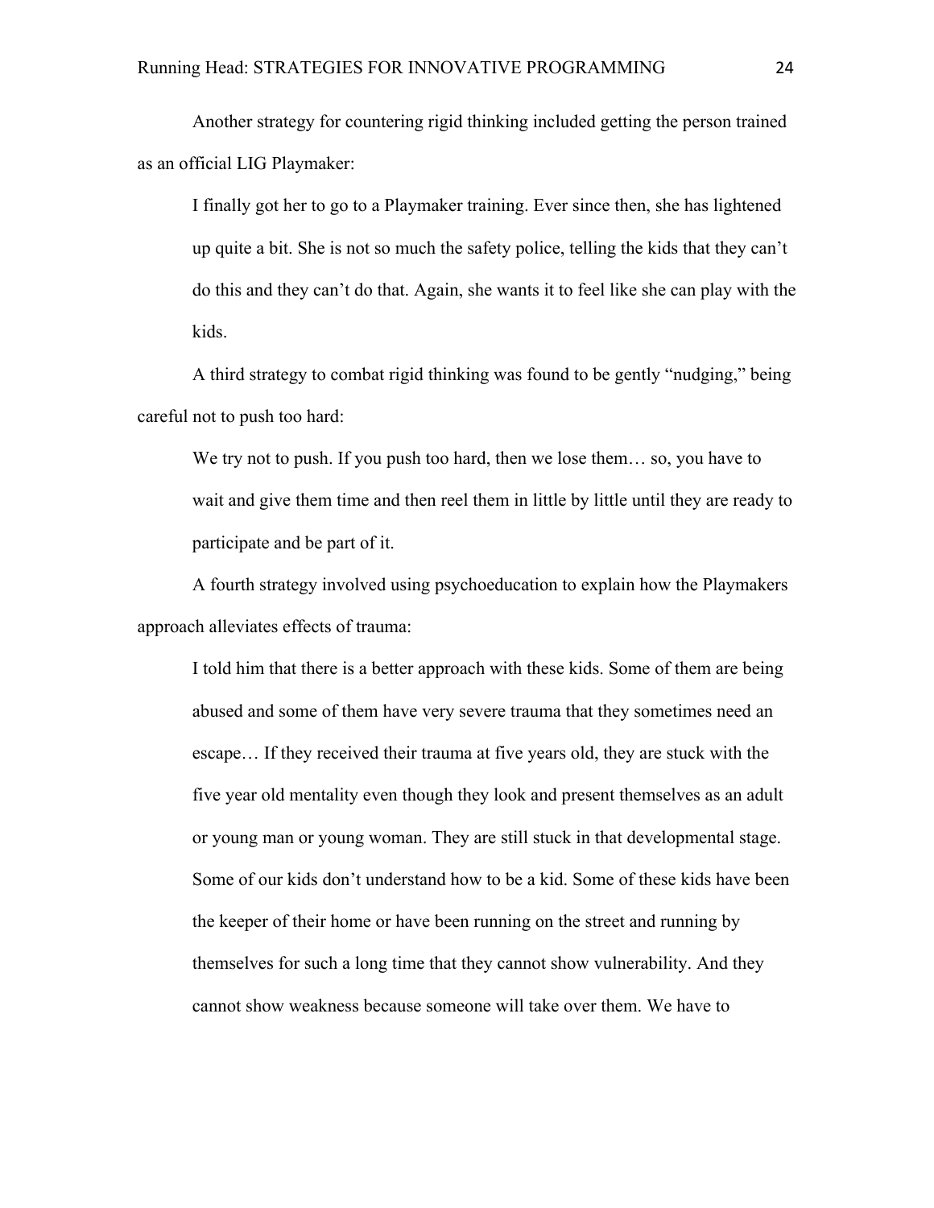Another strategy for countering rigid thinking included getting the person trained as an official LIG Playmaker:

> I finally got her to go to a Playmaker training. Ever since then, she has lightened up quite a bit. She is not so much the safety police, telling the kids that they can't do this and they can't do that. Again, she wants it to feel like she can play with the kids.

A third strategy to combat rigid thinking was found to be gently "nudging," being careful not to push too hard:

> We try not to push. If you push too hard, then we lose them… so, you have to wait and give them time and then reel them in little by little until they are ready to participate and be part of it.

A fourth strategy involved using psychoeducation to explain how the Playmakers approach alleviates effects of trauma:

> I told him that there is a better approach with these kids. Some of them are being abused and some of them have very severe trauma that they sometimes need an escape… If they received their trauma at five years old, they are stuck with the five year old mentality even though they look and present themselves as an adult or young man or young woman. They are still stuck in that developmental stage. Some of our kids don't understand how to be a kid. Some of these kids have been the keeper of their home or have been running on the street and running by themselves for such a long time that they cannot show vulnerability. And they cannot show weakness because someone will take over them. We have to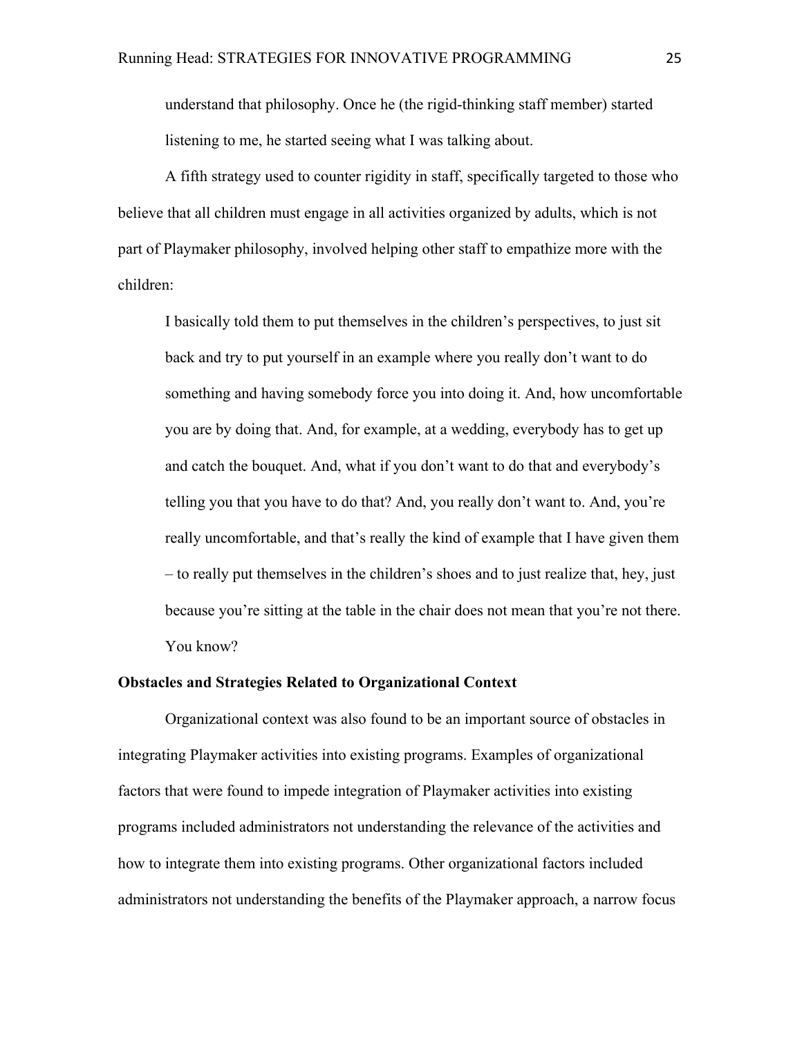understand that philosophy. Once he (the rigid-thinking staff member) started listening to me, he started seeing what I was talking about.

A fifth strategy used to counter rigidity in staff, specifically targeted to those who believe that all children must engage in all activities organized by adults, which is not part of Playmaker philosophy, involved helping other staff to empathize more with the children:

> I basically told them to put themselves in the children's perspectives, to just sit back and try to put yourself in an example where you really don't want to do something and having somebody force you into doing it. And, how uncomfortable you are by doing that. And, for example, at a wedding, everybody has to get up and catch the bouquet. And, what if you don't want to do that and everybody's telling you that you have to do that? And, you really don't want to. And, you're really uncomfortable, and that's really the kind of example that I have given them – to really put themselves in the children's shoes and to just realize that, hey, just because you're sitting at the table in the chair does not mean that you're not there. You know?

**Obstacles and Strategies Related to Organizational Context**

Organizational context was also found to be an important source of obstacles in integrating Playmaker activities into existing programs. Examples of organizational factors that were found to impede integration of Playmaker activities into existing programs included administrators not understanding the relevance of the activities and how to integrate them into existing programs. Other organizational factors included administrators not understanding the benefits of the Playmaker approach, a narrow focus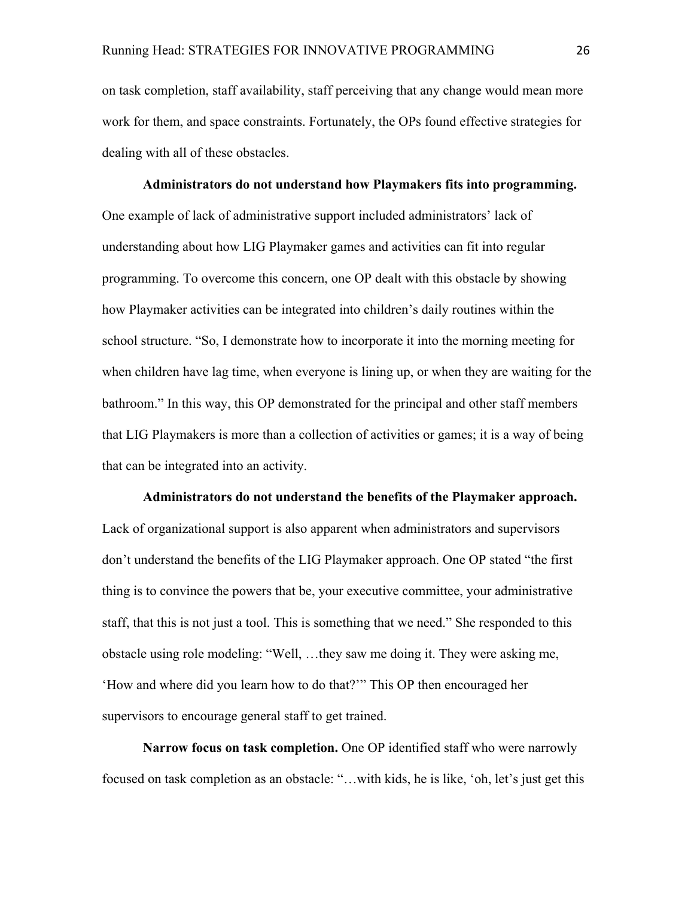on task completion, staff availability, staff perceiving that any change would mean more work for them, and space constraints. Fortunately, the OPs found effective strategies for dealing with all of these obstacles.

**Administrators do not understand how Playmakers fits into programming.** One example of lack of administrative support included administrators' lack of understanding about how LIG Playmaker games and activities can fit into regular programming. To overcome this concern, one OP dealt with this obstacle by showing how Playmaker activities can be integrated into children's daily routines within the school structure. "So, I demonstrate how to incorporate it into the morning meeting for when children have lag time, when everyone is lining up, or when they are waiting for the bathroom." In this way, this OP demonstrated for the principal and other staff members that LIG Playmakers is more than a collection of activities or games; it is a way of being that can be integrated into an activity.

**Administrators do not understand the benefits of the Playmaker approach.** Lack of organizational support is also apparent when administrators and supervisors don't understand the benefits of the LIG Playmaker approach. One OP stated "the first thing is to convince the powers that be, your executive committee, your administrative staff, that this is not just a tool. This is something that we need." She responded to this obstacle using role modeling: "Well, …they saw me doing it. They were asking me, 'How and where did you learn how to do that?'" This OP then encouraged her supervisors to encourage general staff to get trained.

**Narrow focus on task completion.** One OP identified staff who were narrowly focused on task completion as an obstacle: "…with kids, he is like, 'oh, let's just get this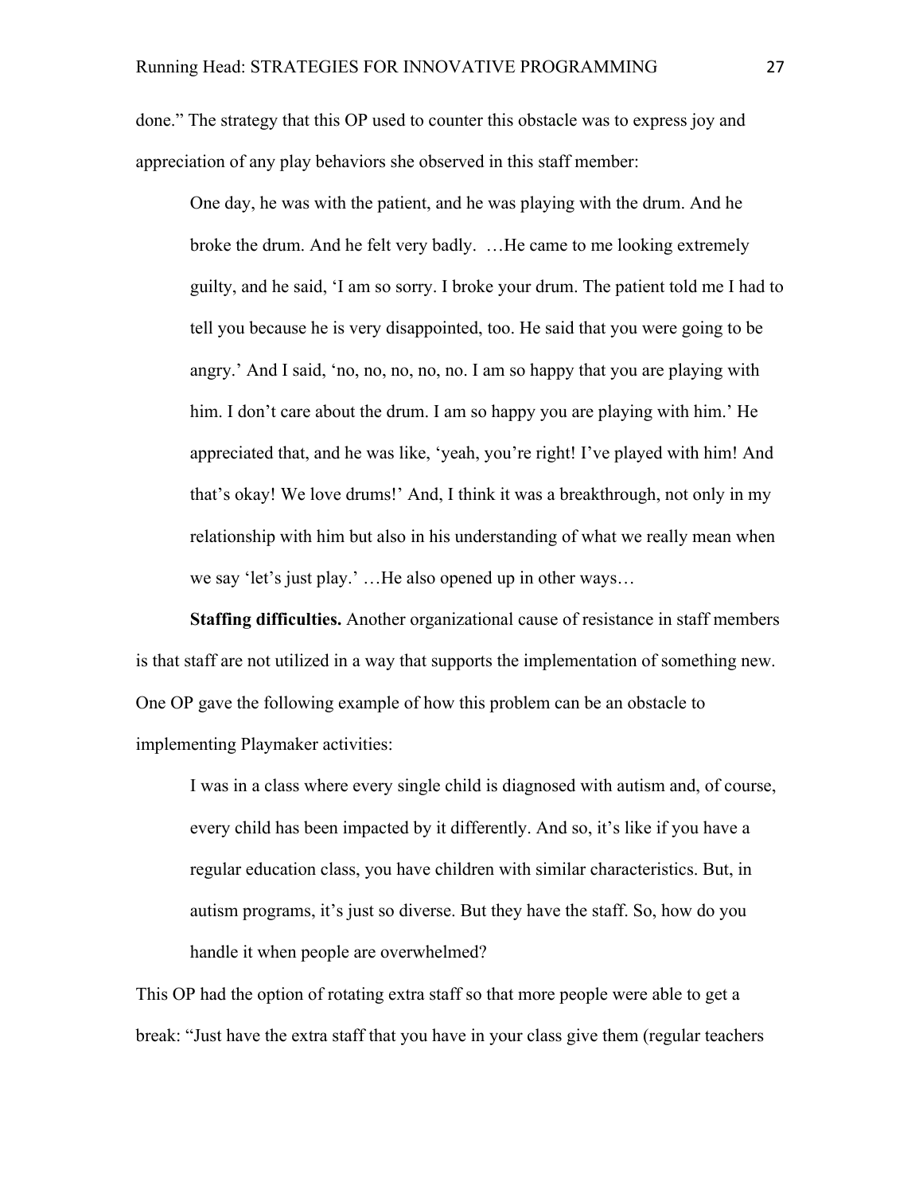done." The strategy that this OP used to counter this obstacle was to express joy and appreciation of any play behaviors she observed in this staff member:

> One day, he was with the patient, and he was playing with the drum. And he broke the drum. And he felt very badly. …He came to me looking extremely guilty, and he said, 'I am so sorry. I broke your drum. The patient told me I had to tell you because he is very disappointed, too. He said that you were going to be angry.' And I said, 'no, no, no, no, no. I am so happy that you are playing with him. I don't care about the drum. I am so happy you are playing with him.' He appreciated that, and he was like, 'yeah, you're right! I've played with him! And that's okay! We love drums!' And, I think it was a breakthrough, not only in my relationship with him but also in his understanding of what we really mean when we say 'let's just play.' …He also opened up in other ways…

**Staffing difficulties.** Another organizational cause of resistance in staff members is that staff are not utilized in a way that supports the implementation of something new. One OP gave the following example of how this problem can be an obstacle to implementing Playmaker activities:

> I was in a class where every single child is diagnosed with autism and, of course, every child has been impacted by it differently. And so, it's like if you have a regular education class, you have children with similar characteristics. But, in autism programs, it's just so diverse. But they have the staff. So, how do you handle it when people are overwhelmed?

This OP had the option of rotating extra staff so that more people were able to get a break: "Just have the extra staff that you have in your class give them (regular teachers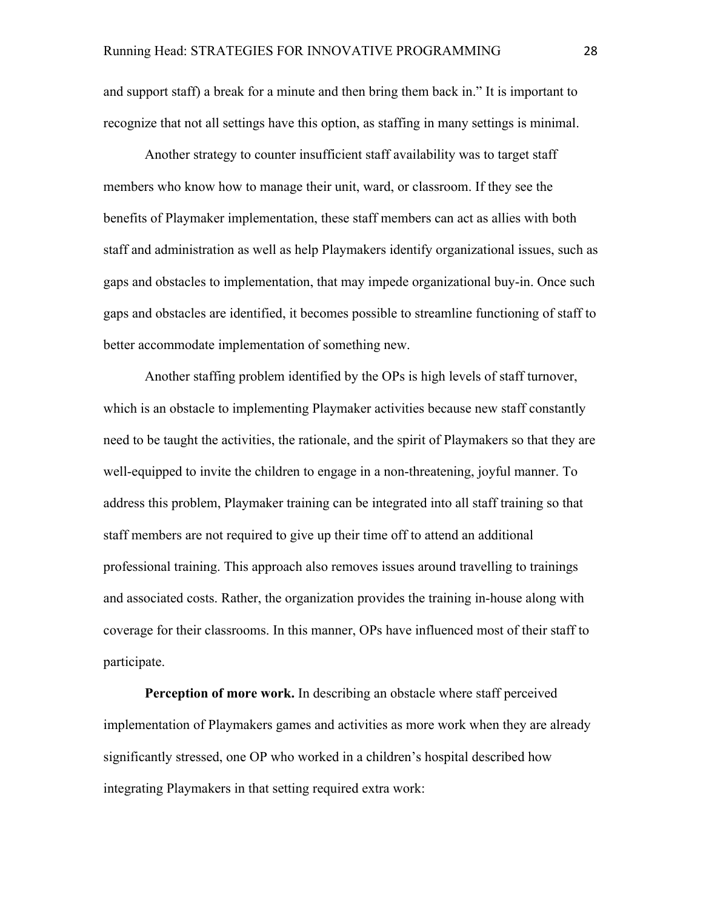and support staff) a break for a minute and then bring them back in." It is important to recognize that not all settings have this option, as staffing in many settings is minimal.

Another strategy to counter insufficient staff availability was to target staff members who know how to manage their unit, ward, or classroom. If they see the benefits of Playmaker implementation, these staff members can act as allies with both staff and administration as well as help Playmakers identify organizational issues, such as gaps and obstacles to implementation, that may impede organizational buy-in. Once such gaps and obstacles are identified, it becomes possible to streamline functioning of staff to better accommodate implementation of something new.

Another staffing problem identified by the OPs is high levels of staff turnover, which is an obstacle to implementing Playmaker activities because new staff constantly need to be taught the activities, the rationale, and the spirit of Playmakers so that they are well-equipped to invite the children to engage in a non-threatening, joyful manner. To address this problem, Playmaker training can be integrated into all staff training so that staff members are not required to give up their time off to attend an additional professional training. This approach also removes issues around travelling to trainings and associated costs. Rather, the organization provides the training in-house along with coverage for their classrooms. In this manner, OPs have influenced most of their staff to participate.

**Perception of more work.** In describing an obstacle where staff perceived implementation of Playmakers games and activities as more work when they are already significantly stressed, one OP who worked in a children's hospital described how integrating Playmakers in that setting required extra work: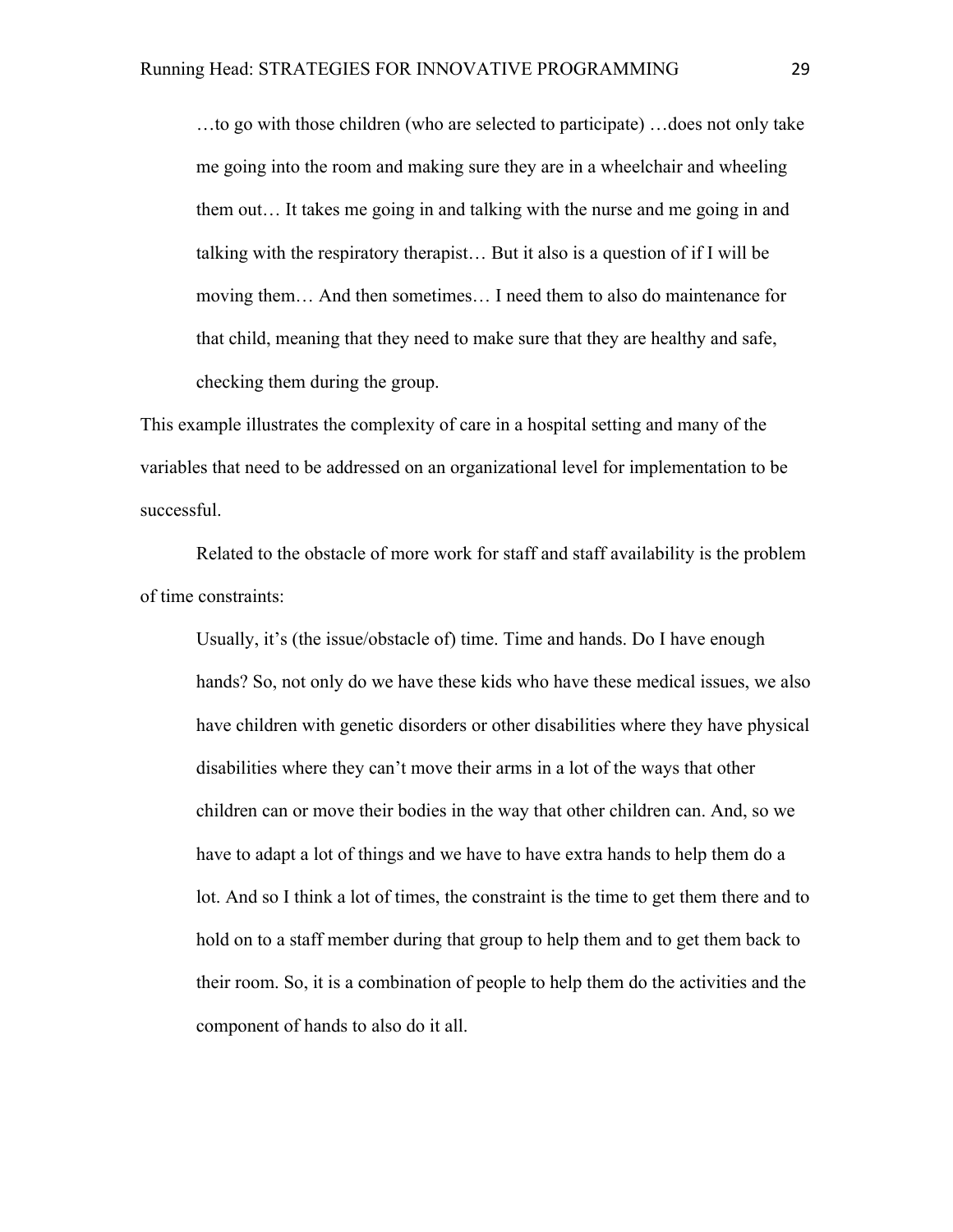> …to go with those children (who are selected to participate) …does not only take me going into the room and making sure they are in a wheelchair and wheeling them out… It takes me going in and talking with the nurse and me going in and talking with the respiratory therapist… But it also is a question of if I will be moving them… And then sometimes… I need them to also do maintenance for that child, meaning that they need to make sure that they are healthy and safe, checking them during the group.

This example illustrates the complexity of care in a hospital setting and many of the variables that need to be addressed on an organizational level for implementation to be successful.

Related to the obstacle of more work for staff and staff availability is the problem of time constraints:

> Usually, it's (the issue/obstacle of) time. Time and hands. Do I have enough hands? So, not only do we have these kids who have these medical issues, we also have children with genetic disorders or other disabilities where they have physical disabilities where they can't move their arms in a lot of the ways that other children can or move their bodies in the way that other children can. And, so we have to adapt a lot of things and we have to have extra hands to help them do a lot. And so I think a lot of times, the constraint is the time to get them there and to hold on to a staff member during that group to help them and to get them back to their room. So, it is a combination of people to help them do the activities and the component of hands to also do it all.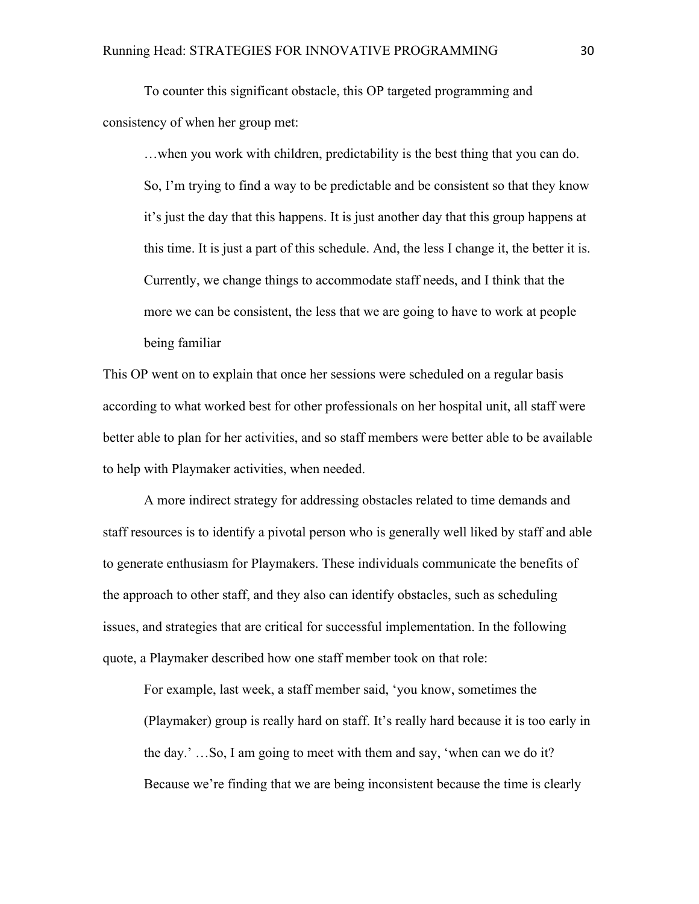To counter this significant obstacle, this OP targeted programming and consistency of when her group met:

> …when you work with children, predictability is the best thing that you can do. So, I'm trying to find a way to be predictable and be consistent so that they know it's just the day that this happens. It is just another day that this group happens at this time. It is just a part of this schedule. And, the less I change it, the better it is. Currently, we change things to accommodate staff needs, and I think that the more we can be consistent, the less that we are going to have to work at people being familiar

This OP went on to explain that once her sessions were scheduled on a regular basis according to what worked best for other professionals on her hospital unit, all staff were better able to plan for her activities, and so staff members were better able to be available to help with Playmaker activities, when needed.

A more indirect strategy for addressing obstacles related to time demands and staff resources is to identify a pivotal person who is generally well liked by staff and able to generate enthusiasm for Playmakers. These individuals communicate the benefits of the approach to other staff, and they also can identify obstacles, such as scheduling issues, and strategies that are critical for successful implementation. In the following quote, a Playmaker described how one staff member took on that role:

> For example, last week, a staff member said, 'you know, sometimes the (Playmaker) group is really hard on staff. It's really hard because it is too early in the day.' …So, I am going to meet with them and say, 'when can we do it? Because we're finding that we are being inconsistent because the time is clearly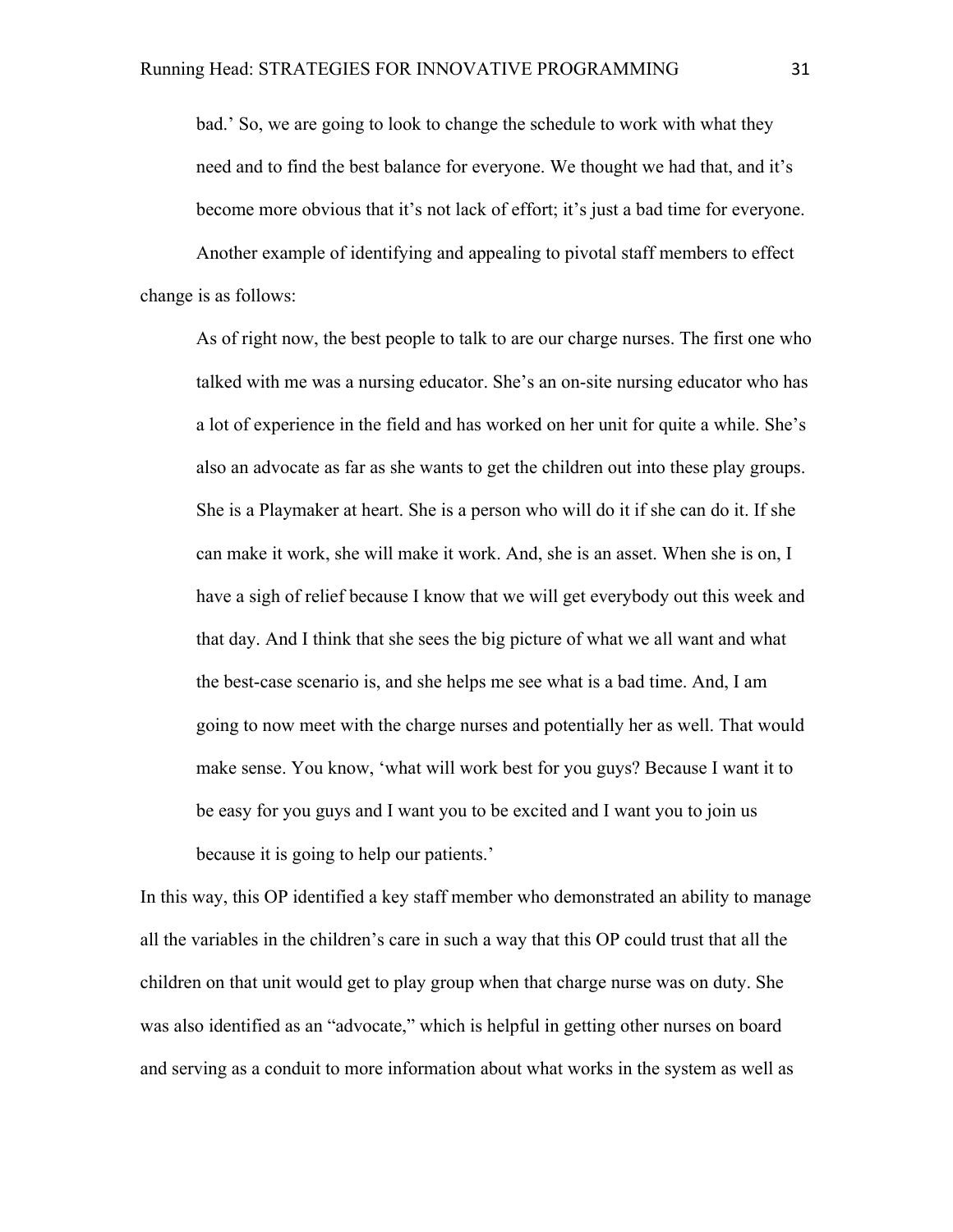> bad.' So, we are going to look to change the schedule to work with what they need and to find the best balance for everyone. We thought we had that, and it's become more obvious that it's not lack of effort; it's just a bad time for everyone.

Another example of identifying and appealing to pivotal staff members to effect change is as follows:

> As of right now, the best people to talk to are our charge nurses. The first one who talked with me was a nursing educator. She's an on-site nursing educator who has a lot of experience in the field and has worked on her unit for quite a while. She's also an advocate as far as she wants to get the children out into these play groups. She is a Playmaker at heart. She is a person who will do it if she can do it. If she can make it work, she will make it work. And, she is an asset. When she is on, I have a sigh of relief because I know that we will get everybody out this week and that day. And I think that she sees the big picture of what we all want and what the best-case scenario is, and she helps me see what is a bad time. And, I am going to now meet with the charge nurses and potentially her as well. That would make sense. You know, 'what will work best for you guys? Because I want it to be easy for you guys and I want you to be excited and I want you to join us because it is going to help our patients.'

In this way, this OP identified a key staff member who demonstrated an ability to manage all the variables in the children's care in such a way that this OP could trust that all the children on that unit would get to play group when that charge nurse was on duty. She was also identified as an "advocate," which is helpful in getting other nurses on board and serving as a conduit to more information about what works in the system as well as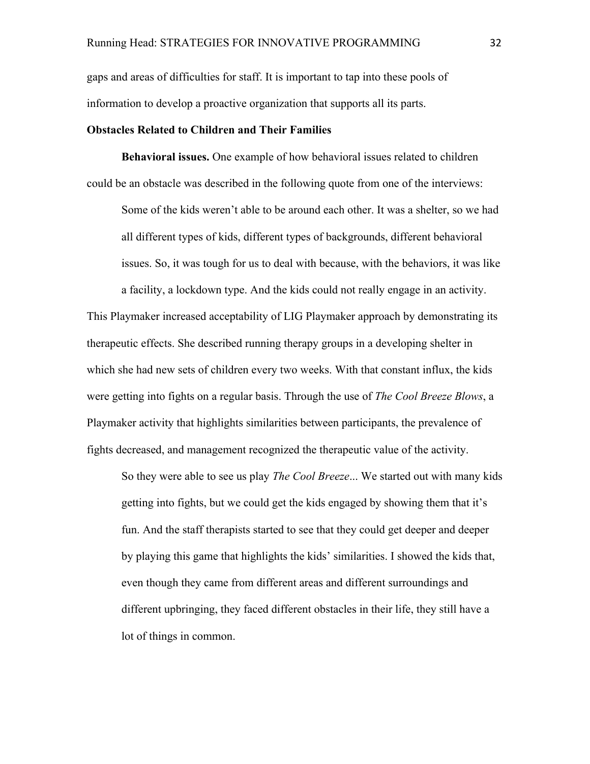gaps and areas of difficulties for staff. It is important to tap into these pools of information to develop a proactive organization that supports all its parts.

### Obstacles Related to Children and Their Families

**Behavioral issues.** One example of how behavioral issues related to children could be an obstacle was described in the following quote from one of the interviews:

> Some of the kids weren't able to be around each other. It was a shelter, so we had all different types of kids, different types of backgrounds, different behavioral issues. So, it was tough for us to deal with because, with the behaviors, it was like a facility, a lockdown type. And the kids could not really engage in an activity.

This Playmaker increased acceptability of LIG Playmaker approach by demonstrating its therapeutic effects. She described running therapy groups in a developing shelter in which she had new sets of children every two weeks. With that constant influx, the kids were getting into fights on a regular basis. Through the use of *The Cool Breeze Blows*, a Playmaker activity that highlights similarities between participants, the prevalence of fights decreased, and management recognized the therapeutic value of the activity.

> So they were able to see us play *The Cool Breeze*... We started out with many kids getting into fights, but we could get the kids engaged by showing them that it's fun. And the staff therapists started to see that they could get deeper and deeper by playing this game that highlights the kids' similarities. I showed the kids that, even though they came from different areas and different surroundings and different upbringing, they faced different obstacles in their life, they still have a lot of things in common.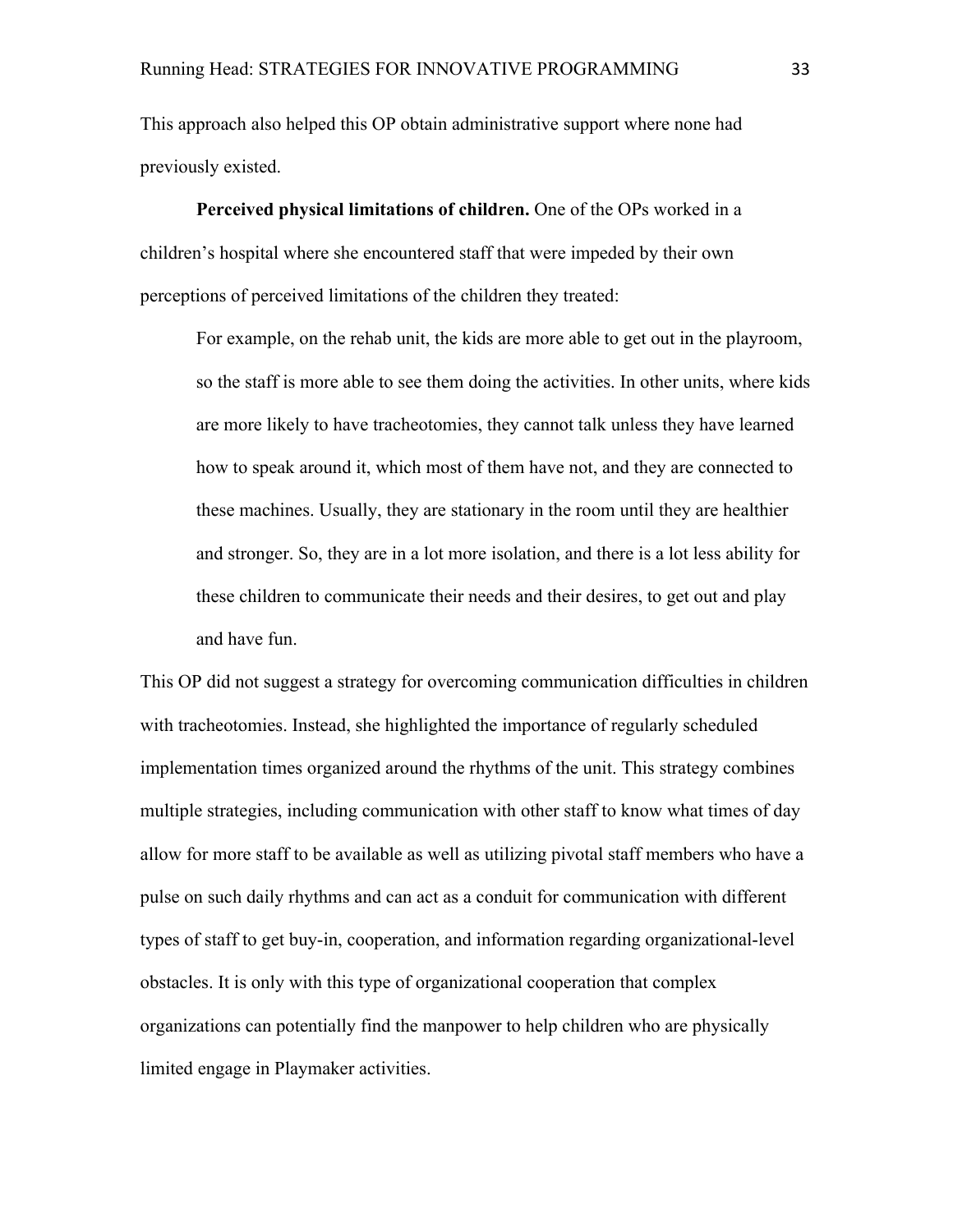This approach also helped this OP obtain administrative support where none had previously existed.

**Perceived physical limitations of children.** One of the OPs worked in a children's hospital where she encountered staff that were impeded by their own perceptions of perceived limitations of the children they treated:

> For example, on the rehab unit, the kids are more able to get out in the playroom, so the staff is more able to see them doing the activities. In other units, where kids are more likely to have tracheotomies, they cannot talk unless they have learned how to speak around it, which most of them have not, and they are connected to these machines. Usually, they are stationary in the room until they are healthier and stronger. So, they are in a lot more isolation, and there is a lot less ability for these children to communicate their needs and their desires, to get out and play and have fun.

This OP did not suggest a strategy for overcoming communication difficulties in children with tracheotomies. Instead, she highlighted the importance of regularly scheduled implementation times organized around the rhythms of the unit. This strategy combines multiple strategies, including communication with other staff to know what times of day allow for more staff to be available as well as utilizing pivotal staff members who have a pulse on such daily rhythms and can act as a conduit for communication with different types of staff to get buy-in, cooperation, and information regarding organizational-level obstacles. It is only with this type of organizational cooperation that complex organizations can potentially find the manpower to help children who are physically limited engage in Playmaker activities.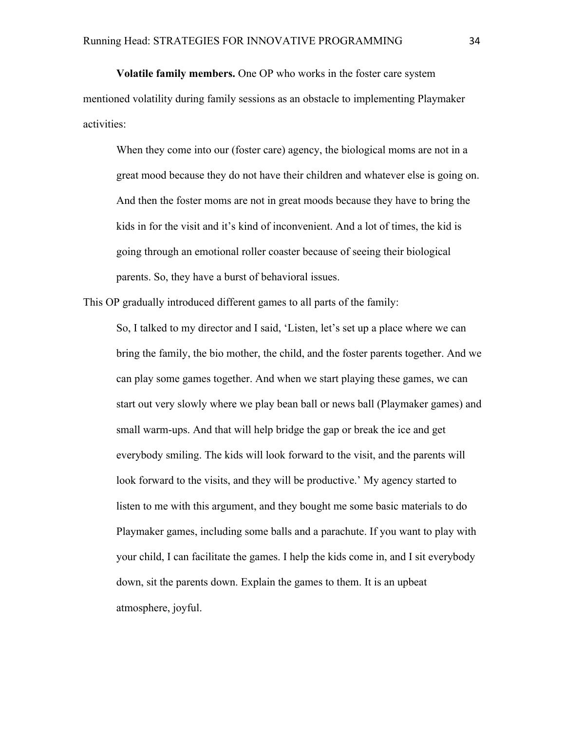**Volatile family members.** One OP who works in the foster care system mentioned volatility during family sessions as an obstacle to implementing Playmaker activities:

> When they come into our (foster care) agency, the biological moms are not in a great mood because they do not have their children and whatever else is going on. And then the foster moms are not in great moods because they have to bring the kids in for the visit and it's kind of inconvenient. And a lot of times, the kid is going through an emotional roller coaster because of seeing their biological parents. So, they have a burst of behavioral issues.

This OP gradually introduced different games to all parts of the family:

> So, I talked to my director and I said, 'Listen, let's set up a place where we can bring the family, the bio mother, the child, and the foster parents together. And we can play some games together. And when we start playing these games, we can start out very slowly where we play bean ball or news ball (Playmaker games) and small warm-ups. And that will help bridge the gap or break the ice and get everybody smiling. The kids will look forward to the visit, and the parents will look forward to the visits, and they will be productive.' My agency started to listen to me with this argument, and they bought me some basic materials to do Playmaker games, including some balls and a parachute. If you want to play with your child, I can facilitate the games. I help the kids come in, and I sit everybody down, sit the parents down. Explain the games to them. It is an upbeat atmosphere, joyful.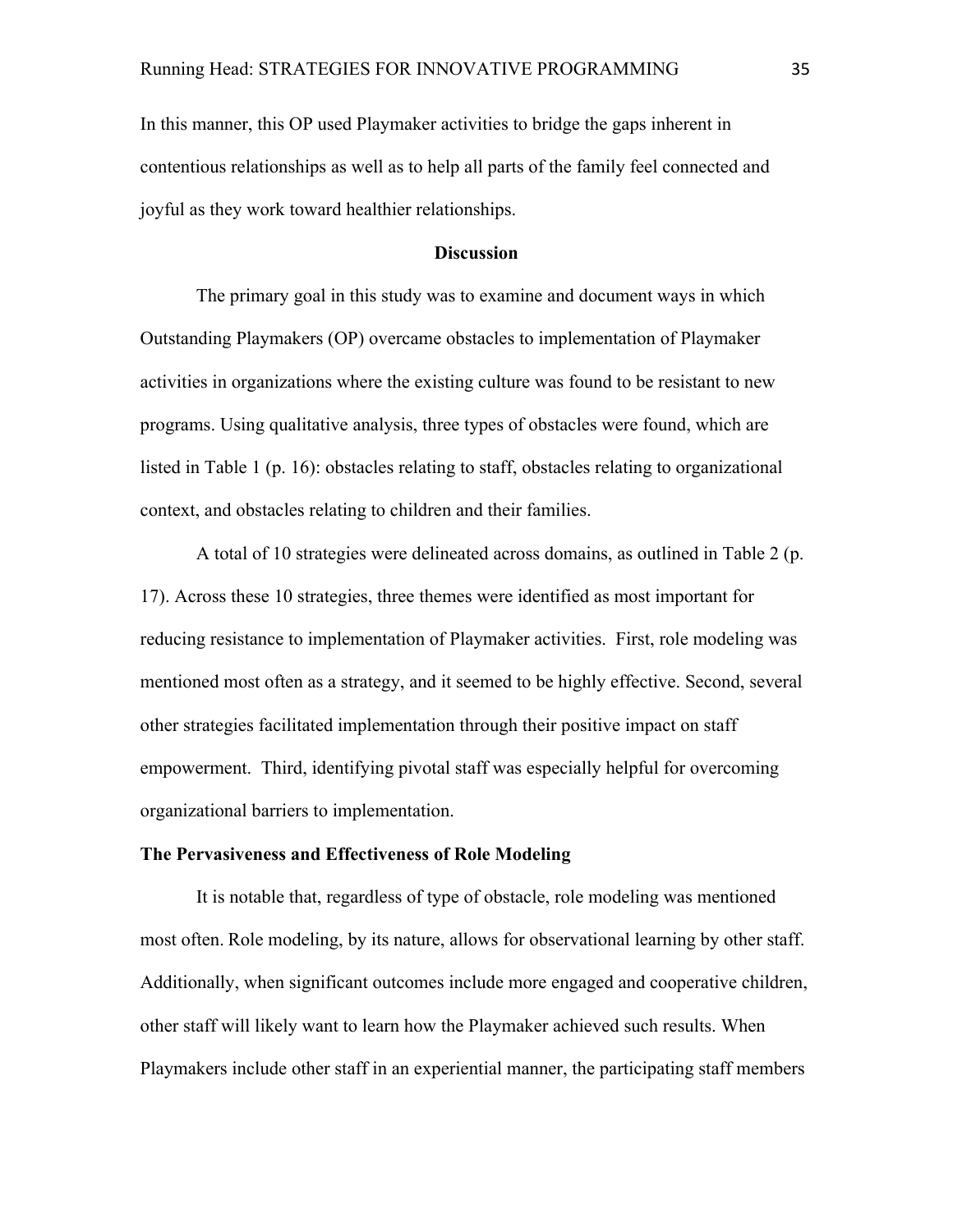In this manner, this OP used Playmaker activities to bridge the gaps inherent in contentious relationships as well as to help all parts of the family feel connected and joyful as they work toward healthier relationships.

## Discussion

The primary goal in this study was to examine and document ways in which Outstanding Playmakers (OP) overcame obstacles to implementation of Playmaker activities in organizations where the existing culture was found to be resistant to new programs. Using qualitative analysis, three types of obstacles were found, which are listed in Table 1 (p. 16): obstacles relating to staff, obstacles relating to organizational context, and obstacles relating to children and their families.

A total of 10 strategies were delineated across domains, as outlined in Table 2 (p. 17). Across these 10 strategies, three themes were identified as most important for reducing resistance to implementation of Playmaker activities. First, role modeling was mentioned most often as a strategy, and it seemed to be highly effective. Second, several other strategies facilitated implementation through their positive impact on staff empowerment. Third, identifying pivotal staff was especially helpful for overcoming organizational barriers to implementation.

### The Pervasiveness and Effectiveness of Role Modeling

It is notable that, regardless of type of obstacle, role modeling was mentioned most often. Role modeling, by its nature, allows for observational learning by other staff. Additionally, when significant outcomes include more engaged and cooperative children, other staff will likely want to learn how the Playmaker achieved such results. When Playmakers include other staff in an experiential manner, the participating staff members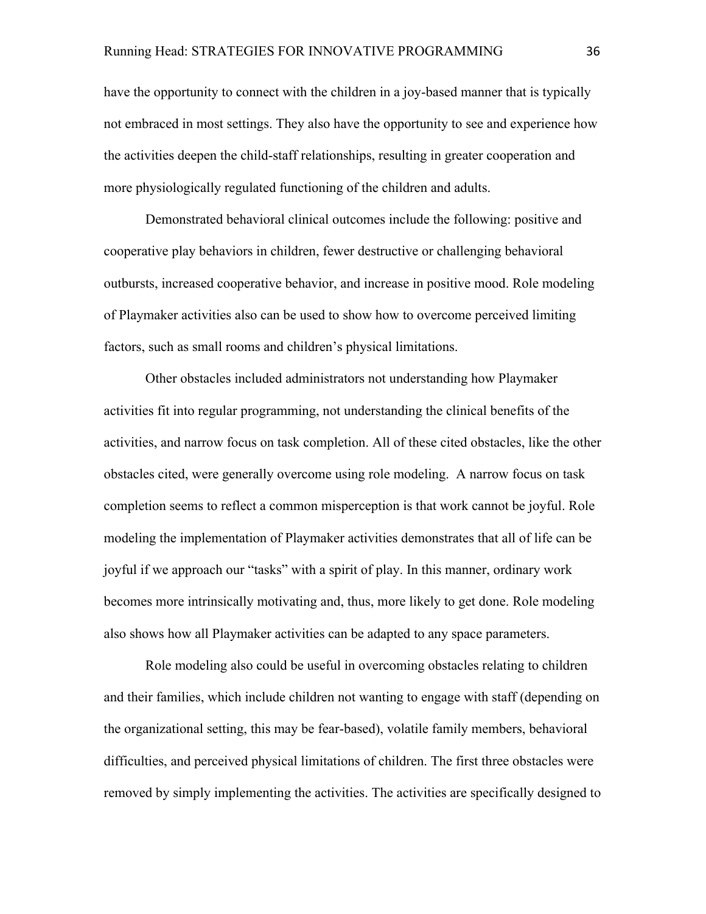have the opportunity to connect with the children in a joy-based manner that is typically not embraced in most settings. They also have the opportunity to see and experience how the activities deepen the child-staff relationships, resulting in greater cooperation and more physiologically regulated functioning of the children and adults.

Demonstrated behavioral clinical outcomes include the following: positive and cooperative play behaviors in children, fewer destructive or challenging behavioral outbursts, increased cooperative behavior, and increase in positive mood. Role modeling of Playmaker activities also can be used to show how to overcome perceived limiting factors, such as small rooms and children's physical limitations.

Other obstacles included administrators not understanding how Playmaker activities fit into regular programming, not understanding the clinical benefits of the activities, and narrow focus on task completion. All of these cited obstacles, like the other obstacles cited, were generally overcome using role modeling. A narrow focus on task completion seems to reflect a common misperception is that work cannot be joyful. Role modeling the implementation of Playmaker activities demonstrates that all of life can be joyful if we approach our "tasks" with a spirit of play. In this manner, ordinary work becomes more intrinsically motivating and, thus, more likely to get done. Role modeling also shows how all Playmaker activities can be adapted to any space parameters.

Role modeling also could be useful in overcoming obstacles relating to children and their families, which include children not wanting to engage with staff (depending on the organizational setting, this may be fear-based), volatile family members, behavioral difficulties, and perceived physical limitations of children. The first three obstacles were removed by simply implementing the activities. The activities are specifically designed to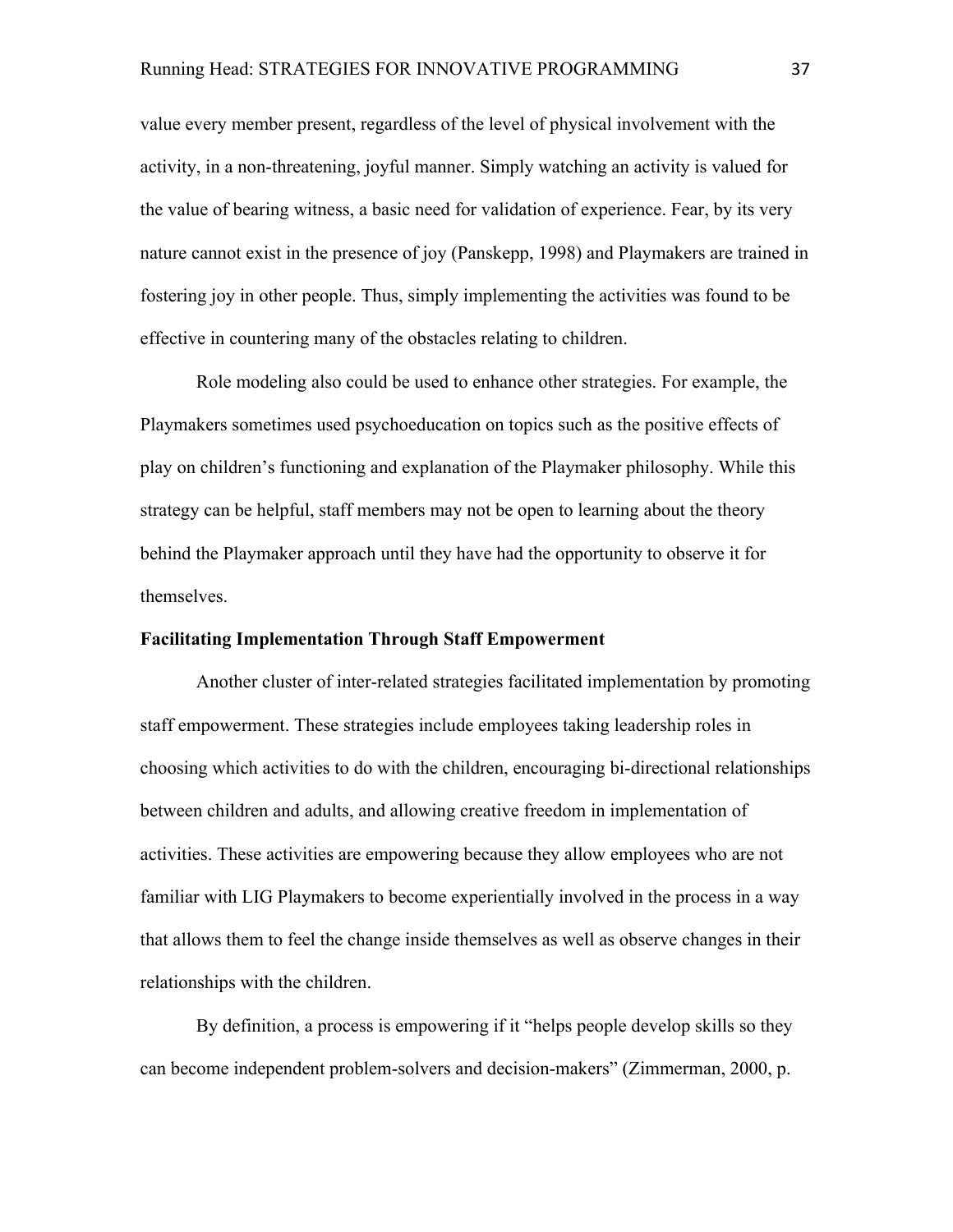value every member present, regardless of the level of physical involvement with the activity, in a non-threatening, joyful manner. Simply watching an activity is valued for the value of bearing witness, a basic need for validation of experience. Fear, by its very nature cannot exist in the presence of joy (Panskepp, 1998) and Playmakers are trained in fostering joy in other people. Thus, simply implementing the activities was found to be effective in countering many of the obstacles relating to children.

Role modeling also could be used to enhance other strategies. For example, the Playmakers sometimes used psychoeducation on topics such as the positive effects of play on children's functioning and explanation of the Playmaker philosophy. While this strategy can be helpful, staff members may not be open to learning about the theory behind the Playmaker approach until they have had the opportunity to observe it for themselves.

**Facilitating Implementation Through Staff Empowerment**

Another cluster of inter-related strategies facilitated implementation by promoting staff empowerment. These strategies include employees taking leadership roles in choosing which activities to do with the children, encouraging bi-directional relationships between children and adults, and allowing creative freedom in implementation of activities. These activities are empowering because they allow employees who are not familiar with LIG Playmakers to become experientially involved in the process in a way that allows them to feel the change inside themselves as well as observe changes in their relationships with the children.

By definition, a process is empowering if it "helps people develop skills so they can become independent problem-solvers and decision-makers" (Zimmerman, 2000, p.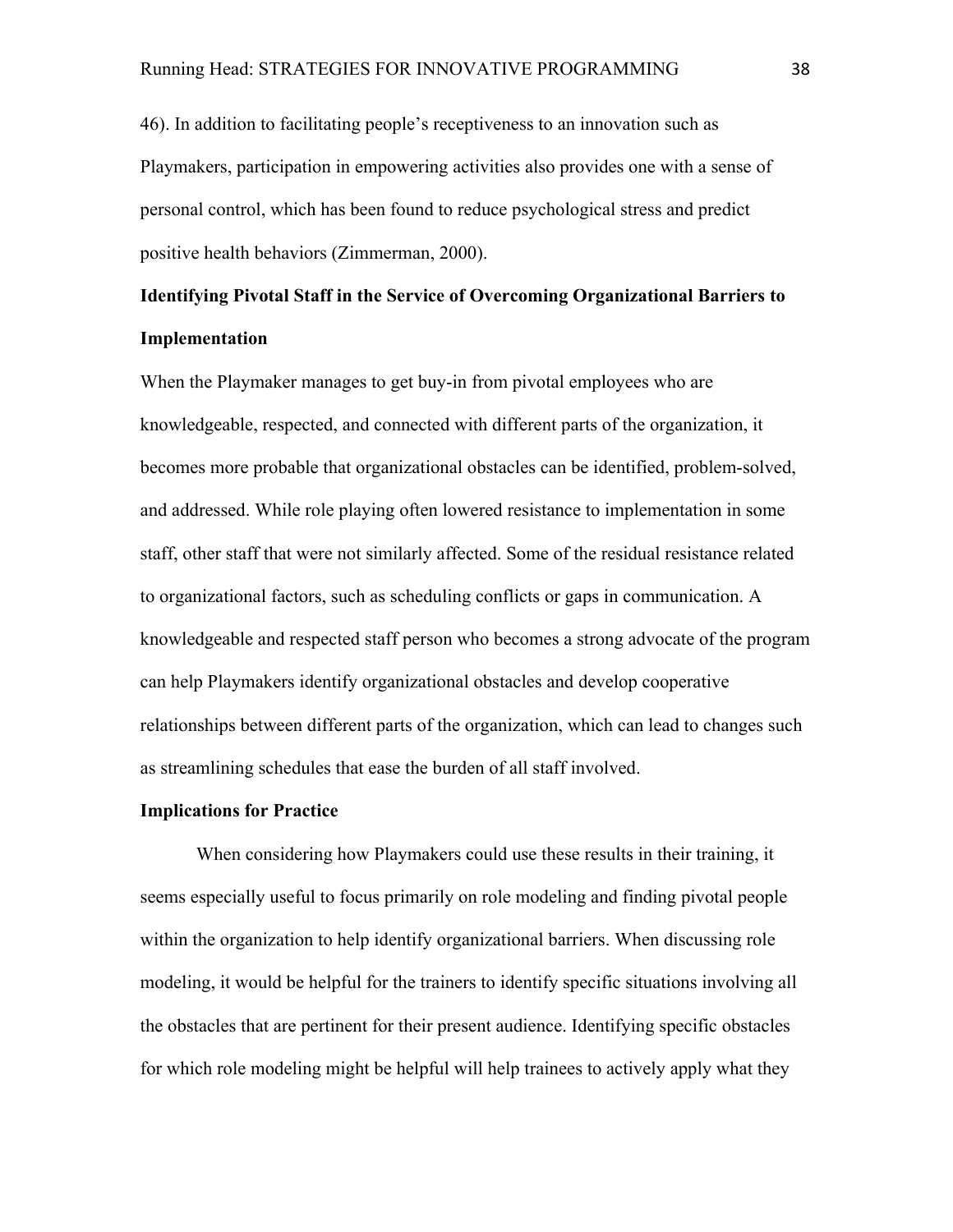46). In addition to facilitating people's receptiveness to an innovation such as Playmakers, participation in empowering activities also provides one with a sense of personal control, which has been found to reduce psychological stress and predict positive health behaviors (Zimmerman, 2000).

**Identifying Pivotal Staff in the Service of Overcoming Organizational Barriers to Implementation**

When the Playmaker manages to get buy-in from pivotal employees who are knowledgeable, respected, and connected with different parts of the organization, it becomes more probable that organizational obstacles can be identified, problem-solved, and addressed. While role playing often lowered resistance to implementation in some staff, other staff that were not similarly affected. Some of the residual resistance related to organizational factors, such as scheduling conflicts or gaps in communication. A knowledgeable and respected staff person who becomes a strong advocate of the program can help Playmakers identify organizational obstacles and develop cooperative relationships between different parts of the organization, which can lead to changes such as streamlining schedules that ease the burden of all staff involved.

**Implications for Practice**

When considering how Playmakers could use these results in their training, it seems especially useful to focus primarily on role modeling and finding pivotal people within the organization to help identify organizational barriers. When discussing role modeling, it would be helpful for the trainers to identify specific situations involving all the obstacles that are pertinent for their present audience. Identifying specific obstacles for which role modeling might be helpful will help trainees to actively apply what they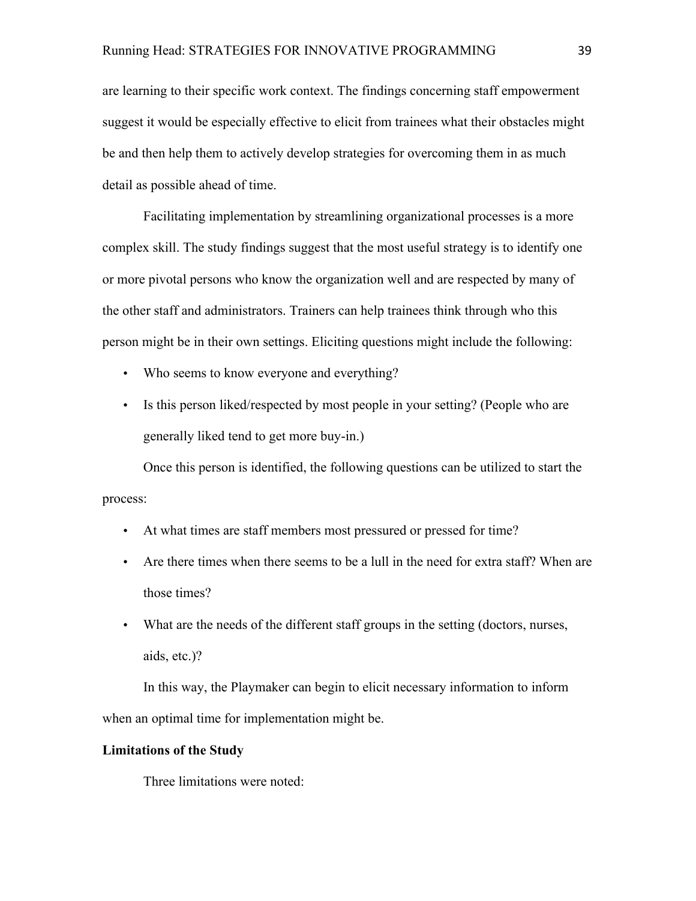are learning to their specific work context. The findings concerning staff empowerment suggest it would be especially effective to elicit from trainees what their obstacles might be and then help them to actively develop strategies for overcoming them in as much detail as possible ahead of time.

Facilitating implementation by streamlining organizational processes is a more complex skill. The study findings suggest that the most useful strategy is to identify one or more pivotal persons who know the organization well and are respected by many of the other staff and administrators. Trainers can help trainees think through who this person might be in their own settings. Eliciting questions might include the following:

- Who seems to know everyone and everything?
- Is this person liked/respected by most people in your setting? (People who are generally liked tend to get more buy-in.)

Once this person is identified, the following questions can be utilized to start the process:

- At what times are staff members most pressured or pressed for time?
- Are there times when there seems to be a lull in the need for extra staff? When are those times?
- What are the needs of the different staff groups in the setting (doctors, nurses, aids, etc.)?

In this way, the Playmaker can begin to elicit necessary information to inform when an optimal time for implementation might be.

**Limitations of the Study**

Three limitations were noted: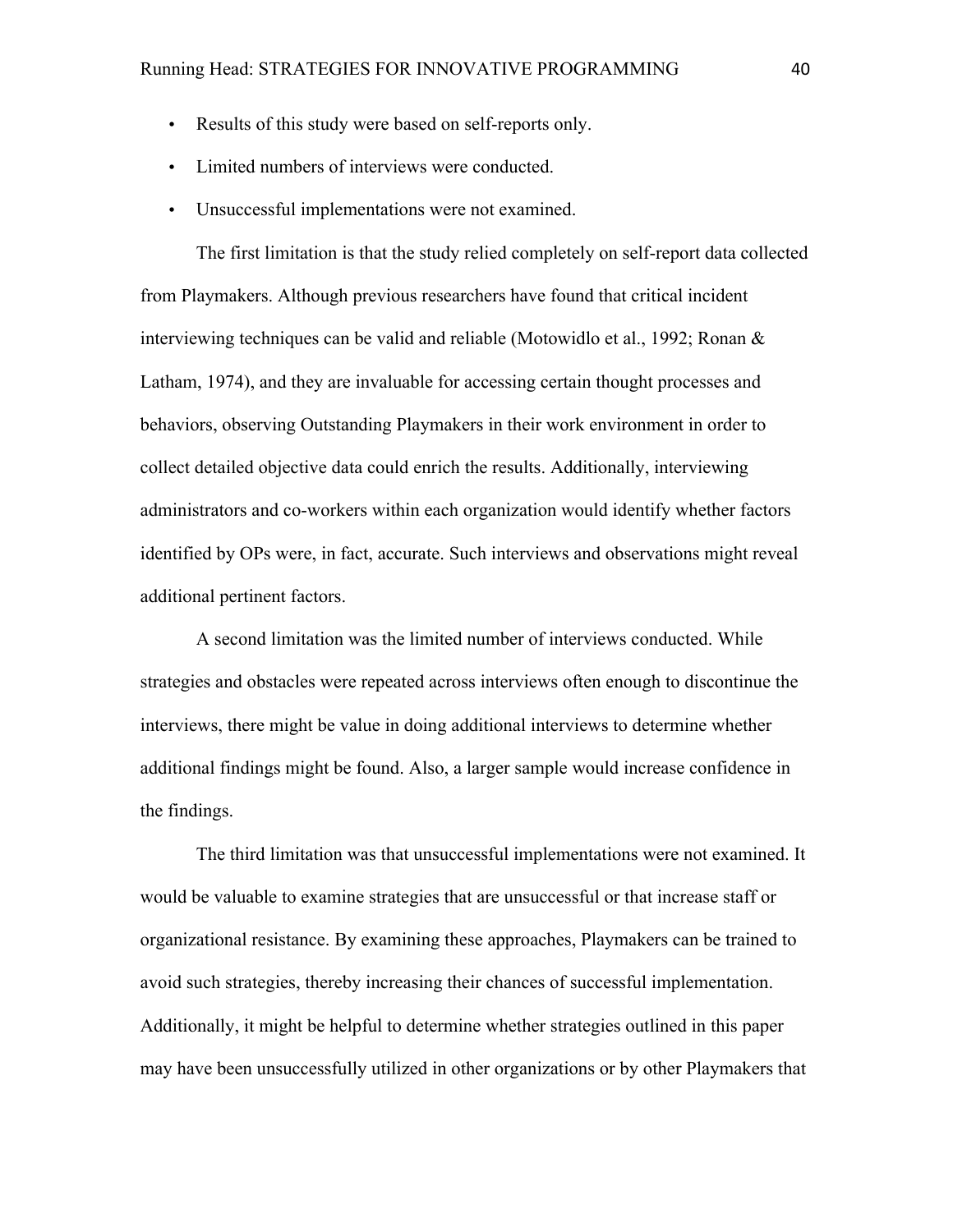- Results of this study were based on self-reports only.
- Limited numbers of interviews were conducted.
- Unsuccessful implementations were not examined.

The first limitation is that the study relied completely on self-report data collected from Playmakers. Although previous researchers have found that critical incident interviewing techniques can be valid and reliable (Motowidlo et al., 1992; Ronan & Latham, 1974), and they are invaluable for accessing certain thought processes and behaviors, observing Outstanding Playmakers in their work environment in order to collect detailed objective data could enrich the results. Additionally, interviewing administrators and co-workers within each organization would identify whether factors identified by OPs were, in fact, accurate. Such interviews and observations might reveal additional pertinent factors.

A second limitation was the limited number of interviews conducted. While strategies and obstacles were repeated across interviews often enough to discontinue the interviews, there might be value in doing additional interviews to determine whether additional findings might be found. Also, a larger sample would increase confidence in the findings.

The third limitation was that unsuccessful implementations were not examined. It would be valuable to examine strategies that are unsuccessful or that increase staff or organizational resistance. By examining these approaches, Playmakers can be trained to avoid such strategies, thereby increasing their chances of successful implementation. Additionally, it might be helpful to determine whether strategies outlined in this paper may have been unsuccessfully utilized in other organizations or by other Playmakers that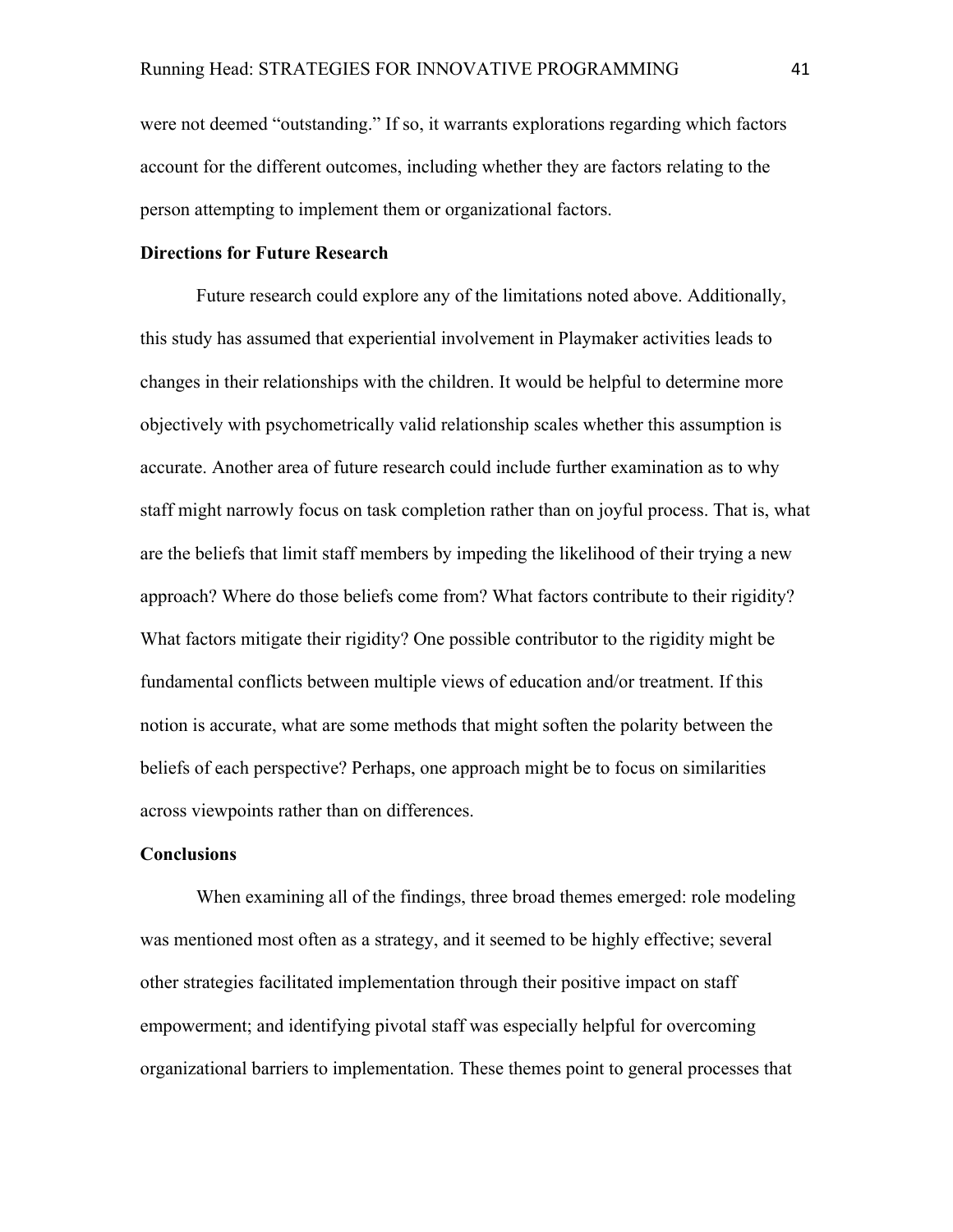were not deemed "outstanding." If so, it warrants explorations regarding which factors account for the different outcomes, including whether they are factors relating to the person attempting to implement them or organizational factors.

**Directions for Future Research**

Future research could explore any of the limitations noted above. Additionally, this study has assumed that experiential involvement in Playmaker activities leads to changes in their relationships with the children. It would be helpful to determine more objectively with psychometrically valid relationship scales whether this assumption is accurate. Another area of future research could include further examination as to why staff might narrowly focus on task completion rather than on joyful process. That is, what are the beliefs that limit staff members by impeding the likelihood of their trying a new approach? Where do those beliefs come from? What factors contribute to their rigidity? What factors mitigate their rigidity? One possible contributor to the rigidity might be fundamental conflicts between multiple views of education and/or treatment. If this notion is accurate, what are some methods that might soften the polarity between the beliefs of each perspective? Perhaps, one approach might be to focus on similarities across viewpoints rather than on differences.

**Conclusions**

When examining all of the findings, three broad themes emerged: role modeling was mentioned most often as a strategy, and it seemed to be highly effective; several other strategies facilitated implementation through their positive impact on staff empowerment; and identifying pivotal staff was especially helpful for overcoming organizational barriers to implementation. These themes point to general processes that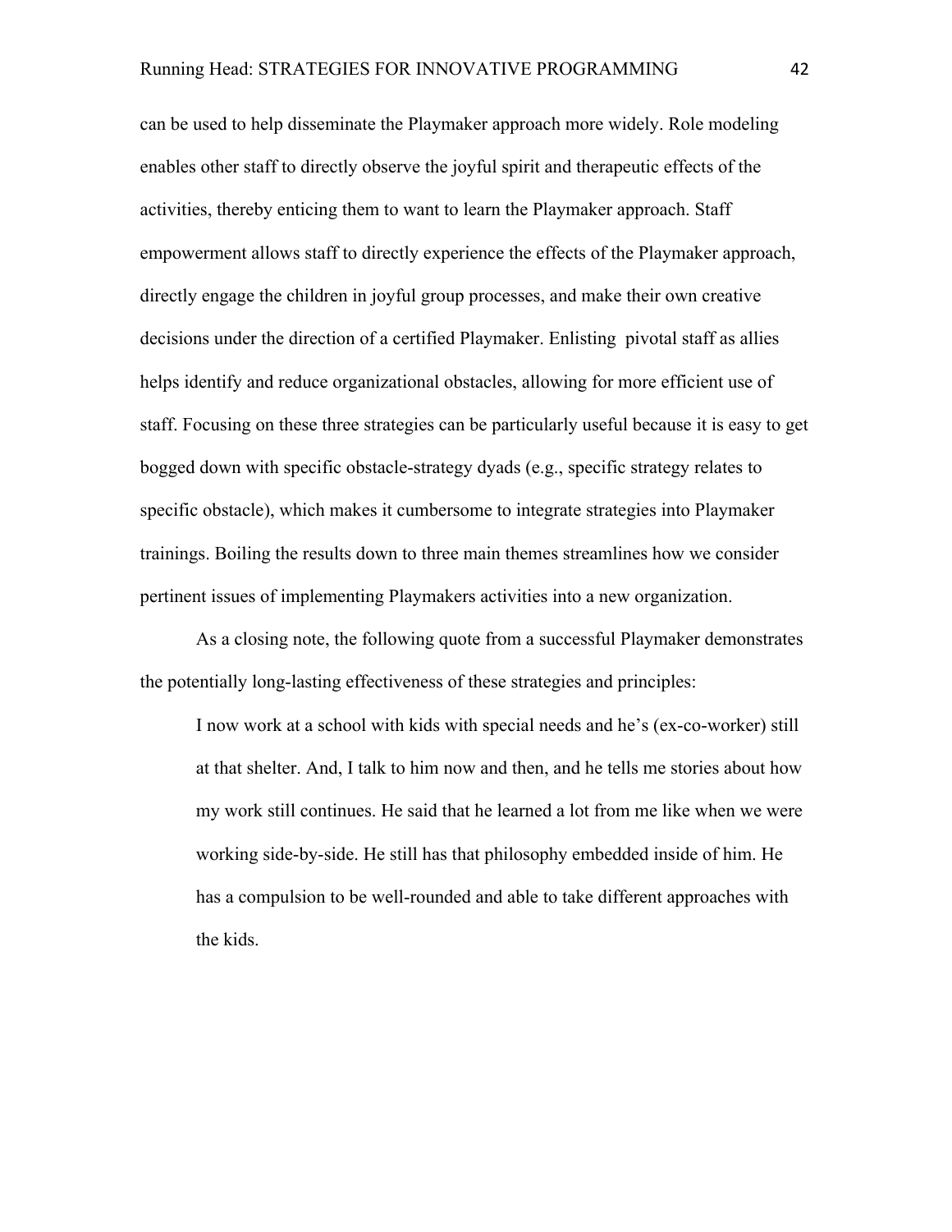can be used to help disseminate the Playmaker approach more widely. Role modeling enables other staff to directly observe the joyful spirit and therapeutic effects of the activities, thereby enticing them to want to learn the Playmaker approach. Staff empowerment allows staff to directly experience the effects of the Playmaker approach, directly engage the children in joyful group processes, and make their own creative decisions under the direction of a certified Playmaker. Enlisting pivotal staff as allies helps identify and reduce organizational obstacles, allowing for more efficient use of staff. Focusing on these three strategies can be particularly useful because it is easy to get bogged down with specific obstacle-strategy dyads (e.g., specific strategy relates to specific obstacle), which makes it cumbersome to integrate strategies into Playmaker trainings. Boiling the results down to three main themes streamlines how we consider pertinent issues of implementing Playmakers activities into a new organization.

As a closing note, the following quote from a successful Playmaker demonstrates the potentially long-lasting effectiveness of these strategies and principles:

> I now work at a school with kids with special needs and he's (ex-co-worker) still at that shelter. And, I talk to him now and then, and he tells me stories about how my work still continues. He said that he learned a lot from me like when we were working side-by-side. He still has that philosophy embedded inside of him. He has a compulsion to be well-rounded and able to take different approaches with the kids.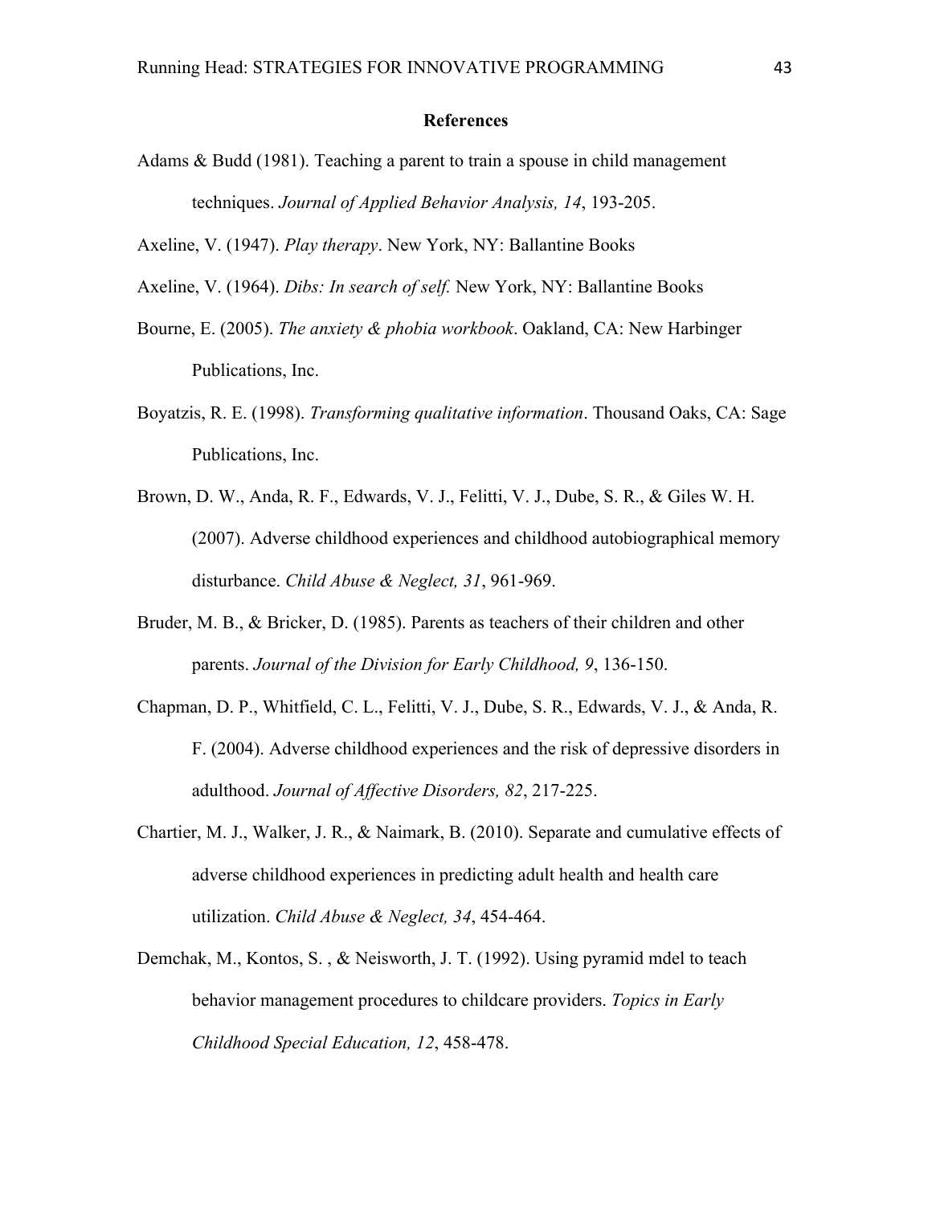**References**

Adams & Budd (1981). Teaching a parent to train a spouse in child management techniques. *Journal of Applied Behavior Analysis, 14*, 193-205.

Axeline, V. (1947). *Play therapy*. New York, NY: Ballantine Books

Axeline, V. (1964). *Dibs: In search of self.* New York, NY: Ballantine Books

Bourne, E. (2005). *The anxiety & phobia workbook*. Oakland, CA: New Harbinger Publications, Inc.

Boyatzis, R. E. (1998). *Transforming qualitative information*. Thousand Oaks, CA: Sage Publications, Inc.

Brown, D. W., Anda, R. F., Edwards, V. J., Felitti, V. J., Dube, S. R., & Giles W. H. (2007). Adverse childhood experiences and childhood autobiographical memory disturbance. *Child Abuse & Neglect, 31*, 961-969.

Bruder, M. B., & Bricker, D. (1985). Parents as teachers of their children and other parents. *Journal of the Division for Early Childhood, 9*, 136-150.

Chapman, D. P., Whitfield, C. L., Felitti, V. J., Dube, S. R., Edwards, V. J., & Anda, R. F. (2004). Adverse childhood experiences and the risk of depressive disorders in adulthood. *Journal of Affective Disorders, 82*, 217-225.

Chartier, M. J., Walker, J. R., & Naimark, B. (2010). Separate and cumulative effects of adverse childhood experiences in predicting adult health and health care utilization. *Child Abuse & Neglect, 34*, 454-464.

Demchak, M., Kontos, S. , & Neisworth, J. T. (1992). Using pyramid mdel to teach behavior management procedures to childcare providers. *Topics in Early Childhood Special Education, 12*, 458-478.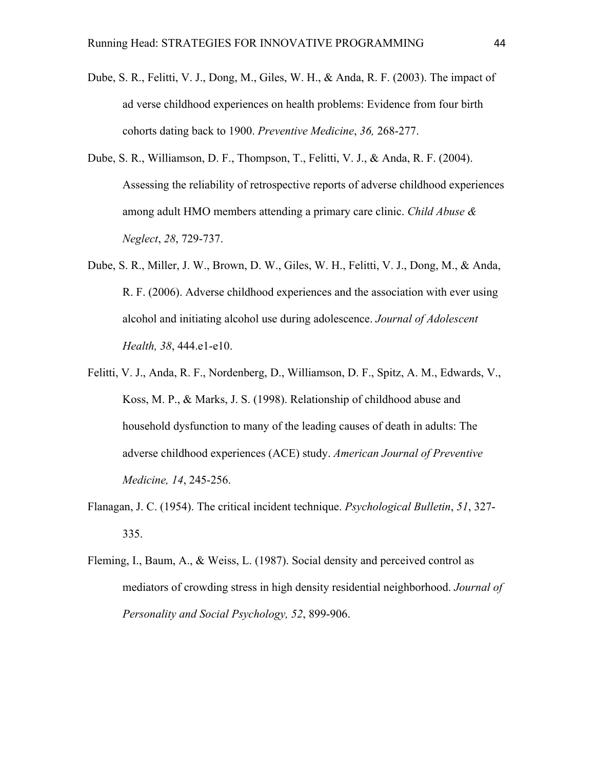Dube, S. R., Felitti, V. J., Dong, M., Giles, W. H., & Anda, R. F. (2003). The impact of ad verse childhood experiences on health problems: Evidence from four birth cohorts dating back to 1900. *Preventive Medicine*, *36,* 268-277.

Dube, S. R., Williamson, D. F., Thompson, T., Felitti, V. J., & Anda, R. F. (2004). Assessing the reliability of retrospective reports of adverse childhood experiences among adult HMO members attending a primary care clinic. *Child Abuse & Neglect*, *28*, 729-737.

Dube, S. R., Miller, J. W., Brown, D. W., Giles, W. H., Felitti, V. J., Dong, M., & Anda, R. F. (2006). Adverse childhood experiences and the association with ever using alcohol and initiating alcohol use during adolescence. *Journal of Adolescent Health, 38*, 444.e1-e10.

Felitti, V. J., Anda, R. F., Nordenberg, D., Williamson, D. F., Spitz, A. M., Edwards, V., Koss, M. P., & Marks, J. S. (1998). Relationship of childhood abuse and household dysfunction to many of the leading causes of death in adults: The adverse childhood experiences (ACE) study. *American Journal of Preventive Medicine, 14*, 245-256.

Flanagan, J. C. (1954). The critical incident technique. *Psychological Bulletin*, *51*, 327-335.

Fleming, I., Baum, A., & Weiss, L. (1987). Social density and perceived control as mediators of crowding stress in high density residential neighborhood. *Journal of Personality and Social Psychology, 52*, 899-906.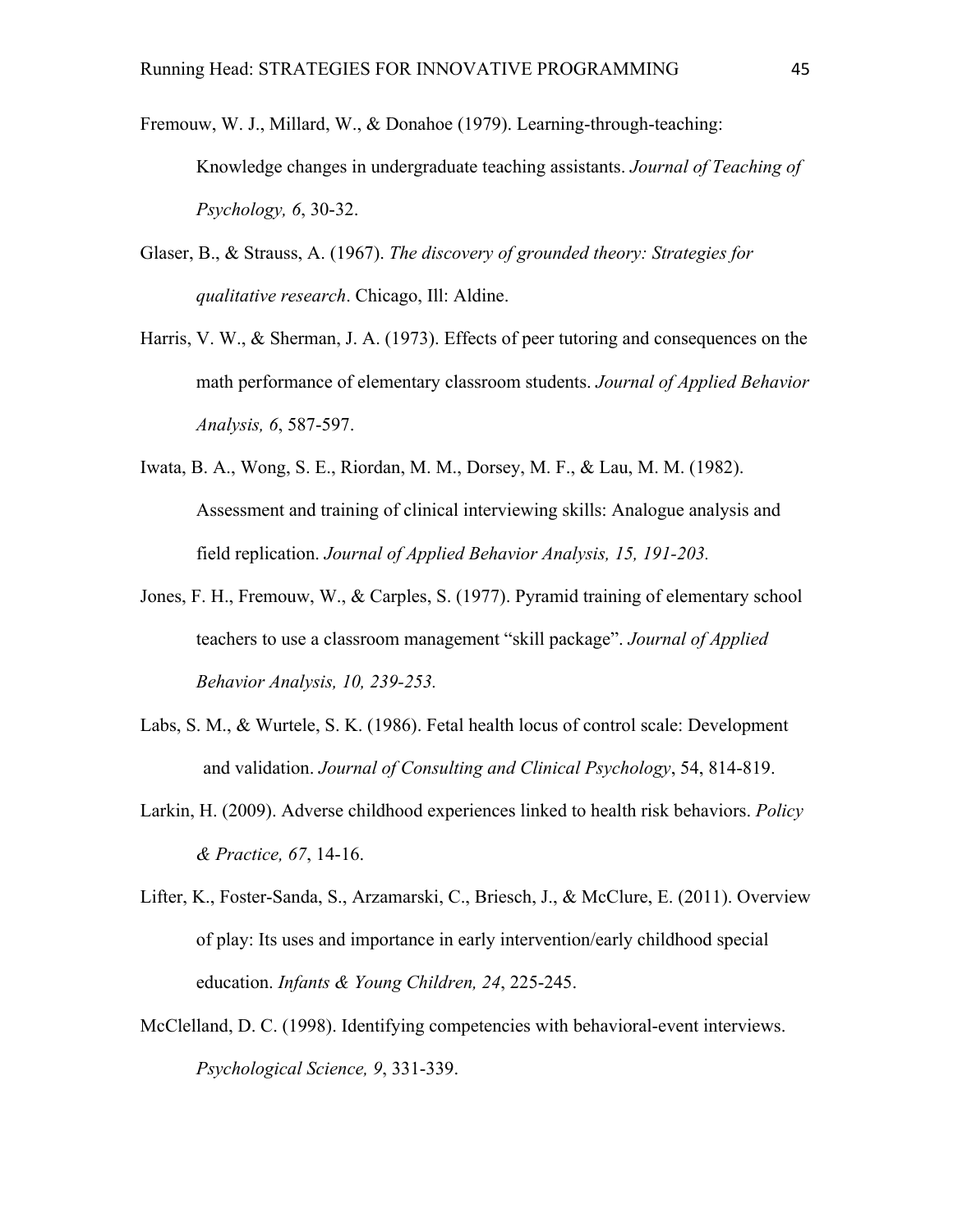Fremouw, W. J., Millard, W., & Donahoe (1979). Learning-through-teaching: Knowledge changes in undergraduate teaching assistants. *Journal of Teaching of Psychology, 6*, 30-32.

Glaser, B., & Strauss, A. (1967). *The discovery of grounded theory: Strategies for qualitative research*. Chicago, Ill: Aldine.

Harris, V. W., & Sherman, J. A. (1973). Effects of peer tutoring and consequences on the math performance of elementary classroom students. *Journal of Applied Behavior Analysis, 6*, 587-597.

Iwata, B. A., Wong, S. E., Riordan, M. M., Dorsey, M. F., & Lau, M. M. (1982). Assessment and training of clinical interviewing skills: Analogue analysis and field replication. *Journal of Applied Behavior Analysis, 15, 191-203.*

Jones, F. H., Fremouw, W., & Carples, S. (1977). Pyramid training of elementary school teachers to use a classroom management "skill package". *Journal of Applied Behavior Analysis, 10, 239-253.*

Labs, S. M., & Wurtele, S. K. (1986). Fetal health locus of control scale: Development and validation. *Journal of Consulting and Clinical Psychology*, 54, 814-819.

Larkin, H. (2009). Adverse childhood experiences linked to health risk behaviors. *Policy & Practice, 67*, 14-16.

Lifter, K., Foster-Sanda, S., Arzamarski, C., Briesch, J., & McClure, E. (2011). Overview of play: Its uses and importance in early intervention/early childhood special education. *Infants & Young Children, 24*, 225-245.

McClelland, D. C. (1998). Identifying competencies with behavioral-event interviews. *Psychological Science, 9*, 331-339.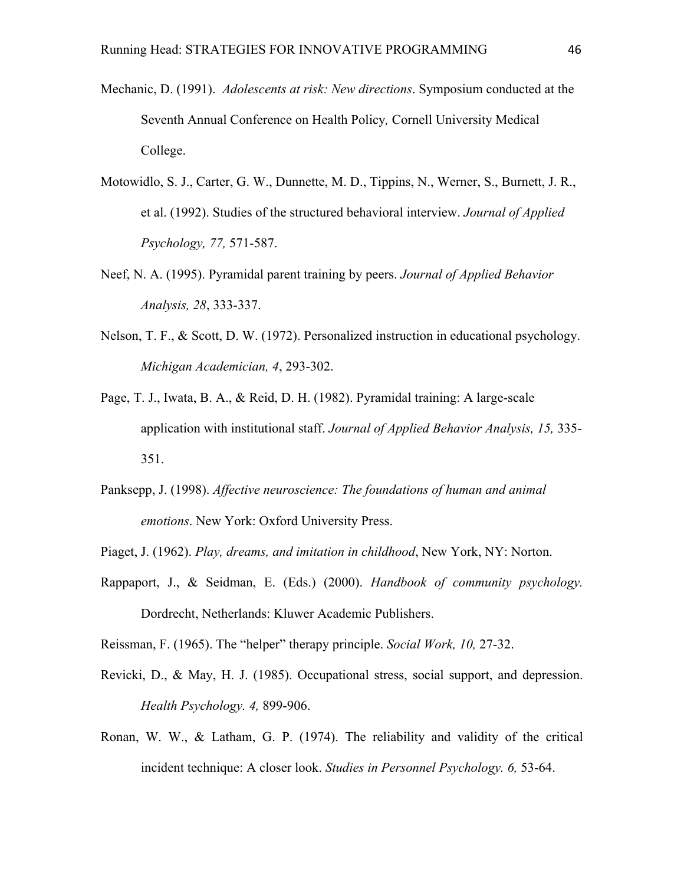Mechanic, D. (1991). *Adolescents at risk: New directions*. Symposium conducted at the Seventh Annual Conference on Health Policy*,* Cornell University Medical College.

Motowidlo, S. J., Carter, G. W., Dunnette, M. D., Tippins, N., Werner, S., Burnett, J. R., et al. (1992). Studies of the structured behavioral interview. *Journal of Applied Psychology, 77,* 571-587.

Neef, N. A. (1995). Pyramidal parent training by peers. *Journal of Applied Behavior Analysis, 28*, 333-337.

Nelson, T. F., & Scott, D. W. (1972). Personalized instruction in educational psychology. *Michigan Academician, 4*, 293-302.

Page, T. J., Iwata, B. A., & Reid, D. H. (1982). Pyramidal training: A large-scale application with institutional staff. *Journal of Applied Behavior Analysis, 15,* 335-351.

Panksepp, J. (1998). *Affective neuroscience: The foundations of human and animal emotions*. New York: Oxford University Press.

Piaget, J. (1962). *Play, dreams, and imitation in childhood*, New York, NY: Norton.

Rappaport, J., & Seidman, E. (Eds.) (2000). *Handbook of community psychology.* Dordrecht, Netherlands: Kluwer Academic Publishers.

Reissman, F. (1965). The "helper" therapy principle. *Social Work, 10,* 27-32.

Revicki, D., & May, H. J. (1985). Occupational stress, social support, and depression. *Health Psychology. 4,* 899-906.

Ronan, W. W., & Latham, G. P. (1974). The reliability and validity of the critical incident technique: A closer look. *Studies in Personnel Psychology. 6,* 53-64.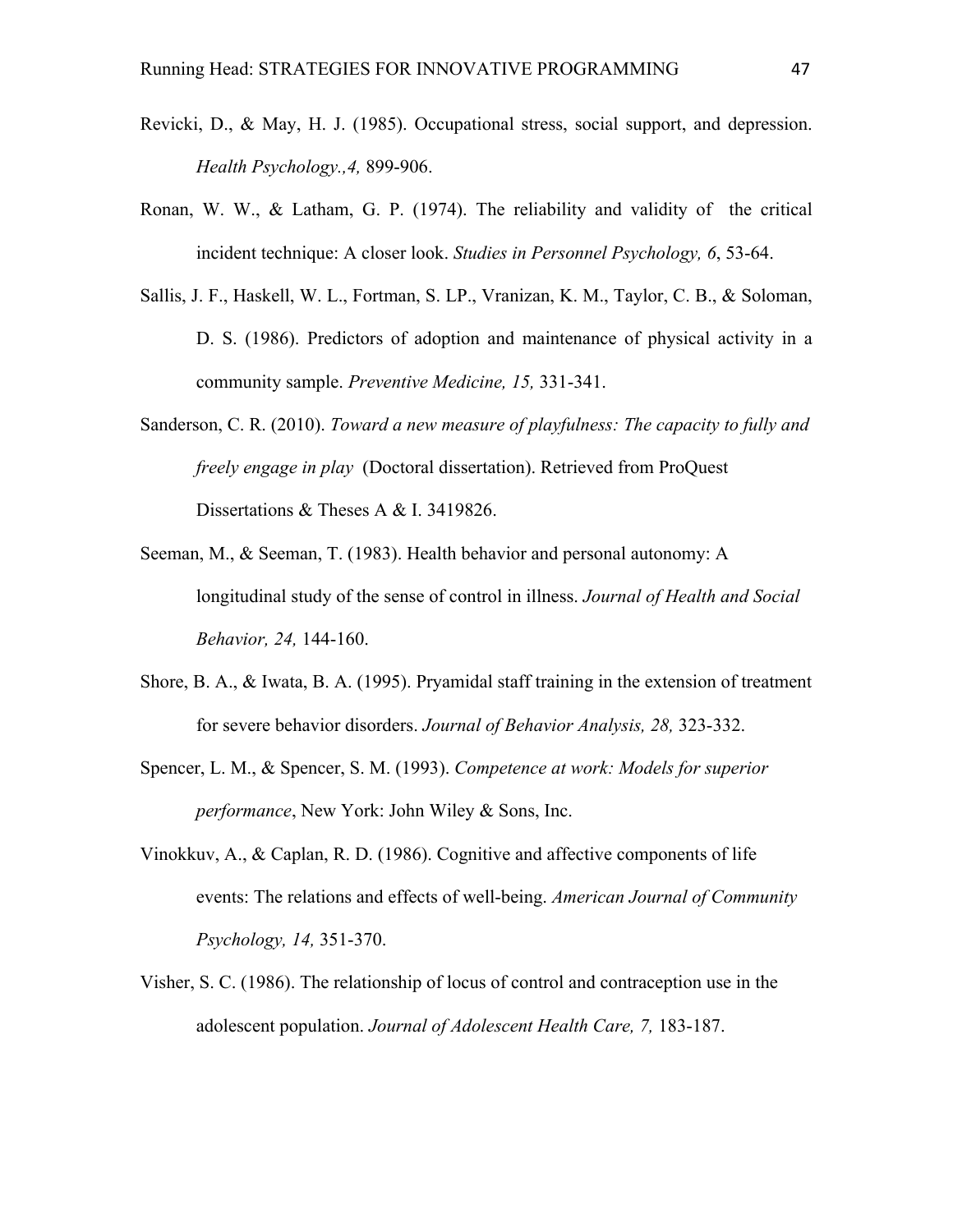Revicki, D., & May, H. J. (1985). Occupational stress, social support, and depression. *Health Psychology.,4,* 899-906.

Ronan, W. W., & Latham, G. P. (1974). The reliability and validity of the critical incident technique: A closer look. *Studies in Personnel Psychology, 6*, 53-64.

Sallis, J. F., Haskell, W. L., Fortman, S. LP., Vranizan, K. M., Taylor, C. B., & Soloman, D. S. (1986). Predictors of adoption and maintenance of physical activity in a community sample. *Preventive Medicine, 15,* 331-341.

Sanderson, C. R. (2010). *Toward a new measure of playfulness: The capacity to fully and freely engage in play* (Doctoral dissertation). Retrieved from ProQuest Dissertations & Theses A & I. 3419826.

Seeman, M., & Seeman, T. (1983). Health behavior and personal autonomy: A longitudinal study of the sense of control in illness. *Journal of Health and Social Behavior, 24,* 144-160.

Shore, B. A., & Iwata, B. A. (1995). Pryamidal staff training in the extension of treatment for severe behavior disorders. *Journal of Behavior Analysis, 28,* 323-332.

Spencer, L. M., & Spencer, S. M. (1993). *Competence at work: Models for superior performance*, New York: John Wiley & Sons, Inc.

Vinokkuv, A., & Caplan, R. D. (1986). Cognitive and affective components of life events: The relations and effects of well-being. *American Journal of Community Psychology, 14,* 351-370.

Visher, S. C. (1986). The relationship of locus of control and contraception use in the adolescent population. *Journal of Adolescent Health Care, 7,* 183-187.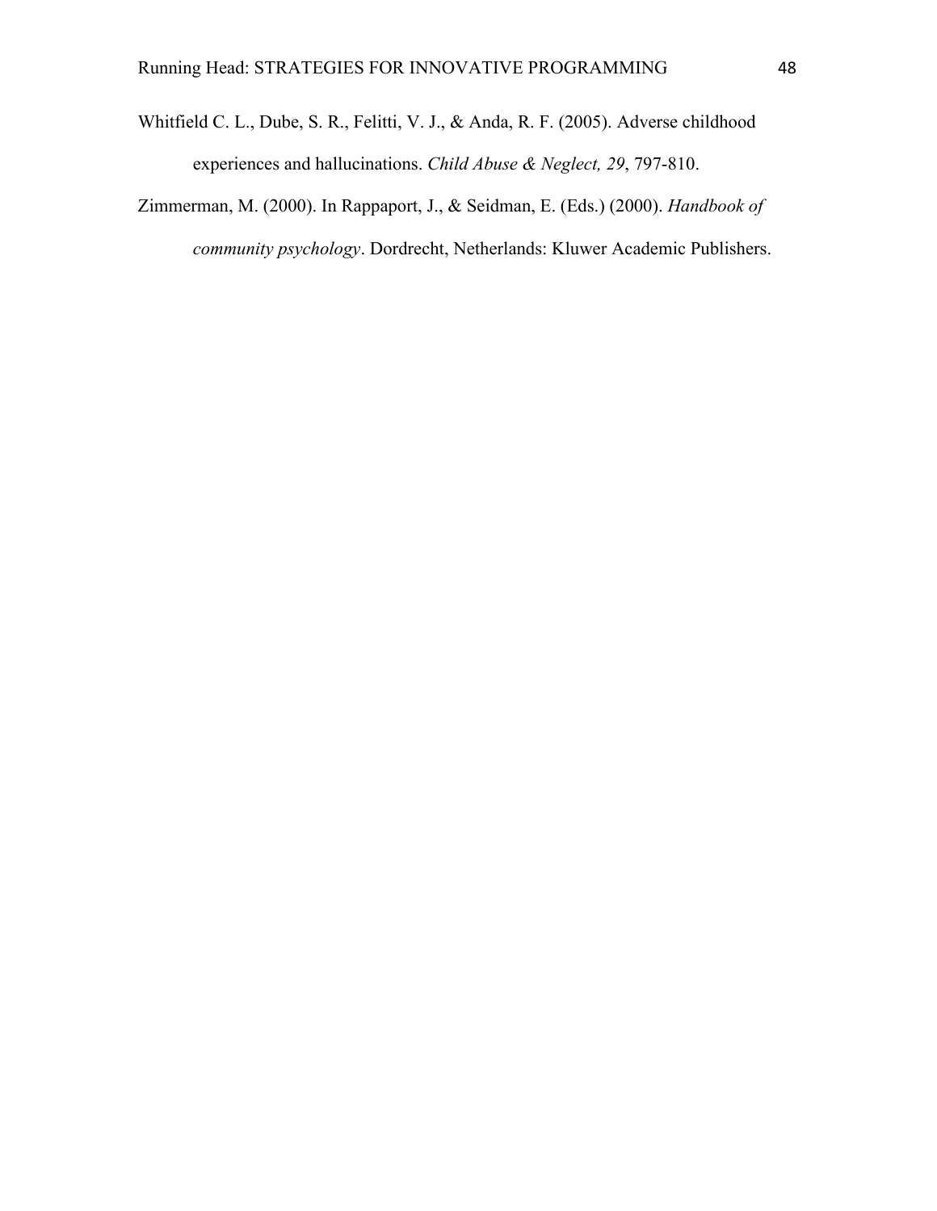Whitfield C. L., Dube, S. R., Felitti, V. J., & Anda, R. F. (2005). Adverse childhood experiences and hallucinations. *Child Abuse & Neglect, 29*, 797-810.

Zimmerman, M. (2000). In Rappaport, J., & Seidman, E. (Eds.) (2000). *Handbook of community psychology*. Dordrecht, Netherlands: Kluwer Academic Publishers.